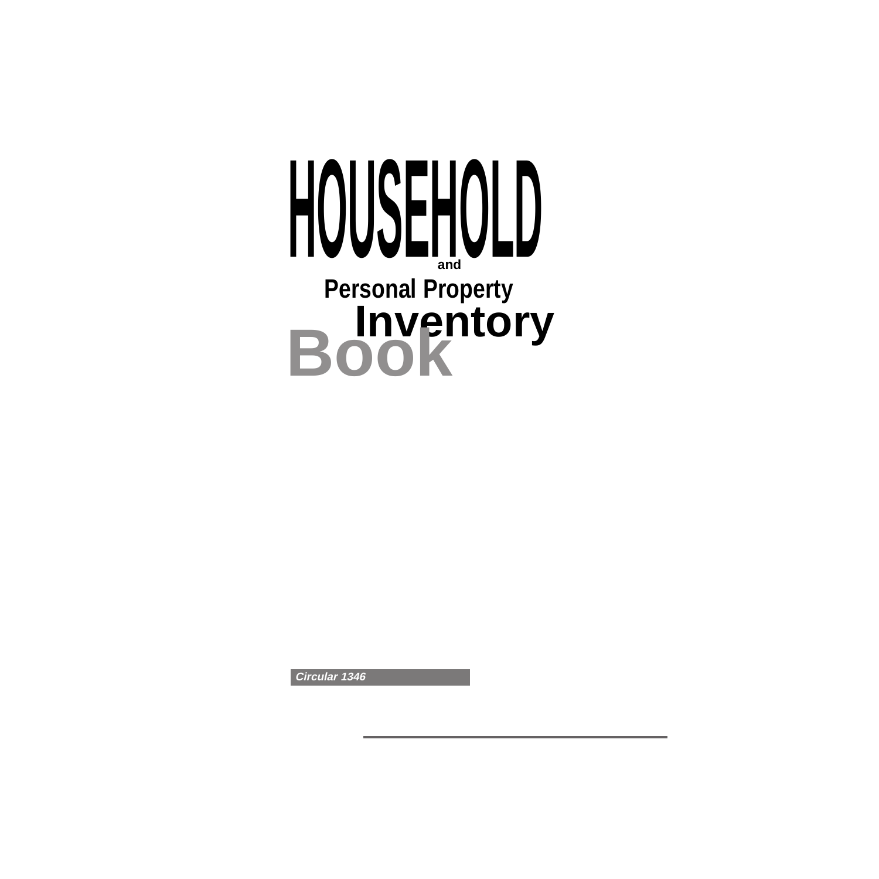# HOUSEHOLD

and

## Personal Property Inventory Book

*Circular 1346*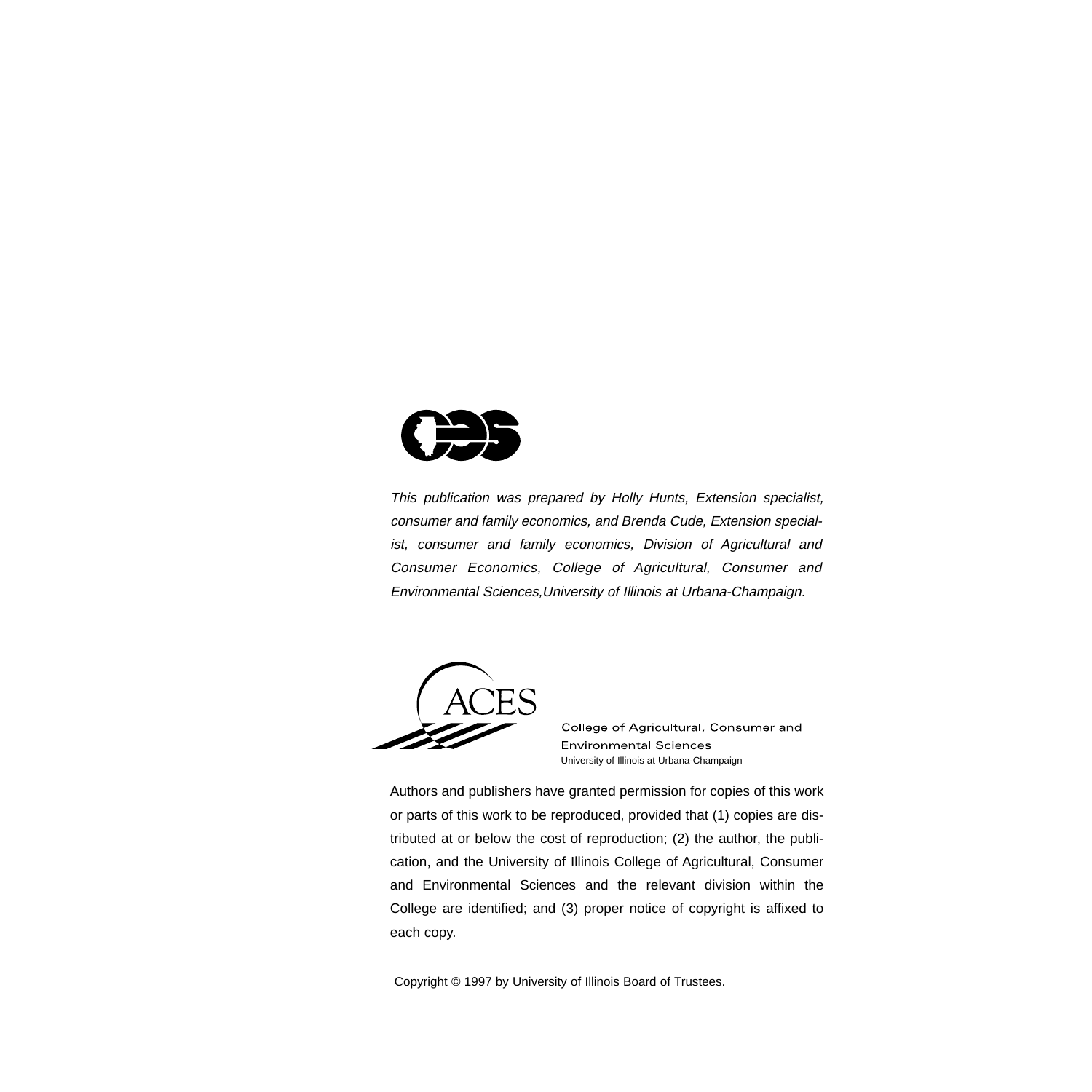*This publication was prepared by Holly Hunts, Extension specialist, consumer and family economics, and Brenda Cude, Extension specialist, consumer and family economics, Division of Agricultural and Consumer Economics, College of Agricultural, Consumer and Environmental Sciences,University of Illinois at Urbana-Champaign.*

College of Agricultural, Consumer and Environmental Sciences
University of Illinois at Urbana-Champaign

Authors and publishers have granted permission for copies of this work or parts of this work to be reproduced, provided that (1) copies are distributed at or below the cost of reproduction; (2) the author, the publication, and the University of Illinois College of Agricultural, Consumer and Environmental Sciences and the relevant division within the College are identified; and (3) proper notice of copyright is affixed to each copy.

Copyright © 1997 by University of Illinois Board of Trustees.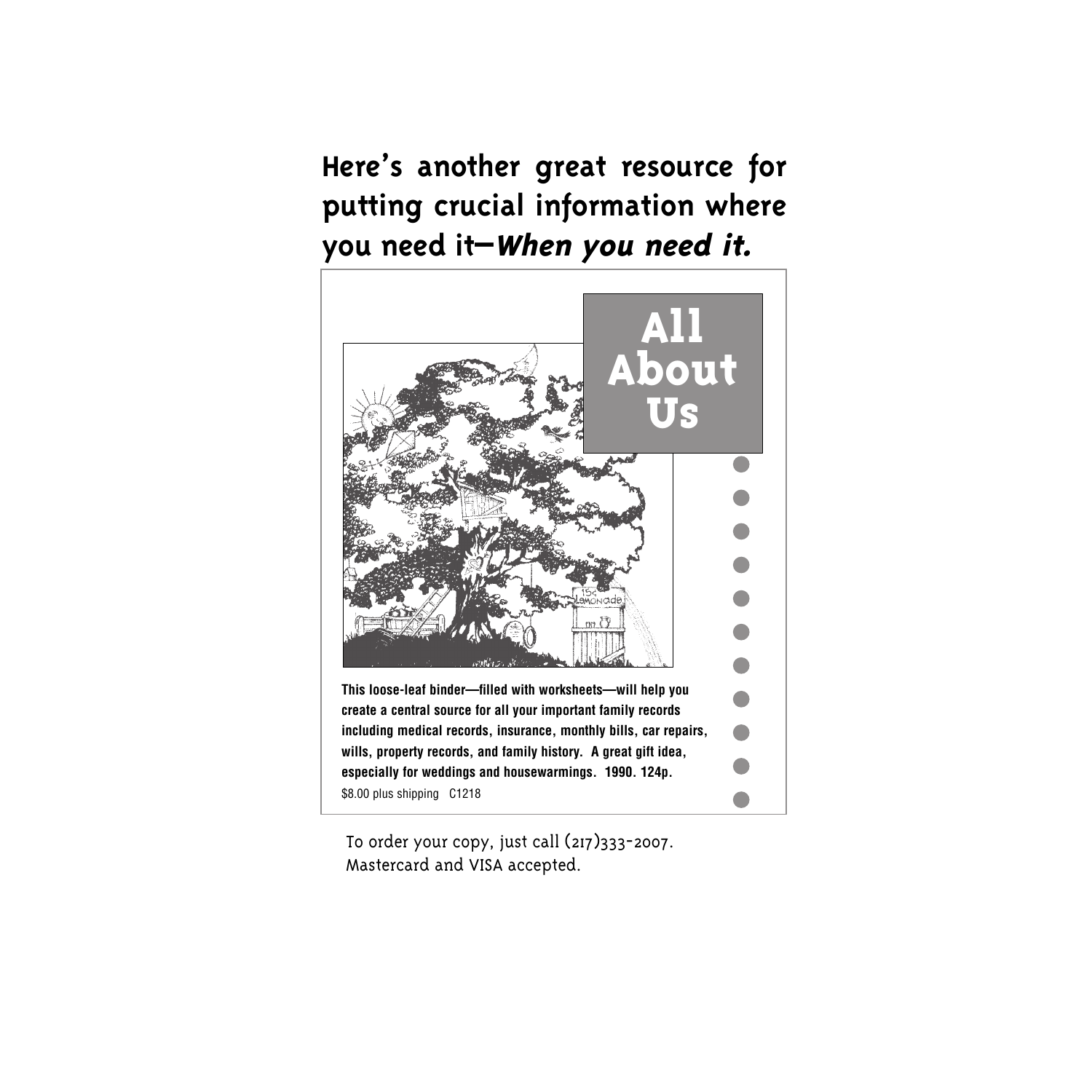## Here's another great resource for putting crucial information where you need it—*When you need it.*

# All About Us

**This loose-leaf binder—filled with worksheets—will help you create a central source for all your important family records including medical records, insurance, monthly bills, car repairs, wills, property records, and family history. A great gift idea, especially for weddings and housewarmings. 1990. 124p.**

$8.00 plus shipping C1218

To order your copy, just call (217)333-2007.
Mastercard and VISA accepted.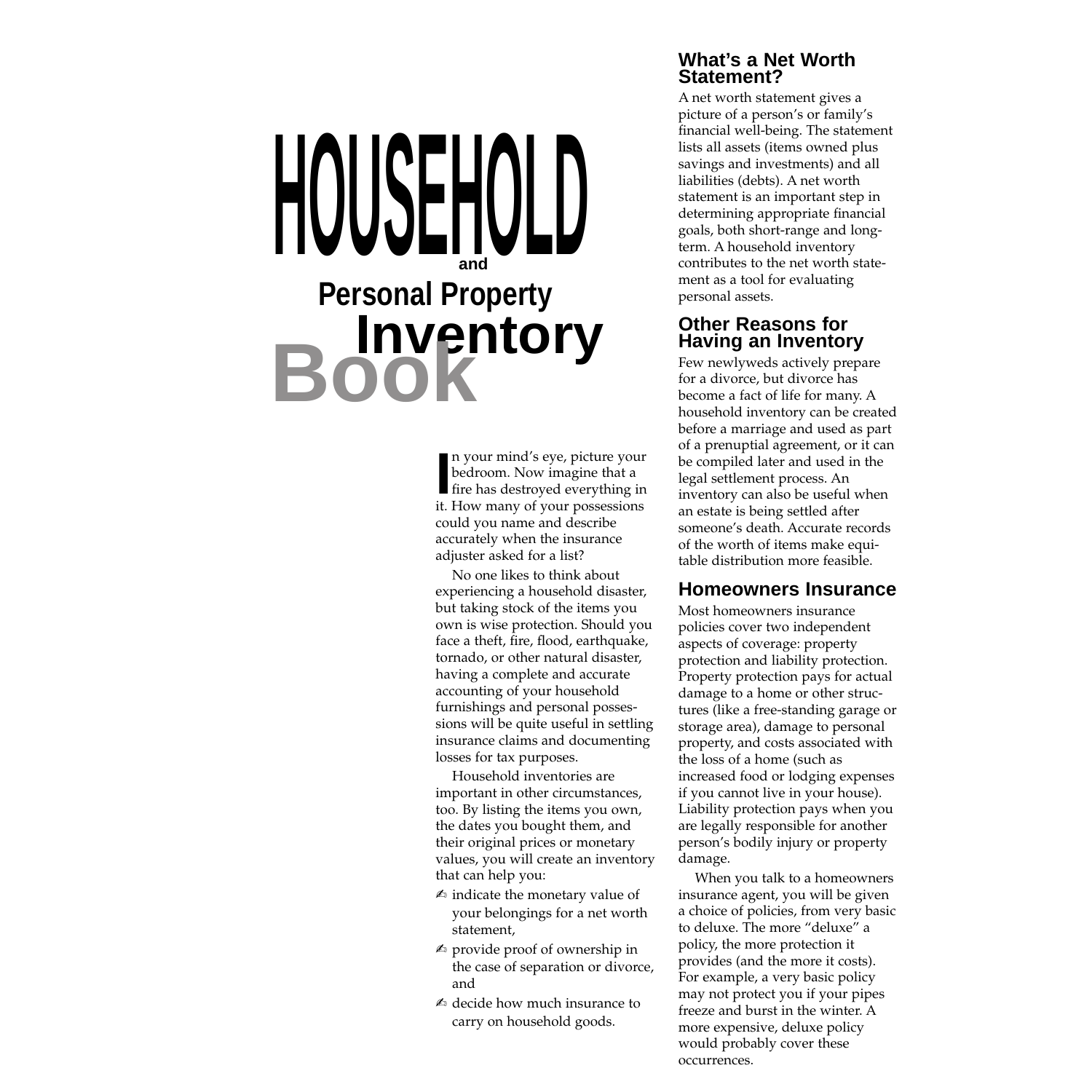# HOUSEHOLD and Personal Property Inventory Book

In your mind's eye, picture your bedroom. Now imagine that a fire has destroyed everything in it. How many of your possessions could you name and describe accurately when the insurance adjuster asked for a list?

No one likes to think about experiencing a household disaster, but taking stock of the items you own is wise protection. Should you face a theft, fire, flood, earthquake, tornado, or other natural disaster, having a complete and accurate accounting of your household furnishings and personal possessions will be quite useful in settling insurance claims and documenting losses for tax purposes.

Household inventories are important in other circumstances, too. By listing the items you own, the dates you bought them, and their original prices or monetary values, you will create an inventory that can help you:

- indicate the monetary value of your belongings for a net worth statement,
- provide proof of ownership in the case of separation or divorce, and
- decide how much insurance to carry on household goods.

## What's a Net Worth Statement?

A net worth statement gives a picture of a person's or family's financial well-being. The statement lists all assets (items owned plus savings and investments) and all liabilities (debts). A net worth statement is an important step in determining appropriate financial goals, both short-range and long-term. A household inventory contributes to the net worth statement as a tool for evaluating personal assets.

## Other Reasons for Having an Inventory

Few newlyweds actively prepare for a divorce, but divorce has become a fact of life for many. A household inventory can be created before a marriage and used as part of a prenuptial agreement, or it can be compiled later and used in the legal settlement process. An inventory can also be useful when an estate is being settled after someone's death. Accurate records of the worth of items make equitable distribution more feasible.

## Homeowners Insurance

Most homeowners insurance policies cover two independent aspects of coverage: property protection and liability protection. Property protection pays for actual damage to a home or other structures (like a free-standing garage or storage area), damage to personal property, and costs associated with the loss of a home (such as increased food or lodging expenses if you cannot live in your house). Liability protection pays when you are legally responsible for another person's bodily injury or property damage.

When you talk to a homeowners insurance agent, you will be given a choice of policies, from very basic to deluxe. The more "deluxe" a policy, the more protection it provides (and the more it costs). For example, a very basic policy may not protect you if your pipes freeze and burst in the winter. A more expensive, deluxe policy would probably cover these occurrences.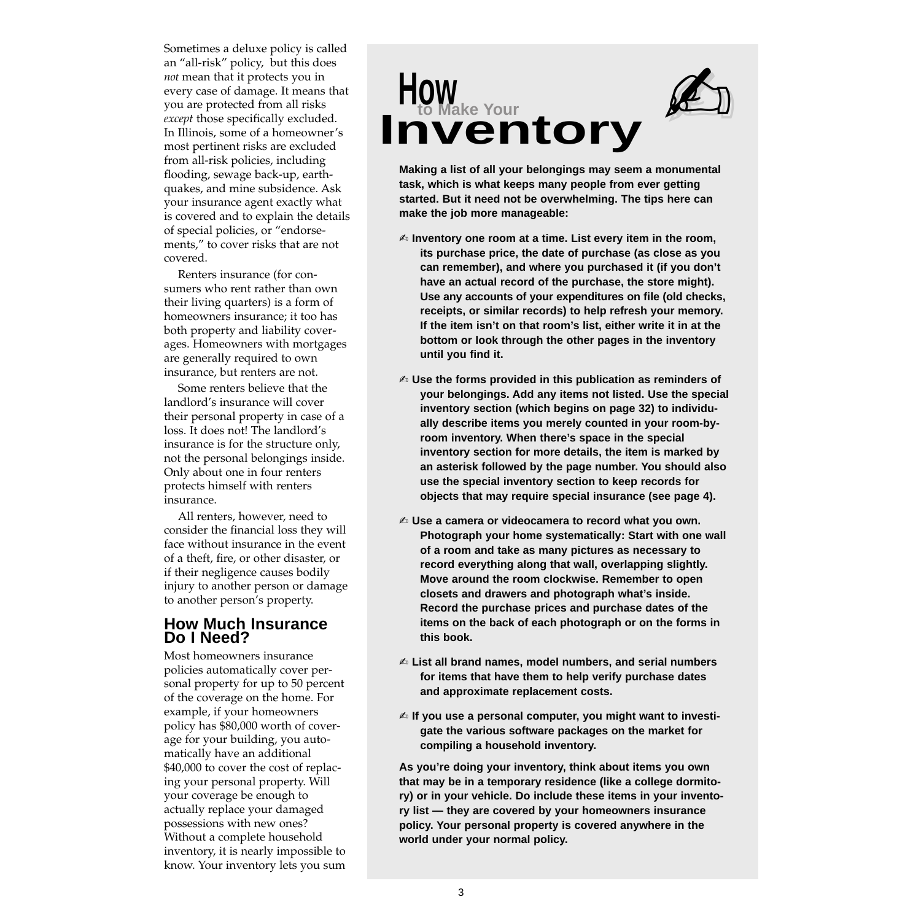Sometimes a deluxe policy is called an "all-risk" policy, but this does *not* mean that it protects you in every case of damage. It means that you are protected from all risks *except* those specifically excluded. In Illinois, some of a homeowner's most pertinent risks are excluded from all-risk policies, including flooding, sewage back-up, earthquakes, and mine subsidence. Ask your insurance agent exactly what is covered and to explain the details of special policies, or "endorsements," to cover risks that are not covered.

Renters insurance (for consumers who rent rather than own their living quarters) is a form of homeowners insurance; it too has both property and liability coverages. Homeowners with mortgages are generally required to own insurance, but renters are not.

Some renters believe that the landlord's insurance will cover their personal property in case of a loss. It does not! The landlord's insurance is for the structure only, not the personal belongings inside. Only about one in four renters protects himself with renters insurance.

All renters, however, need to consider the financial loss they will face without insurance in the event of a theft, fire, or other disaster, or if their negligence causes bodily injury to another person or damage to another person's property.

## How Much Insurance Do I Need?

Most homeowners insurance policies automatically cover personal property for up to 50 percent of the coverage on the home. For example, if your homeowners policy has $80,000 worth of coverage for your building, you automatically have an additional $40,000 to cover the cost of replacing your personal property. Will your coverage be enough to actually replace your damaged possessions with new ones? Without a complete household inventory, it is nearly impossible to know. Your inventory lets you sum

# How to Make Your Inventory

**Making a list of all your belongings may seem a monumental task, which is what keeps many people from ever getting started. But it need not be overwhelming. The tips here can make the job more manageable:**

- ✍ **Inventory one room at a time. List every item in the room, its purchase price, the date of purchase (as close as you can remember), and where you purchased it (if you don't have an actual record of the purchase, the store might). Use any accounts of your expenditures on file (old checks, receipts, or similar records) to help refresh your memory. If the item isn't on that room's list, either write it in at the bottom or look through the other pages in the inventory until you find it.**
- ✍ **Use the forms provided in this publication as reminders of your belongings. Add any items not listed. Use the special inventory section (which begins on page 32) to individually describe items you merely counted in your room-by-room inventory. When there's space in the special inventory section for more details, the item is marked by an asterisk followed by the page number. You should also use the special inventory section to keep records for objects that may require special insurance (see page 4).**
- ✍ **Use a camera or videocamera to record what you own. Photograph your home systematically: Start with one wall of a room and take as many pictures as necessary to record everything along that wall, overlapping slightly. Move around the room clockwise. Remember to open closets and drawers and photograph what's inside. Record the purchase prices and purchase dates of the items on the back of each photograph or on the forms in this book.**
- ✍ **List all brand names, model numbers, and serial numbers for items that have them to help verify purchase dates and approximate replacement costs.**
- ✍ **If you use a personal computer, you might want to investigate the various software packages on the market for compiling a household inventory.**

**As you're doing your inventory, think about items you own that may be in a temporary residence (like a college dormitory) or in your vehicle. Do include these items in your inventory list — they are covered by your homeowners insurance policy. Your personal property is covered anywhere in the world under your normal policy.**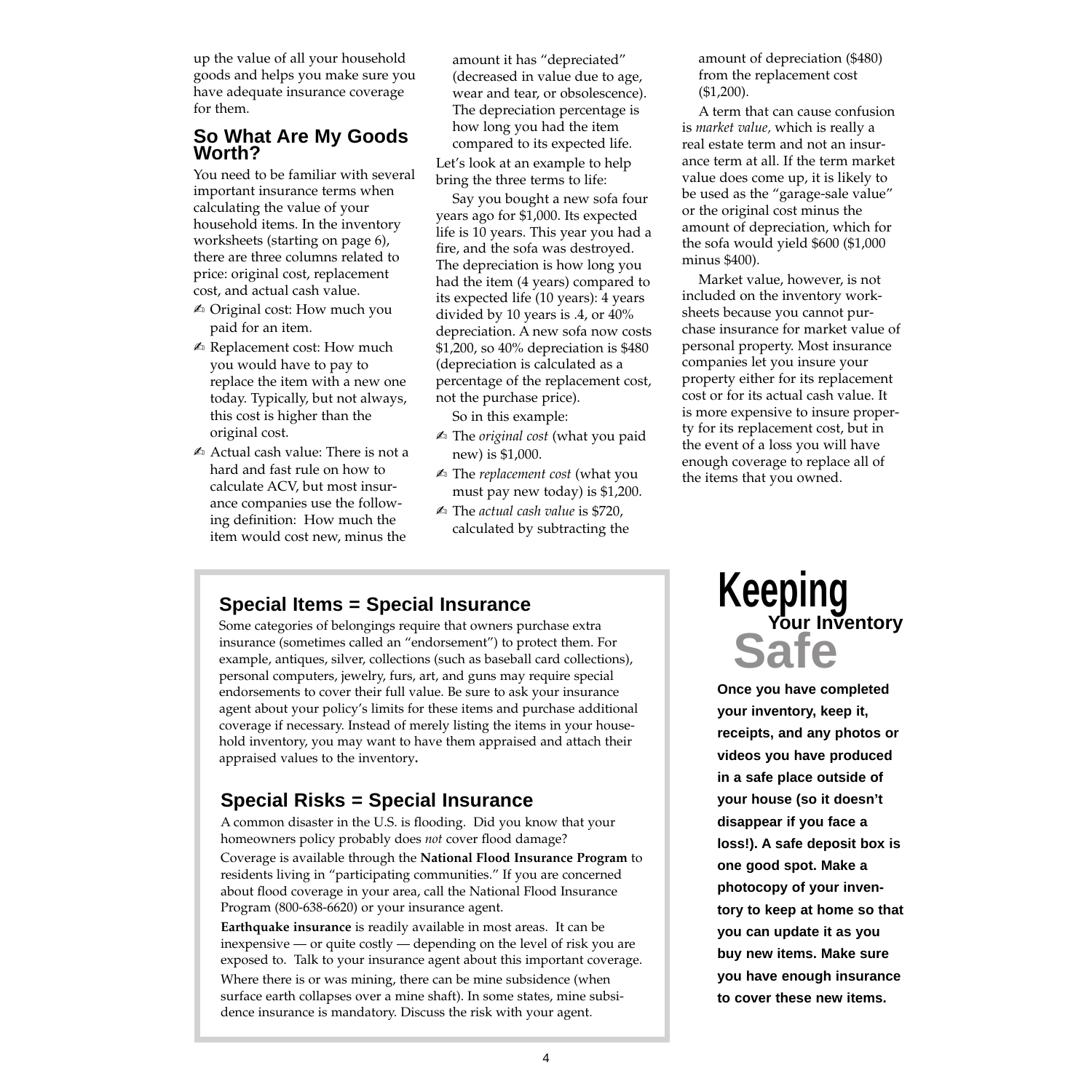up the value of all your household goods and helps you make sure you have adequate insurance coverage for them.

## So What Are My Goods Worth?

You need to be familiar with several important insurance terms when calculating the value of your household items. In the inventory worksheets (starting on page 6), there are three columns related to price: original cost, replacement cost, and actual cash value.

- Original cost: How much you paid for an item.
- Replacement cost: How much you would have to pay to replace the item with a new one today. Typically, but not always, this cost is higher than the original cost.
- Actual cash value: There is not a hard and fast rule on how to calculate ACV, but most insurance companies use the following definition: How much the item would cost new, minus the amount it has "depreciated" (decreased in value due to age, wear and tear, or obsolescence). The depreciation percentage is how long you had the item compared to its expected life.

Let's look at an example to help bring the three terms to life:

Say you bought a new sofa four years ago for $1,000. Its expected life is 10 years. This year you had a fire, and the sofa was destroyed. The depreciation is how long you had the item (4 years) compared to its expected life (10 years): 4 years divided by 10 years is .4, or 40% depreciation. A new sofa now costs $1,200, so 40% depreciation is $480 (depreciation is calculated as a percentage of the replacement cost, not the purchase price).

So in this example:

- The *original cost* (what you paid new) is $1,000.
- The *replacement cost* (what you must pay new today) is $1,200.
- The *actual cash value* is $720, calculated by subtracting the amount of depreciation ($480) from the replacement cost ($1,200).

A term that can cause confusion is *market value,* which is really a real estate term and not an insurance term at all. If the term market value does come up, it is likely to be used as the "garage-sale value" or the original cost minus the amount of depreciation, which for the sofa would yield $600 ($1,000 minus $400).

Market value, however, is not included on the inventory worksheets because you cannot purchase insurance for market value of personal property. Most insurance companies let you insure your property either for its replacement cost or for its actual cash value. It is more expensive to insure property for its replacement cost, but in the event of a loss you will have enough coverage to replace all of the items that you owned.

## Special Items = Special Insurance

Some categories of belongings require that owners purchase extra insurance (sometimes called an "endorsement") to protect them. For example, antiques, silver, collections (such as baseball card collections), personal computers, jewelry, furs, art, and guns may require special endorsements to cover their full value. Be sure to ask your insurance agent about your policy's limits for these items and purchase additional coverage if necessary. Instead of merely listing the items in your household inventory, you may want to have them appraised and attach their appraised values to the inventory.

## Special Risks = Special Insurance

A common disaster in the U.S. is flooding. Did you know that your homeowners policy probably does *not* cover flood damage?

Coverage is available through the **National Flood Insurance Program** to residents living in "participating communities." If you are concerned about flood coverage in your area, call the National Flood Insurance Program (800-638-6620) or your insurance agent.

**Earthquake insurance** is readily available in most areas. It can be inexpensive — or quite costly — depending on the level of risk you are exposed to. Talk to your insurance agent about this important coverage.

Where there is or was mining, there can be mine subsidence (when surface earth collapses over a mine shaft). In some states, mine subsidence insurance is mandatory. Discuss the risk with your agent.

## Keeping Your Inventory Safe

**Once you have completed your inventory, keep it, receipts, and any photos or videos you have produced in a safe place outside of your house (so it doesn't disappear if you face a loss!). A safe deposit box is one good spot. Make a photocopy of your inventory to keep at home so that you can update it as you buy new items. Make sure you have enough insurance to cover these new items.**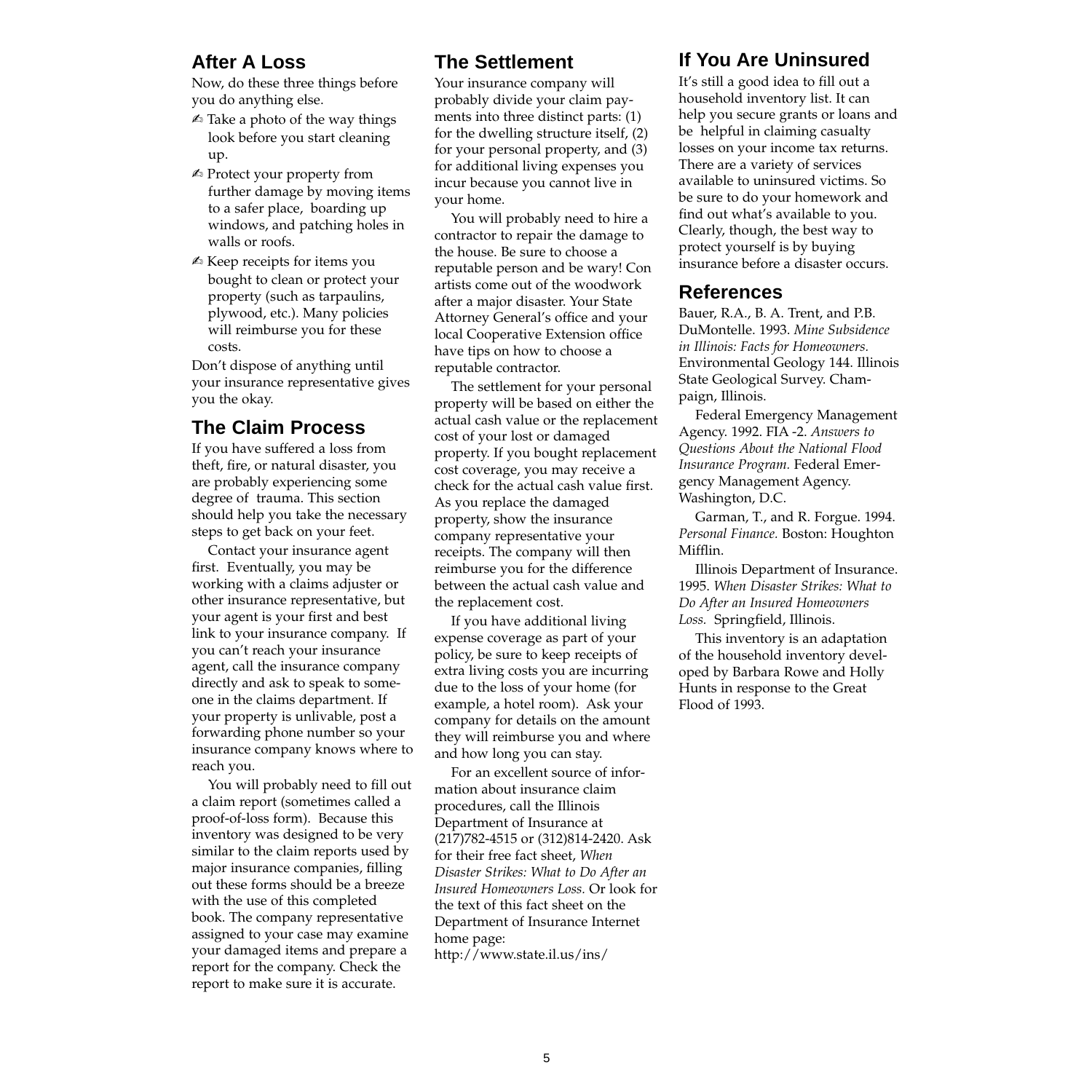## After A Loss

Now, do these three things before you do anything else.

- ✍ Take a photo of the way things look before you start cleaning up.
- ✍ Protect your property from further damage by moving items to a safer place, boarding up windows, and patching holes in walls or roofs.
- ✍ Keep receipts for items you bought to clean or protect your property (such as tarpaulins, plywood, etc.). Many policies will reimburse you for these costs.

Don't dispose of anything until your insurance representative gives you the okay.

## The Claim Process

If you have suffered a loss from theft, fire, or natural disaster, you are probably experiencing some degree of trauma. This section should help you take the necessary steps to get back on your feet.

Contact your insurance agent first. Eventually, you may be working with a claims adjuster or other insurance representative, but your agent is your first and best link to your insurance company. If you can't reach your insurance agent, call the insurance company directly and ask to speak to someone in the claims department. If your property is unlivable, post a forwarding phone number so your insurance company knows where to reach you.

You will probably need to fill out a claim report (sometimes called a proof-of-loss form). Because this inventory was designed to be very similar to the claim reports used by major insurance companies, filling out these forms should be a breeze with the use of this completed book. The company representative assigned to your case may examine your damaged items and prepare a report for the company. Check the report to make sure it is accurate.

## The Settlement

Your insurance company will probably divide your claim payments into three distinct parts: (1) for the dwelling structure itself, (2) for your personal property, and (3) for additional living expenses you incur because you cannot live in your home.

You will probably need to hire a contractor to repair the damage to the house. Be sure to choose a reputable person and be wary! Con artists come out of the woodwork after a major disaster. Your State Attorney General's office and your local Cooperative Extension office have tips on how to choose a reputable contractor.

The settlement for your personal property will be based on either the actual cash value or the replacement cost of your lost or damaged property. If you bought replacement cost coverage, you may receive a check for the actual cash value first. As you replace the damaged property, show the insurance company representative your receipts. The company will then reimburse you for the difference between the actual cash value and the replacement cost.

If you have additional living expense coverage as part of your policy, be sure to keep receipts of extra living costs you are incurring due to the loss of your home (for example, a hotel room). Ask your company for details on the amount they will reimburse you and where and how long you can stay.

For an excellent source of information about insurance claim procedures, call the Illinois Department of Insurance at (217)782-4515 or (312)814-2420. Ask for their free fact sheet, *When Disaster Strikes: What to Do After an Insured Homeowners Loss.* Or look for the text of this fact sheet on the Department of Insurance Internet home page: http://www.state.il.us/ins/

## If You Are Uninsured

It's still a good idea to fill out a household inventory list. It can help you secure grants or loans and be helpful in claiming casualty losses on your income tax returns. There are a variety of services available to uninsured victims. So be sure to do your homework and find out what's available to you. Clearly, though, the best way to protect yourself is by buying insurance before a disaster occurs.

## References

Bauer, R.A., B. A. Trent, and P.B. DuMontelle. 1993. *Mine Subsidence in Illinois: Facts for Homeowners.* Environmental Geology 144. Illinois State Geological Survey. Champaign, Illinois.

Federal Emergency Management Agency. 1992. FIA -2. *Answers to Questions About the National Flood Insurance Program.* Federal Emergency Management Agency. Washington, D.C.

Garman, T., and R. Forgue. 1994. *Personal Finance.* Boston: Houghton Mifflin.

Illinois Department of Insurance. 1995. *When Disaster Strikes: What to Do After an Insured Homeowners Loss.* Springfield, Illinois.

This inventory is an adaptation of the household inventory developed by Barbara Rowe and Holly Hunts in response to the Great Flood of 1993.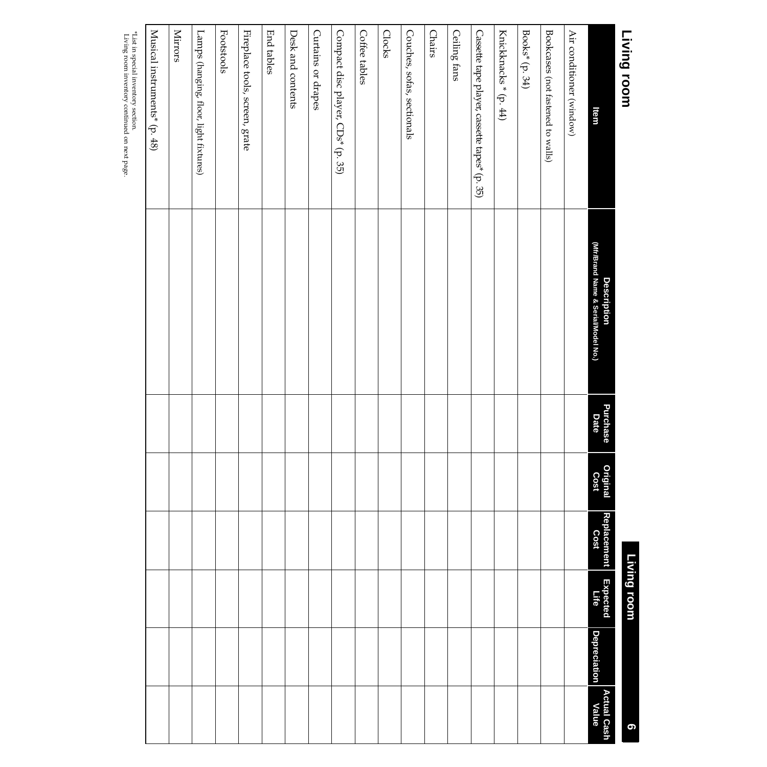# Living room

| Item | Description (Mfr/Brand Name & Serial/Model No.) | Purchase Date | Original Cost | Replacement Cost | Expected Life | Depreciation | Actual Cash Value |
|---|---|---|---|---|---|---|---|
| Air conditioner (window) | | | | | | | |
| Bookcases (not fastened to walls) | | | | | | | |
| Books* (p. 34) | | | | | | | |
| Knickknacks * (p. 44) | | | | | | | |
| Cassette tape player, cassette tapes* (p. 35) | | | | | | | |
| Ceiling fans | | | | | | | |
| Chairs | | | | | | | |
| Couches, sofas, sectionals | | | | | | | |
| Clocks | | | | | | | |
| Coffee tables | | | | | | | |
| Compact disc player, CDs* (p. 35) | | | | | | | |
| Curtains or drapes | | | | | | | |
| Desk and contents | | | | | | | |
| End tables | | | | | | | |
| Fireplace tools, screen, grate | | | | | | | |
| Footstools | | | | | | | |
| Lamps (hanging, floor, light fixtures) | | | | | | | |
| Mirrors | | | | | | | |
| Musical instruments* (p. 48) | | | | | | | |

*List in special inventory section.
Living room inventory continued on next page.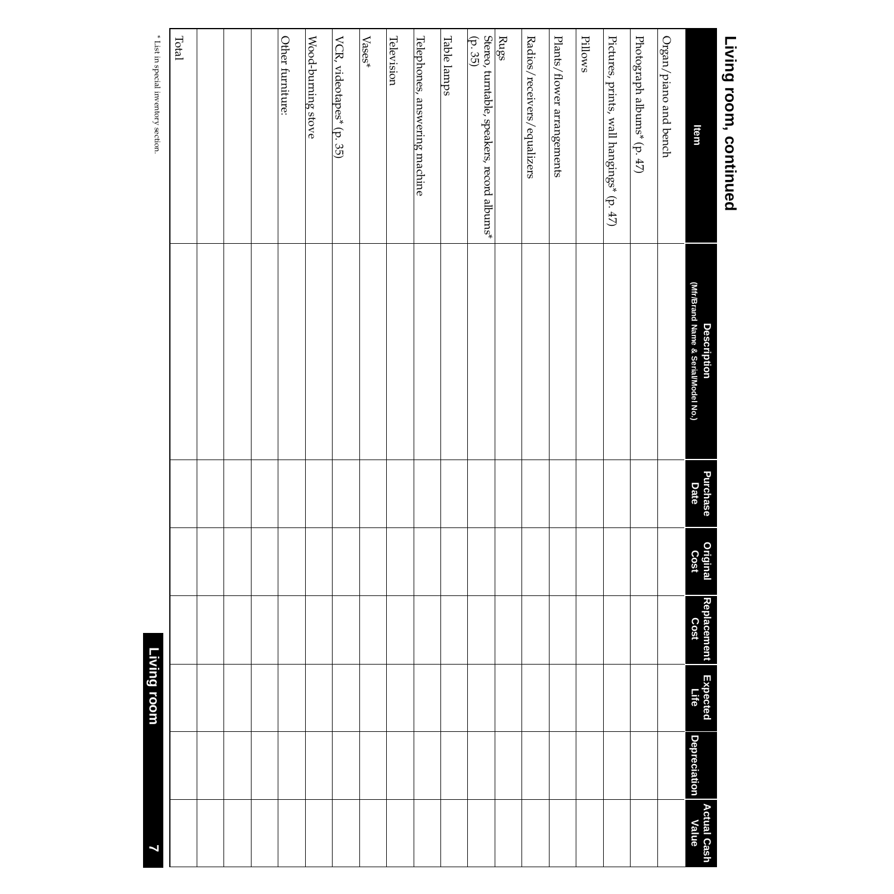## Living room, continued

| Item | Description (Mfr/Brand Name & Serial/Model No.) | Purchase Date | Original Cost | Replacement Cost | Expected Life | Depreciation | Actual Cash Value |
|---|---|---|---|---|---|---|---|
| Organ/piano and bench | | | | | | | |
| Photograph albums* (p. 47) | | | | | | | |
| Pictures, prints, wall hangings* (p. 47) | | | | | | | |
| Pillows | | | | | | | |
| Plants/flower arrangements | | | | | | | |
| Radios/receivers/equalizers | | | | | | | |
| Rugs | | | | | | | |
| Stereo, turntable, speakers, record albums* (p. 35) | | | | | | | |
| Table lamps | | | | | | | |
| Telephones, answering machine | | | | | | | |
| Television | | | | | | | |
| Vases* | | | | | | | |
| VCR, videotapes* (p. 35) | | | | | | | |
| Wood-burning stove | | | | | | | |
| Other furniture: | | | | | | | |
| | | | | | | | |
| | | | | | | | |
| | | | | | | | |
| Total | | | | | | | |

\* List in special inventory section.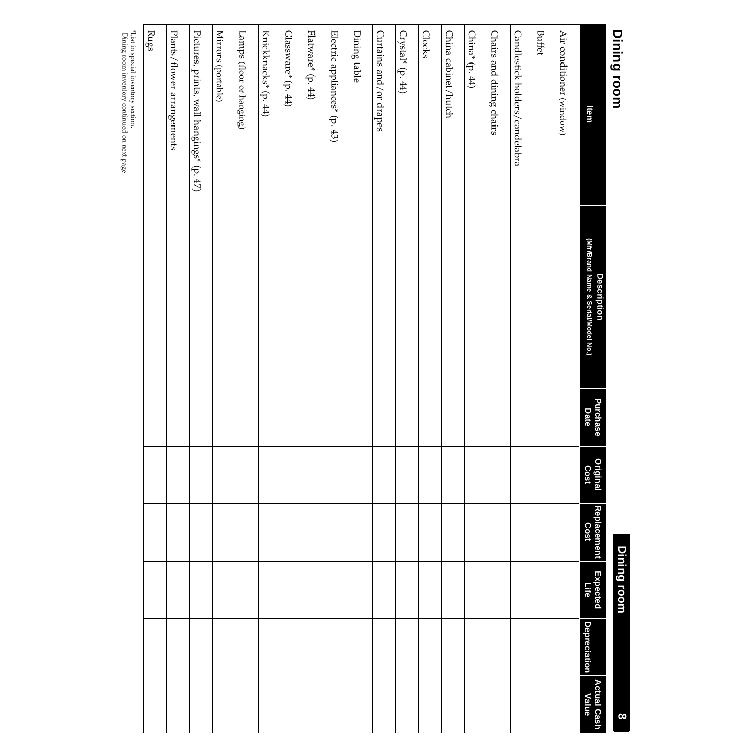# Dining room

| Item | Description (Mfr/Brand Name & Serial/Model No.) | Purchase Date | Original Cost | Replacement Cost | Expected Life | Depreciation | Actual Cash Value |
|---|---|---|---|---|---|---|---|
| Air conditioner (window) | | | | | | | |
| Buffet | | | | | | | |
| Candlestick holders/candelabra | | | | | | | |
| Chairs and dining chairs | | | | | | | |
| China* (p. 44) | | | | | | | |
| China cabinet/hutch | | | | | | | |
| Clocks | | | | | | | |
| Crystal* (p. 44) | | | | | | | |
| Curtains and/or drapes | | | | | | | |
| Dining table | | | | | | | |
| Electric appliances* (p. 43) | | | | | | | |
| Flatware* (p. 44) | | | | | | | |
| Glassware* (p. 44) | | | | | | | |
| Knickknacks* (p. 44) | | | | | | | |
| Lamps (floor or hanging) | | | | | | | |
| Mirrors (portable) | | | | | | | |
| Pictures, prints, wall hangings* (p. 47) | | | | | | | |
| Plants/flower arrangements | | | | | | | |
| Rugs | | | | | | | |

*List in special inventory section.
Dining room inventory continued on next page.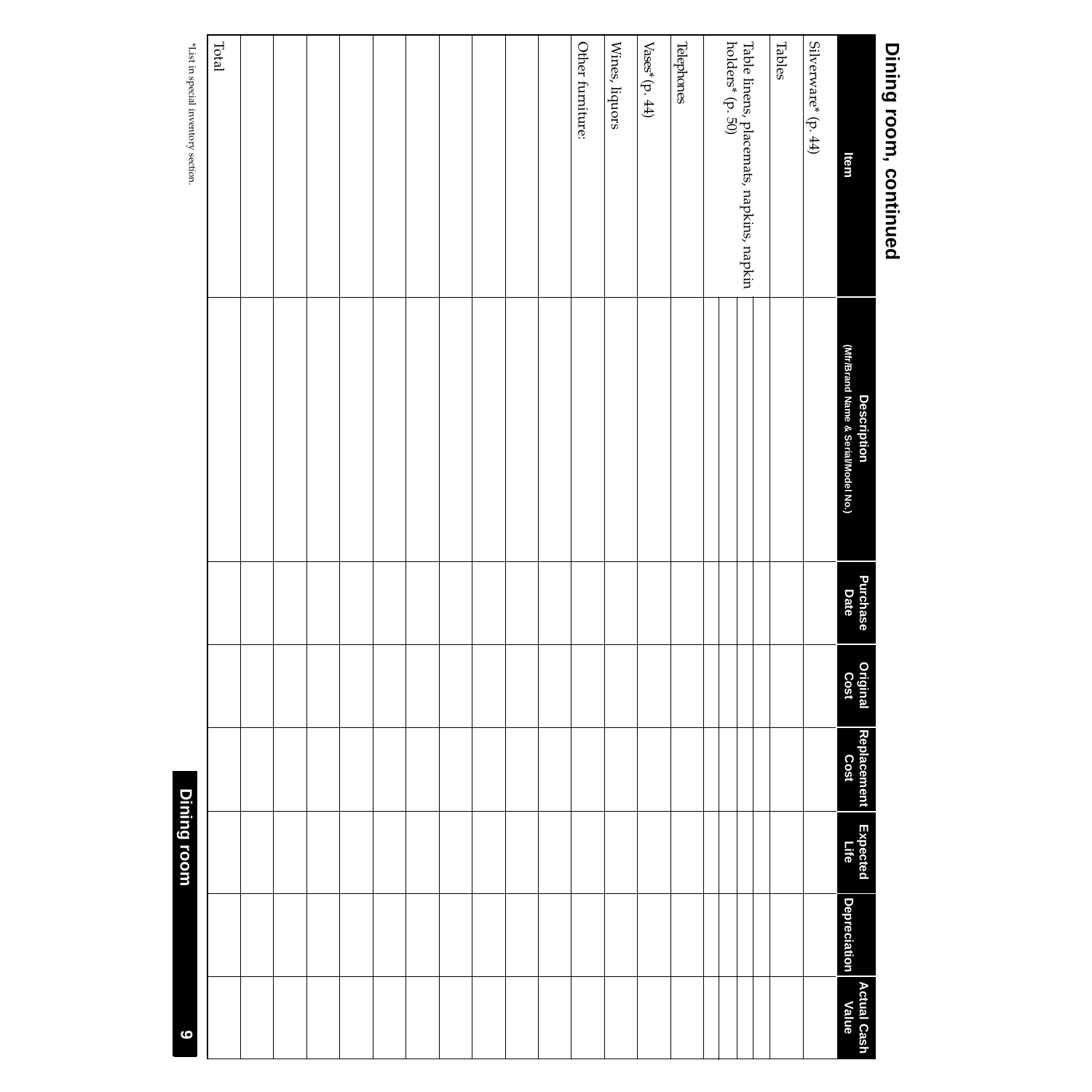## Dining room, continued

| Item | Description (Mfr/Brand Name & Serial/Model No.) | Purchase Date | Original Cost | Replacement Cost | Expected Life | Depreciation | Actual Cash Value |
|---|---|---|---|---|---|---|---|
| Silverware* (p. 44) | | | | | | | |
| Tables | | | | | | | |
| Table linens, placemats, napkins, napkin holders* (p. 50) | | | | | | | |
| Telephones | | | | | | | |
| Vases* (p. 44) | | | | | | | |
| Wines, liquors | | | | | | | |
| Other furniture: | | | | | | | |
| | | | | | | | |
| | | | | | | | |
| | | | | | | | |
| | | | | | | | |
| | | | | | | | |
| | | | | | | | |
| | | | | | | | |
| | | | | | | | |
| | | | | | | | |
| Total | | | | | | | |

*List in special inventory section.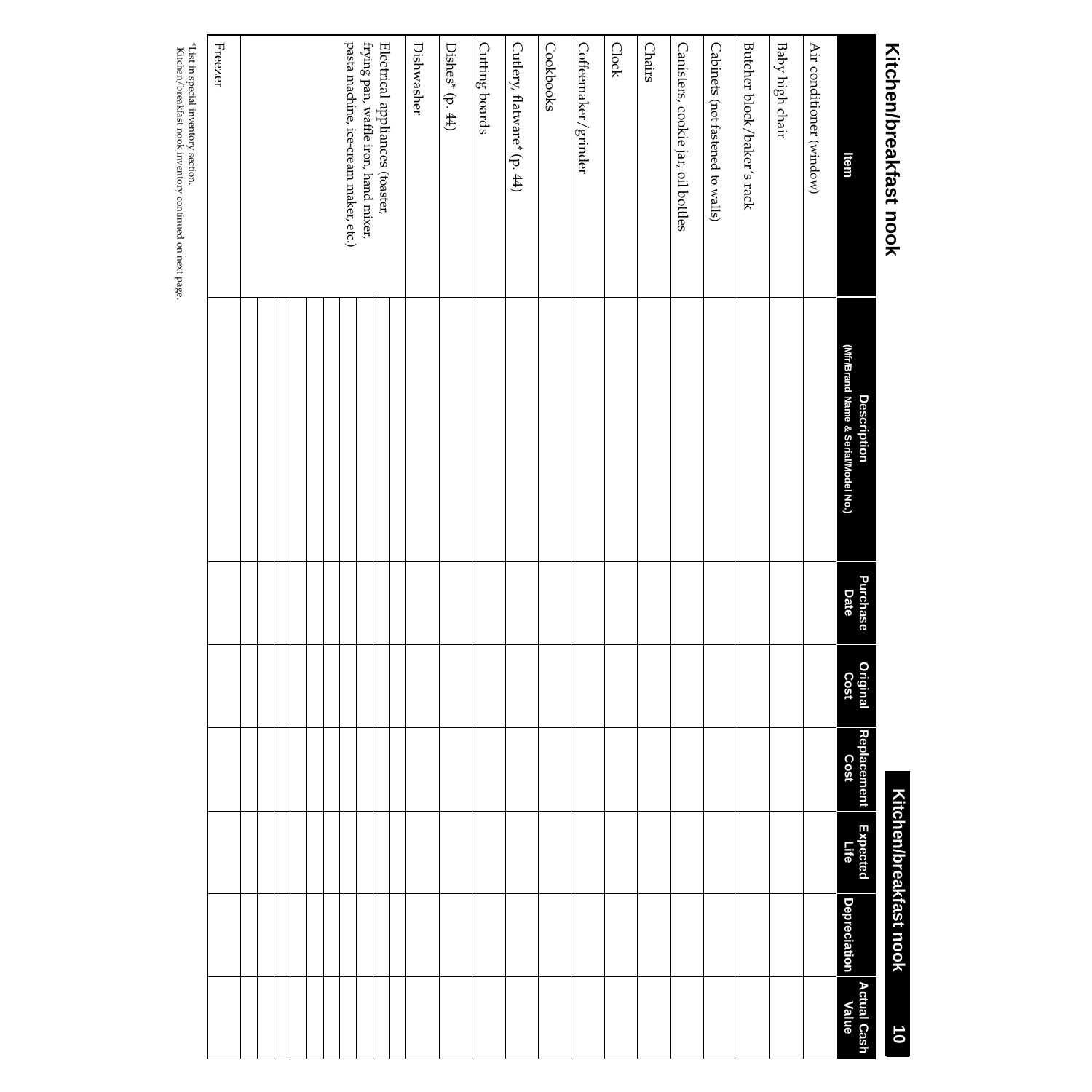# Kitchen/breakfast nook

| Item | Description (Mfr/Brand Name & Serial/Model No.) | Purchase Date | Original Cost | Replacement Cost | Expected Life | Depreciation | Actual Cash Value |
|---|---|---|---|---|---|---|---|
| Air conditioner (window) | | | | | | | |
| Baby high chair | | | | | | | |
| Butcher block/baker's rack | | | | | | | |
| Cabinets (not fastened to walls) | | | | | | | |
| Canisters, cookie jar, oil bottles | | | | | | | |
| Chairs | | | | | | | |
| Clock | | | | | | | |
| Coffeemaker/grinder | | | | | | | |
| Cookbooks | | | | | | | |
| Cutlery, flatware* (p. 44) | | | | | | | |
| Cutting boards | | | | | | | |
| Dishes* (p. 44) | | | | | | | |
| Dishwasher | | | | | | | |
| Electrical appliances (toaster, frying pan, waffle iron, hand mixer, pasta machine, ice-cream maker, etc.) | | | | | | | |
| | | | | | | | |
| | | | | | | | |
| | | | | | | | |
| | | | | | | | |
| | | | | | | | |
| | | | | | | | |
| | | | | | | | |
| | | | | | | | |
| | | | | | | | |
| Freezer | | | | | | | |

*List in special inventory section.
Kitchen/breakfast nook inventory continued on next page.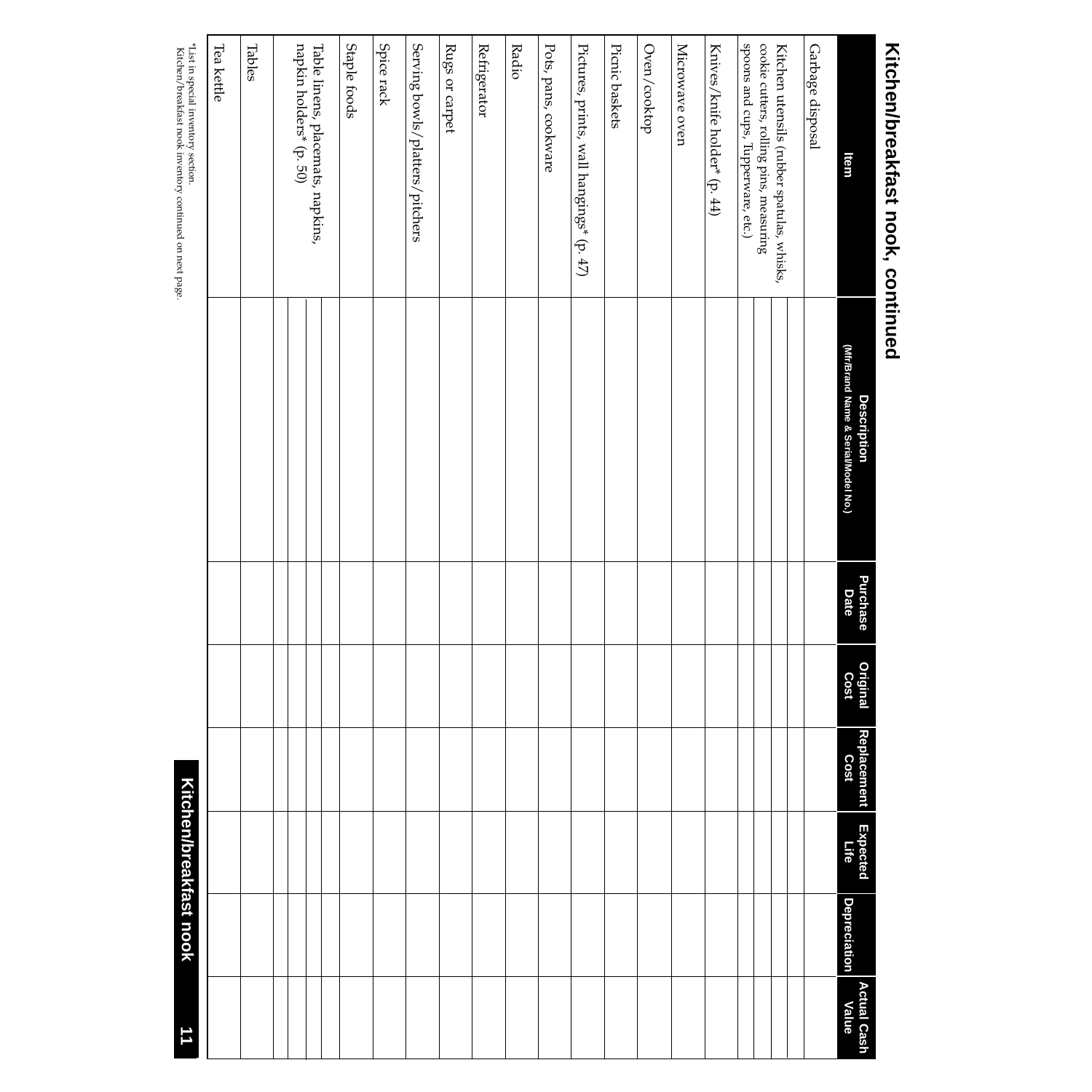# Kitchen/breakfast nook, continued

| Item | Description (Mfr/Brand Name & Serial/Model No.) | Purchase Date | Original Cost | Replacement Cost | Expected Life | Depreciation | Actual Cash Value |
|---|---|---|---|---|---|---|---|
| Garbage disposal | | | | | | | |
| Kitchen utensils (rubber spatulas, whisks, cookie cutters, rolling pins, measuring spoons and cups, Tupperware, etc.) | | | | | | | |
| | | | | | | | |
| | | | | | | | |
| | | | | | | | |
| Knives/knife holder* (p. 44) | | | | | | | |
| Microwave oven | | | | | | | |
| Oven/cooktop | | | | | | | |
| Picnic baskets | | | | | | | |
| Pictures, prints, wall hangings* (p. 47) | | | | | | | |
| Pots, pans, cookware | | | | | | | |
| Radio | | | | | | | |
| Refrigerator | | | | | | | |
| Rugs or carpet | | | | | | | |
| Serving bowls/platters/pitchers | | | | | | | |
| Spice rack | | | | | | | |
| Staple foods | | | | | | | |
| Table linens, placemats, napkins, napkin holders* (p. 50) | | | | | | | |
| | | | | | | | |
| | | | | | | | |
| Tables | | | | | | | |
| Tea kettle | | | | | | | |

*List in special inventory section.
Kitchen/breakfast nook inventory continued on next page.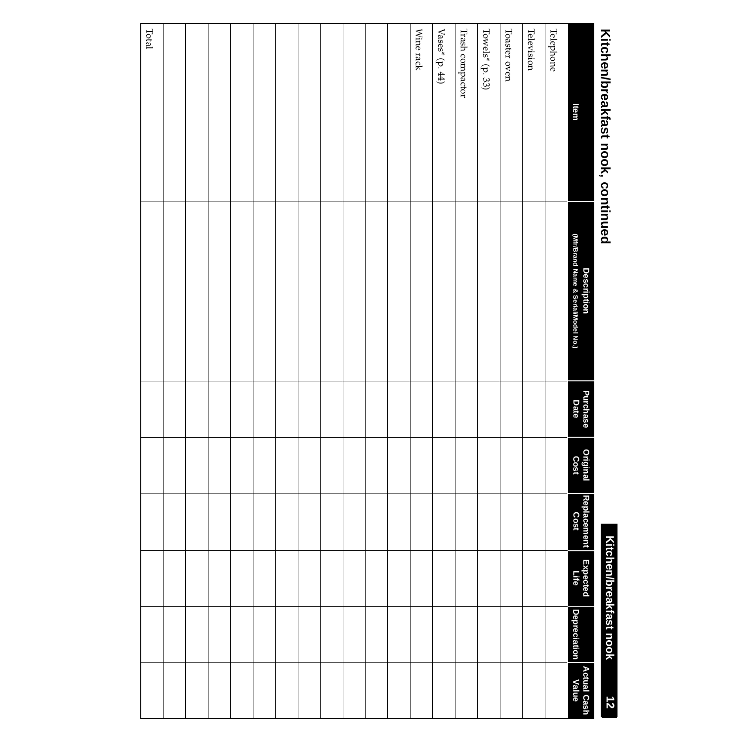# Kitchen/breakfast nook, continued

| Item | Description (Mfr/Brand Name & Serial/Model No.) | Purchase Date | Original Cost | Replacement Cost | Expected Life | Depreciation | Actual Cash Value |
|---|---|---|---|---|---|---|---|
| Telephone | | | | | | | |
| Television | | | | | | | |
| Toaster oven | | | | | | | |
| Towels* (p. 33) | | | | | | | |
| Trash compactor | | | | | | | |
| Vases* (p. 44) | | | | | | | |
| Wine rack | | | | | | | |
| | | | | | | | |
| | | | | | | | |
| | | | | | | | |
| | | | | | | | |
| | | | | | | | |
| | | | | | | | |
| | | | | | | | |
| | | | | | | | |
| | | | | | | | |
| | | | | | | | |
| | | | | | | | |
| Total | | | | | | | |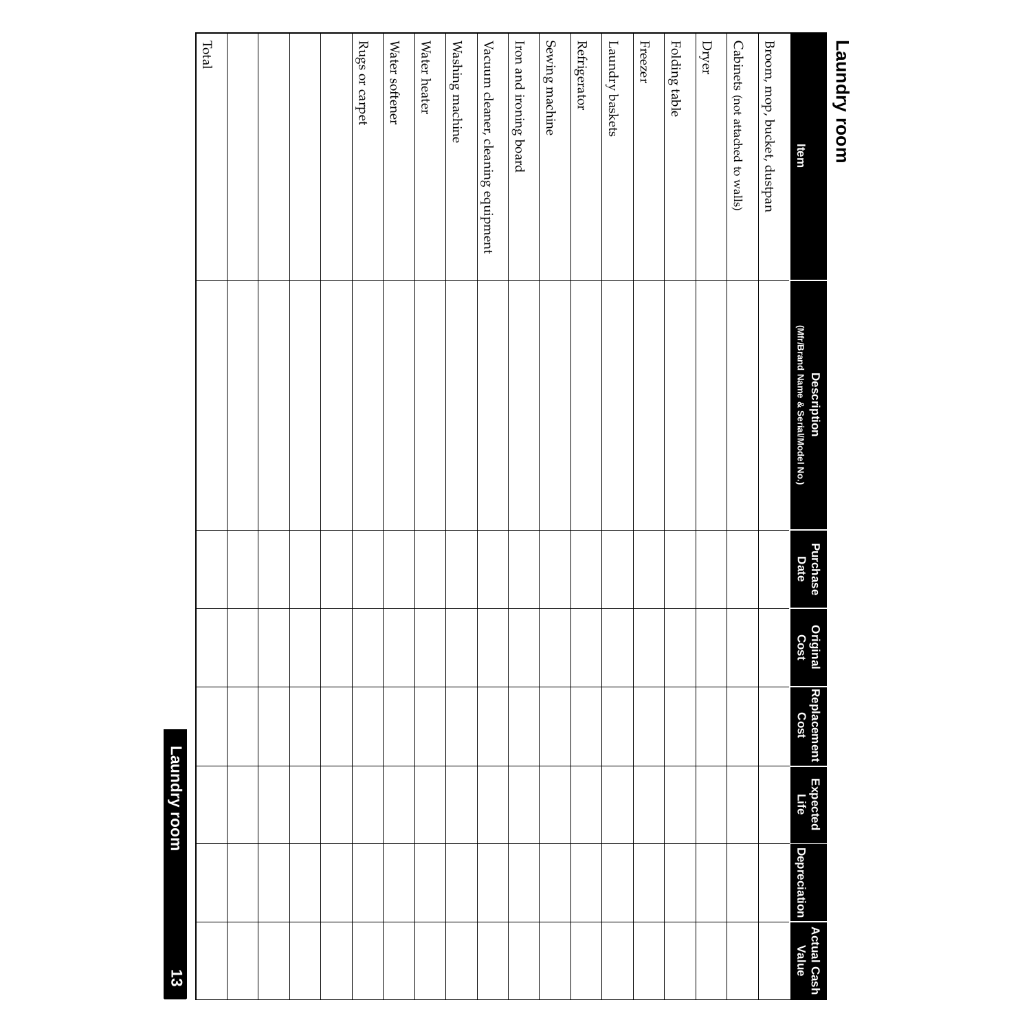## Laundry room

| Item | Description (Mfr/Brand Name & Serial/Model No.) | Purchase Date | Original Cost | Replacement Cost | Expected Life | Depreciation | Actual Cash Value |
|---|---|---|---|---|---|---|---|
| Broom, mop, bucket, dustpan | | | | | | | |
| Cabinets (not attached to walls) | | | | | | | |
| Dryer | | | | | | | |
| Folding table | | | | | | | |
| Freezer | | | | | | | |
| Laundry baskets | | | | | | | |
| Refrigerator | | | | | | | |
| Sewing machine | | | | | | | |
| Iron and ironing board | | | | | | | |
| Vacuum cleaner, cleaning equipment | | | | | | | |
| Washing machine | | | | | | | |
| Water heater | | | | | | | |
| Water softener | | | | | | | |
| Rugs or carpet | | | | | | | |
| | | | | | | | |
| | | | | | | | |
| | | | | | | | |
| | | | | | | | |
| Total | | | | | | | |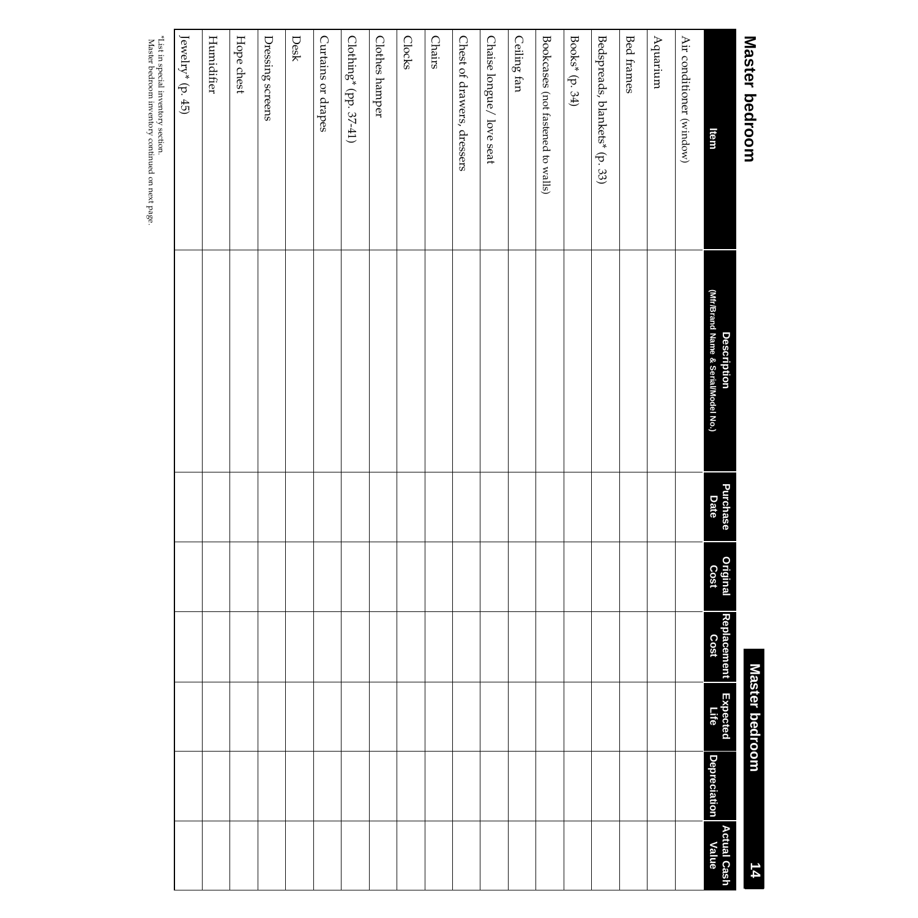# Master bedroom

| Item | Description (Mfr/Brand Name & Serial/Model No.) | Purchase Date | Original Cost | Replacement Cost | Expected Life | Depreciation | Actual Cash Value |
|---|---|---|---|---|---|---|---|
| Air conditioner (window) | | | | | | | |
| Aquarium | | | | | | | |
| Bed frames | | | | | | | |
| Bedspreads, blankets* (p. 33) | | | | | | | |
| Books* (p. 34) | | | | | | | |
| Bookcases (not fastened to walls) | | | | | | | |
| Ceiling fan | | | | | | | |
| Chaise longue/ love seat | | | | | | | |
| Chest of drawers, dressers | | | | | | | |
| Chairs | | | | | | | |
| Clocks | | | | | | | |
| Clothes hamper | | | | | | | |
| Clothing* (pp. 37-41) | | | | | | | |
| Curtains or drapes | | | | | | | |
| Desk | | | | | | | |
| Dressing screens | | | | | | | |
| Hope chest | | | | | | | |
| Humidifier | | | | | | | |
| Jewelry* (p. 45) | | | | | | | |

*List in special inventory section.
Master bedroom inventory continued on next page.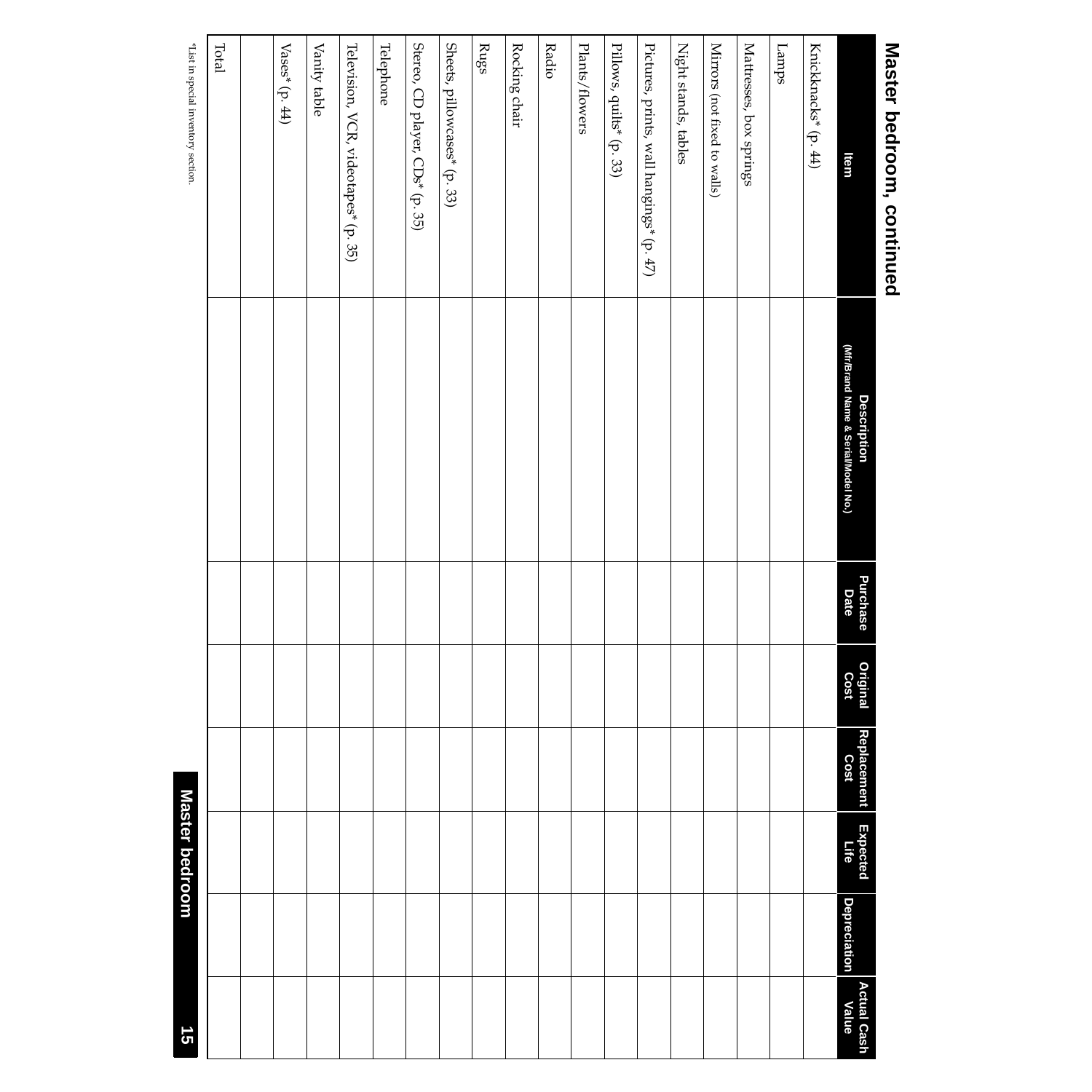## Master bedroom, continued

| Item | Description (Mfr/Brand Name & Serial/Model No.) | Purchase Date | Original Cost | Replacement Cost | Expected Life | Depreciation | Actual Cash Value |
|---|---|---|---|---|---|---|---|
| Knickknacks* (p. 44) | | | | | | | |
| Lamps | | | | | | | |
| Mattresses, box springs | | | | | | | |
| Mirrors (not fixed to walls) | | | | | | | |
| Night stands, tables | | | | | | | |
| Pictures, prints, wall hangings* (p. 47) | | | | | | | |
| Pillows, quilts* (p. 33) | | | | | | | |
| Plants/flowers | | | | | | | |
| Radio | | | | | | | |
| Rocking chair | | | | | | | |
| Rugs | | | | | | | |
| Sheets, pillowcases* (p. 33) | | | | | | | |
| Stereo, CD player, CDs* (p. 35) | | | | | | | |
| Telephone | | | | | | | |
| Television, VCR, videotapes* (p. 35) | | | | | | | |
| Vanity table | | | | | | | |
| Vases* (p. 44) | | | | | | | |
| | | | | | | | |
| Total | | | | | | | |

*List in special inventory section.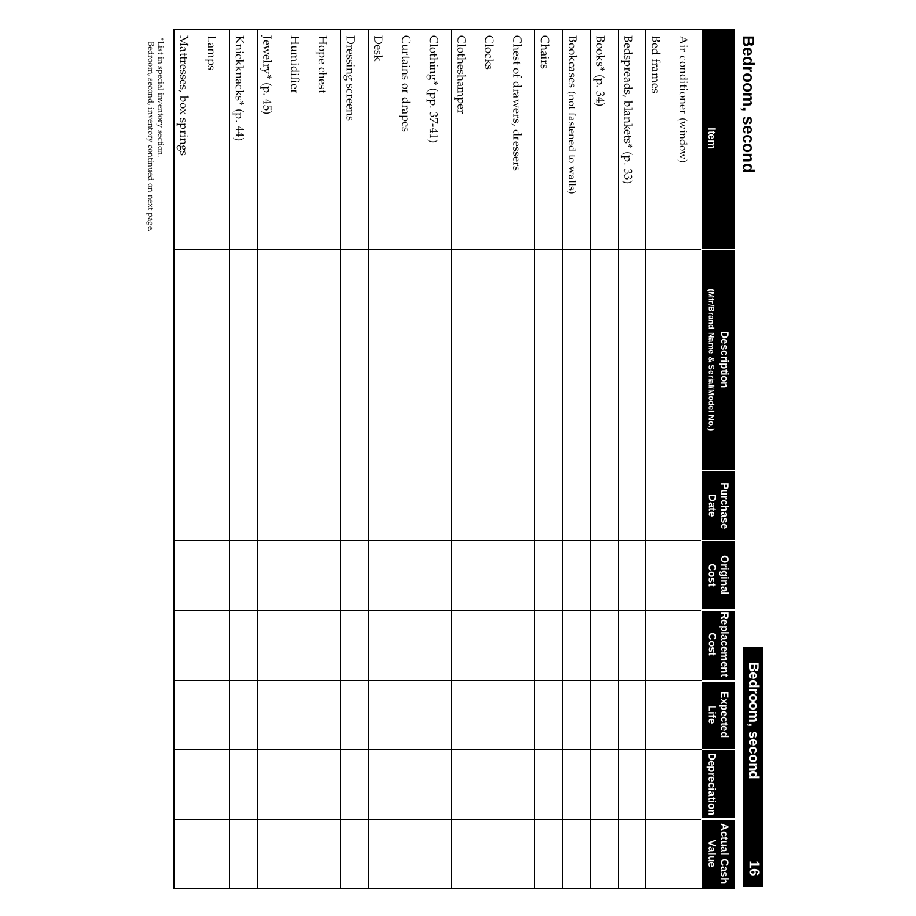## Bedroom, second

| Item | Description (Mfr/Brand Name & Serial/Model No.) | Purchase Date | Original Cost | Replacement Cost | Expected Life | Depreciation | Actual Cash Value |
|---|---|---|---|---|---|---|---|
| Air conditioner (window) | | | | | | | |
| Bed frames | | | | | | | |
| Bedspreads, blankets* (p. 33) | | | | | | | |
| Books* (p. 34) | | | | | | | |
| Bookcases (not fastened to walls) | | | | | | | |
| Chairs | | | | | | | |
| Chest of drawers, dressers | | | | | | | |
| Clocks | | | | | | | |
| Clotheshamper | | | | | | | |
| Clothing* (pp. 37-41) | | | | | | | |
| Curtains or drapes | | | | | | | |
| Desk | | | | | | | |
| Dressing screens | | | | | | | |
| Hope chest | | | | | | | |
| Humidifier | | | | | | | |
| Jewelry* (p. 45) | | | | | | | |
| Knickknacks* (p. 44) | | | | | | | |
| Lamps | | | | | | | |
| Mattresses, box springs | | | | | | | |

*List in special inventory section.
Bedroom, second, inventory continued on next page.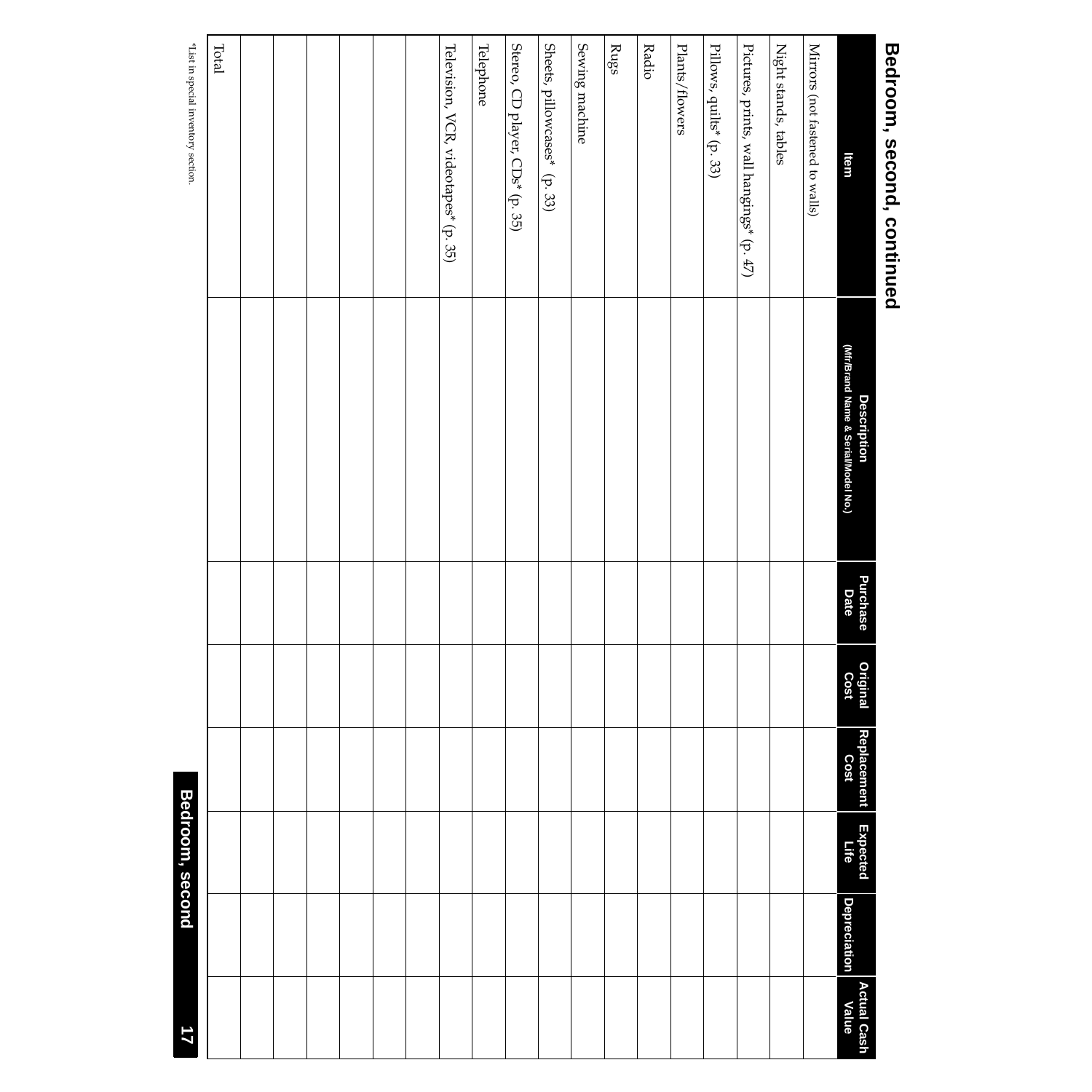## Bedroom, second, continued

| Item | Description (Mfr/Brand Name & Serial/Model No.) | Purchase Date | Original Cost | Replacement Cost | Expected Life | Depreciation | Actual Cash Value |
|---|---|---|---|---|---|---|---|
| Mirrors (not fastened to walls) | | | | | | | |
| Night stands, tables | | | | | | | |
| Pictures, prints, wall hangings* (p. 47) | | | | | | | |
| Pillows, quilts* (p. 33) | | | | | | | |
| Plants/flowers | | | | | | | |
| Radio | | | | | | | |
| Rugs | | | | | | | |
| Sewing machine | | | | | | | |
| Sheets, pillowcases* (p. 33) | | | | | | | |
| Stereo, CD player, CDs* (p. 35) | | | | | | | |
| Telephone | | | | | | | |
| Television, VCR, videotapes* (p. 35) | | | | | | | |
| | | | | | | | |
| | | | | | | | |
| | | | | | | | |
| | | | | | | | |
| | | | | | | | |
| | | | | | | | |
| Total | | | | | | | |

*List in special inventory section.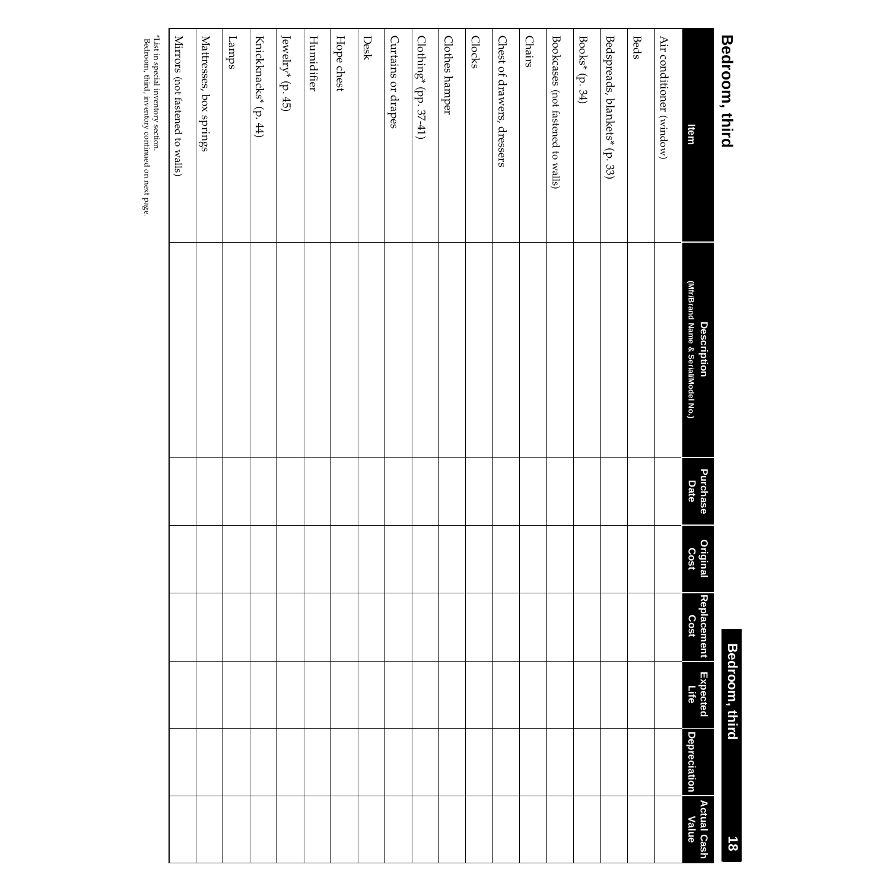# Bedroom, third

| Item | Description (Mfr/Brand Name & Serial/Model No.) | Purchase Date | Original Cost | Replacement Cost | Expected Life | Depreciation | Actual Cash Value |
|---|---|---|---|---|---|---|---|
| Air conditioner (window) | | | | | | | |
| Beds | | | | | | | |
| Bedspreads, blankets* (p. 33) | | | | | | | |
| Books* (p. 34) | | | | | | | |
| Bookcases (not fastened to walls) | | | | | | | |
| Chairs | | | | | | | |
| Chest of drawers, dressers | | | | | | | |
| Clocks | | | | | | | |
| Clothes hamper | | | | | | | |
| Clothing* (pp. 37-41) | | | | | | | |
| Curtains or drapes | | | | | | | |
| Desk | | | | | | | |
| Hope chest | | | | | | | |
| Humidifier | | | | | | | |
| Jewelry* (p. 45) | | | | | | | |
| Knickknacks* (p. 44) | | | | | | | |
| Lamps | | | | | | | |
| Mattresses, box springs | | | | | | | |
| Mirrors (not fastened to walls) | | | | | | | |

*List in special inventory section.
Bedroom, third, inventory continued on next page.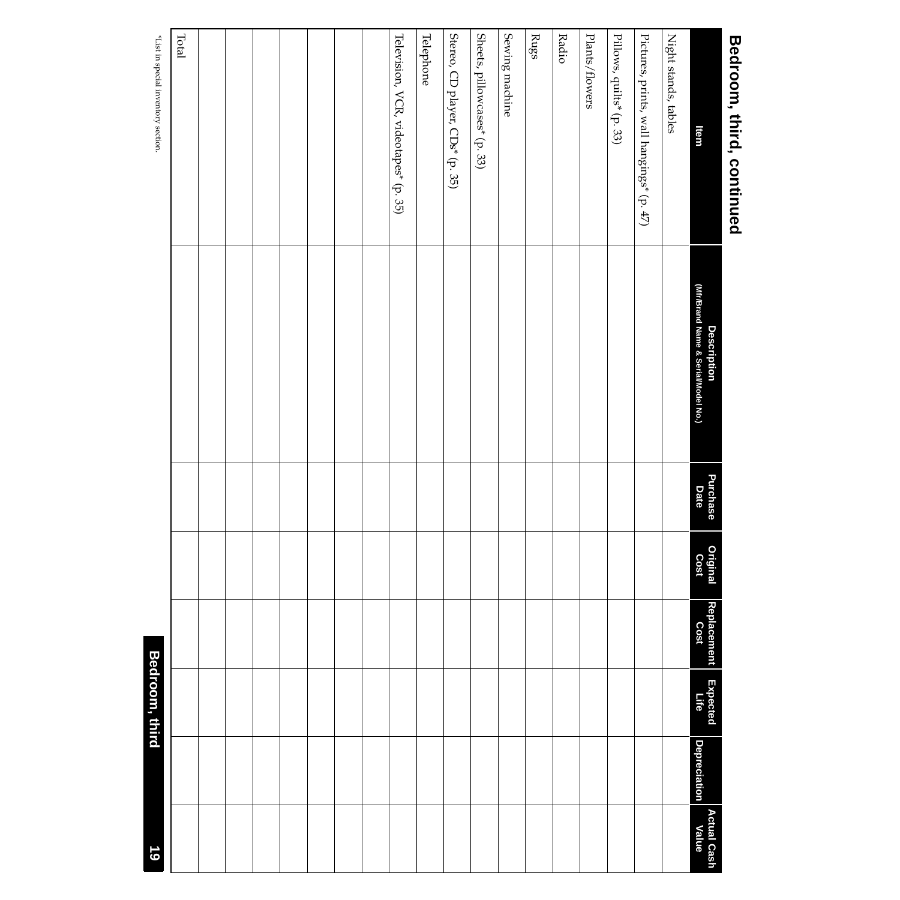## Bedroom, third, continued

| Item | Description (Mfr/Brand Name & Serial/Model No.) | Purchase Date | Original Cost | Replacement Cost | Expected Life | Depreciation | Actual Cash Value |
|---|---|---|---|---|---|---|---|
| Night stands, tables | | | | | | | |
| Pictures, prints, wall hangings* (p. 47) | | | | | | | |
| Pillows, quilts* (p. 33) | | | | | | | |
| Plants/flowers | | | | | | | |
| Radio | | | | | | | |
| Rugs | | | | | | | |
| Sewing machine | | | | | | | |
| Sheets, pillowcases* (p. 33) | | | | | | | |
| Stereo, CD player, CDs* (p. 35) | | | | | | | |
| Telephone | | | | | | | |
| Television, VCR, videotapes* (p. 35) | | | | | | | |
| | | | | | | | |
| | | | | | | | |
| | | | | | | | |
| | | | | | | | |
| | | | | | | | |
| | | | | | | | |
| Total | | | | | | | |

*List in special inventory section.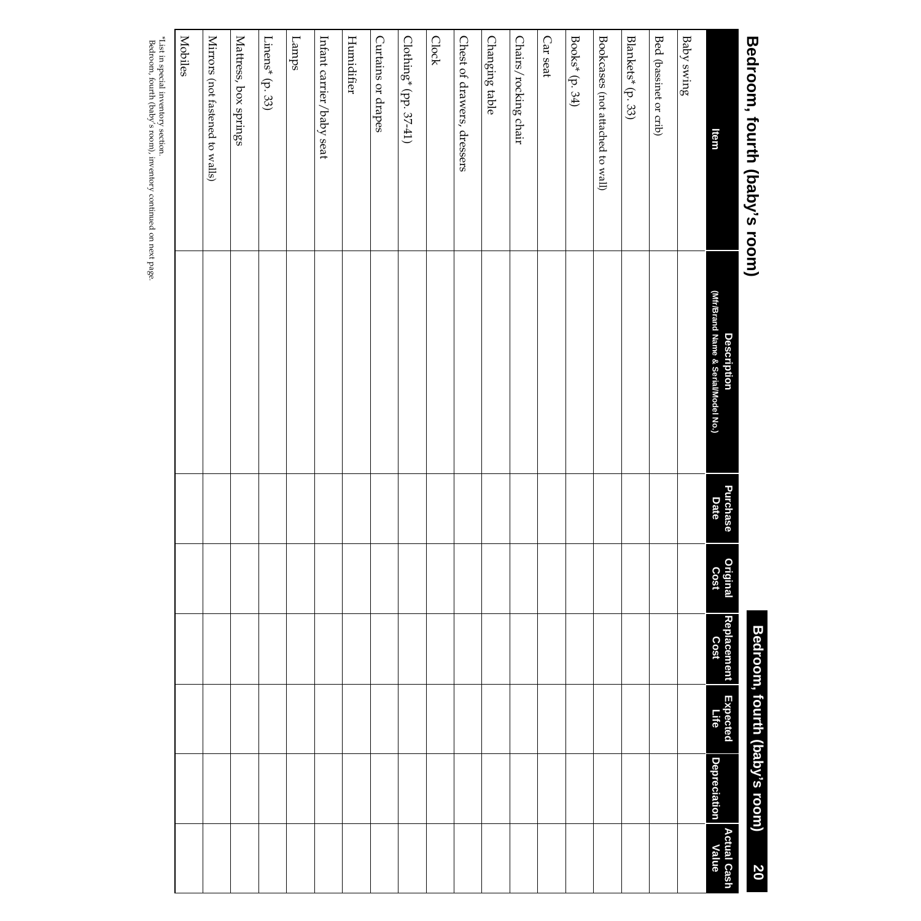# Bedroom, fourth (baby's room)

| Item | Description (Mfr/Brand Name & Serial/Model No.) | Purchase Date | Original Cost | Replacement Cost | Expected Life | Depreciation | Actual Cash Value |
|---|---|---|---|---|---|---|---|
| Baby swing | | | | | | | |
| Bed (bassinet or crib) | | | | | | | |
| Blankets* (p. 33) | | | | | | | |
| Bookcases (not attached to wall) | | | | | | | |
| Books* (p. 34) | | | | | | | |
| Car seat | | | | | | | |
| Chairs/rocking chair | | | | | | | |
| Changing table | | | | | | | |
| Chest of drawers, dressers | | | | | | | |
| Clock | | | | | | | |
| Clothing* (pp. 37-41) | | | | | | | |
| Curtains or drapes | | | | | | | |
| Humidifier | | | | | | | |
| Infant carrier/baby seat | | | | | | | |
| Lamps | | | | | | | |
| Linens* (p. 33) | | | | | | | |
| Mattress, box springs | | | | | | | |
| Mirrors (not fastened to walls) | | | | | | | |
| Mobiles | | | | | | | |

*List in special inventory section.
Bedroom, fourth (baby's room), inventory continued on next page.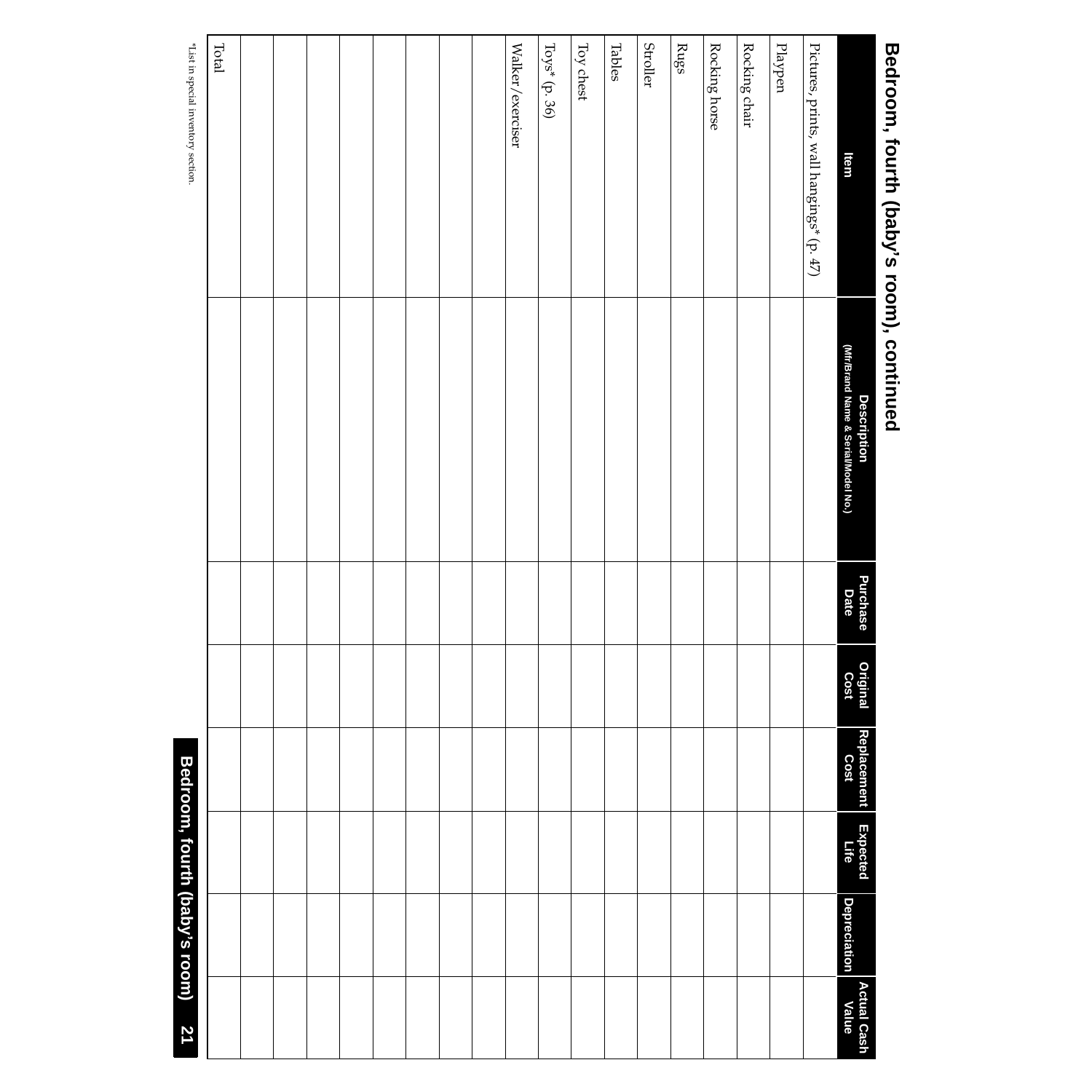## Bedroom, fourth (baby's room), continued

| Item | Description (Mfr/Brand Name & Serial/Model No.) | Purchase Date | Original Cost | Replacement Cost | Expected Life | Depreciation | Actual Cash Value |
|---|---|---|---|---|---|---|---|
| Pictures, prints, wall hangings* (p. 47) | | | | | | | |
| Playpen | | | | | | | |
| Rocking chair | | | | | | | |
| Rocking horse | | | | | | | |
| Rugs | | | | | | | |
| Stroller | | | | | | | |
| Tables | | | | | | | |
| Toy chest | | | | | | | |
| Toys* (p. 36) | | | | | | | |
| Walker/exerciser | | | | | | | |
| | | | | | | | |
| | | | | | | | |
| | | | | | | | |
| | | | | | | | |
| | | | | | | | |
| | | | | | | | |
| | | | | | | | |
| | | | | | | | |
| Total | | | | | | | |

*List in special inventory section.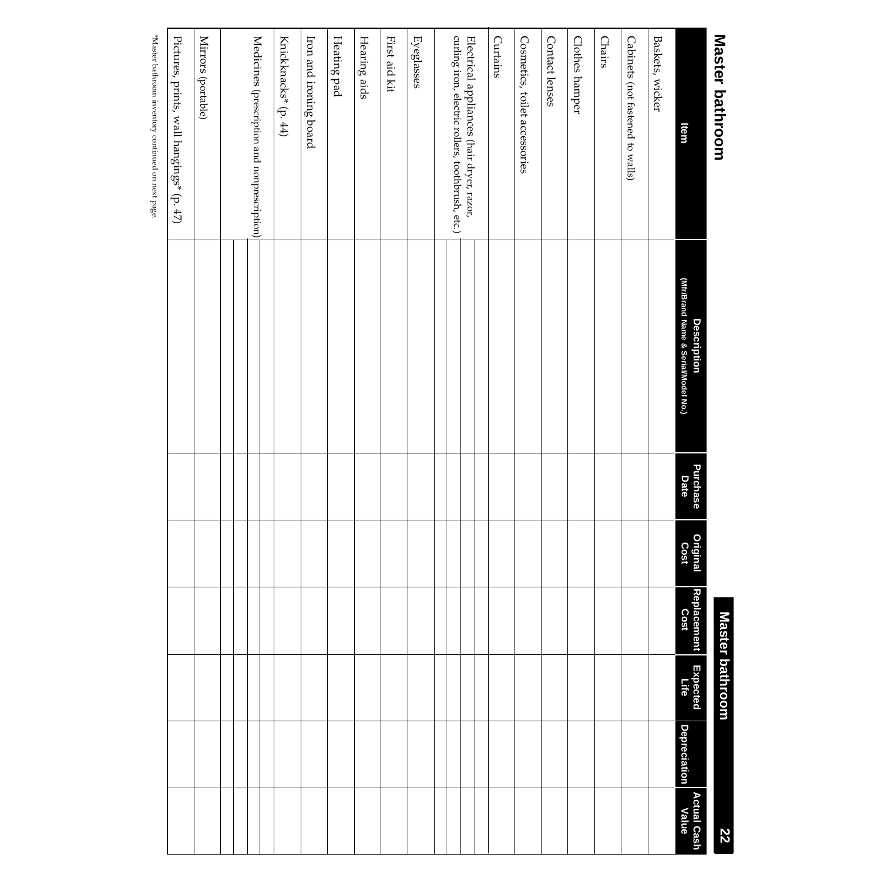## Master bathroom

| Item | Description (Mfr/Brand Name & Serial/Model No.) | Purchase Date | Original Cost | Replacement Cost | Expected Life | Depreciation | Actual Cash Value |
|---|---|---|---|---|---|---|---|
| Baskets, wicker | | | | | | | |
| Cabinets (not fastened to walls) | | | | | | | |
| Chairs | | | | | | | |
| Clothes hamper | | | | | | | |
| Contact lenses | | | | | | | |
| Cosmetics, toilet accessories | | | | | | | |
| Curtains | | | | | | | |
| Electrical appliances (hair dryer, razor, curling iron, electric rollers, toothbrush, etc.) | | | | | | | |
| | | | | | | | |
| | | | | | | | |
| Eyeglasses | | | | | | | |
| First aid kit | | | | | | | |
| Hearing aids | | | | | | | |
| Heating pad | | | | | | | |
| Iron and ironing board | | | | | | | |
| Knickknacks* (p. 44) | | | | | | | |
| Medicines (prescription and nonprescription) | | | | | | | |
| | | | | | | | |
| | | | | | | | |
| Mirrors (portable) | | | | | | | |
| Pictures, prints, wall hangings* (p. 47) | | | | | | | |

*Master bathroom inventory continued on next page.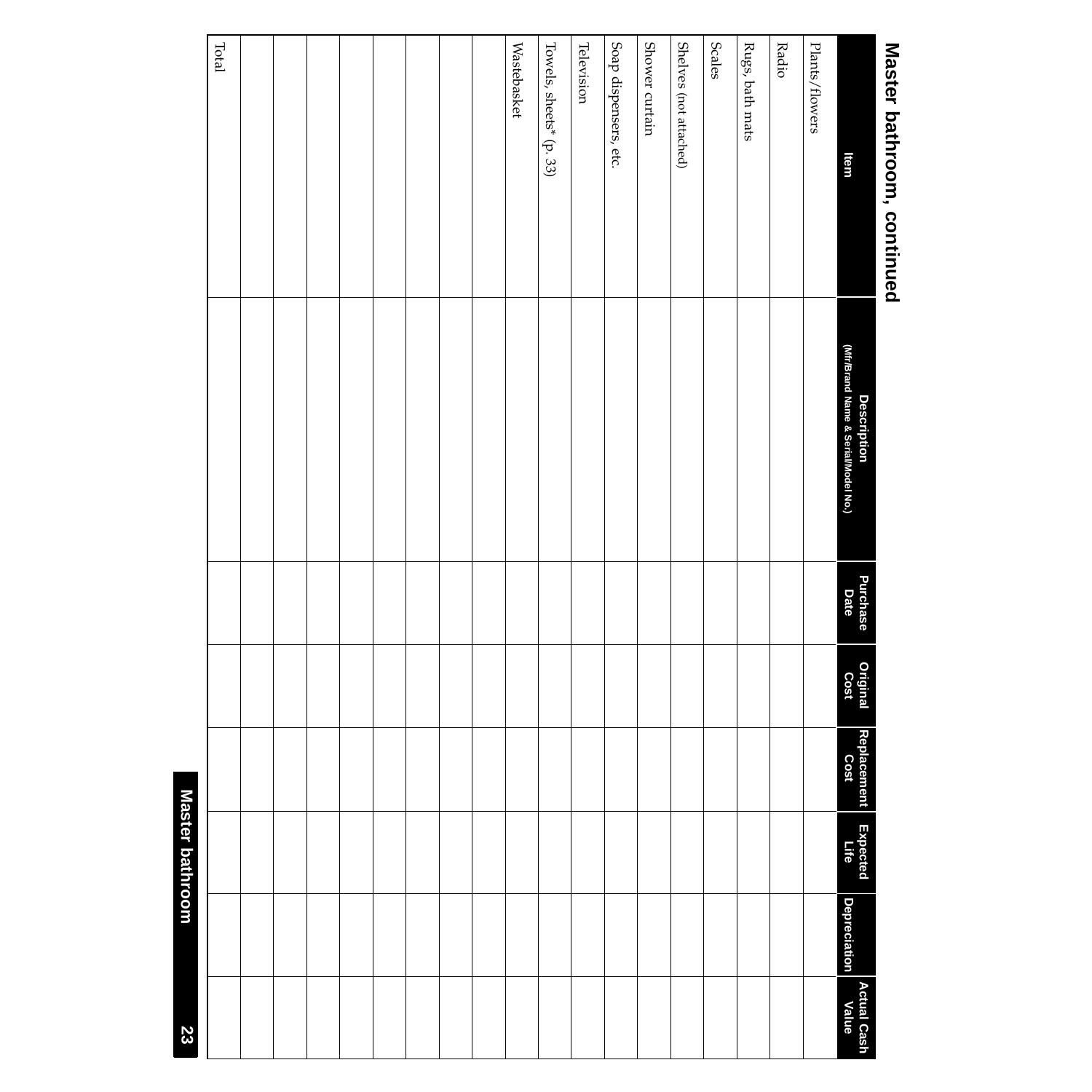## Master bathroom, continued

| Item | Description (Mfr/Brand Name & Serial/Model No.) | Purchase Date | Original Cost | Replacement Cost | Expected Life | Depreciation | Actual Cash Value |
|---|---|---|---|---|---|---|---|
| Plants/flowers | | | | | | | |
| Radio | | | | | | | |
| Rugs, bath mats | | | | | | | |
| Scales | | | | | | | |
| Shelves (not attached) | | | | | | | |
| Shower curtain | | | | | | | |
| Soap dispensers, etc. | | | | | | | |
| Television | | | | | | | |
| Towels, sheets* (p. 33) | | | | | | | |
| Wastebasket | | | | | | | |
| | | | | | | | |
| | | | | | | | |
| | | | | | | | |
| | | | | | | | |
| | | | | | | | |
| | | | | | | | |
| | | | | | | | |
| | | | | | | | |
| Total | | | | | | | |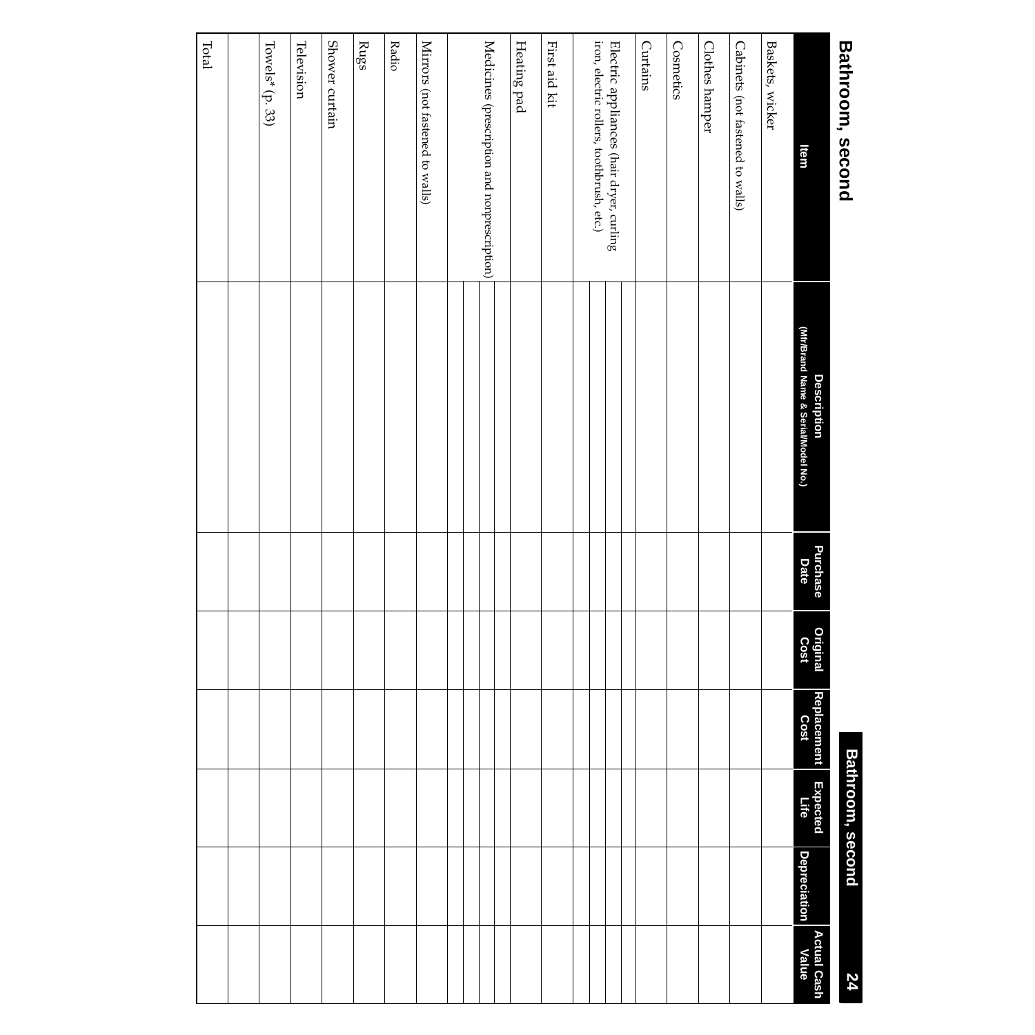# Bathroom, second

| Item | Description (Mfr/Brand Name & Serial/Model No.) | Purchase Date | Original Cost | Replacement Cost | Expected Life | Depreciation | Actual Cash Value |
|---|---|---|---|---|---|---|---|
| Baskets, wicker | | | | | | | |
| Cabinets (not fastened to walls) | | | | | | | |
| Clothes hamper | | | | | | | |
| Cosmetics | | | | | | | |
| Curtains | | | | | | | |
| Electric appliances (hair dryer, curling iron, electric rollers, toothbrush, etc.) | | | | | | | |
| | | | | | | | |
| | | | | | | | |
| | | | | | | | |
| First aid kit | | | | | | | |
| Heating pad | | | | | | | |
| Medicines (prescription and nonprescription) | | | | | | | |
| | | | | | | | |
| | | | | | | | |
| Mirrors (not fastened to walls) | | | | | | | |
| Radio | | | | | | | |
| Rugs | | | | | | | |
| Shower curtain | | | | | | | |
| Television | | | | | | | |
| Towels* (p. 33) | | | | | | | |
| | | | | | | | |
| Total | | | | | | | |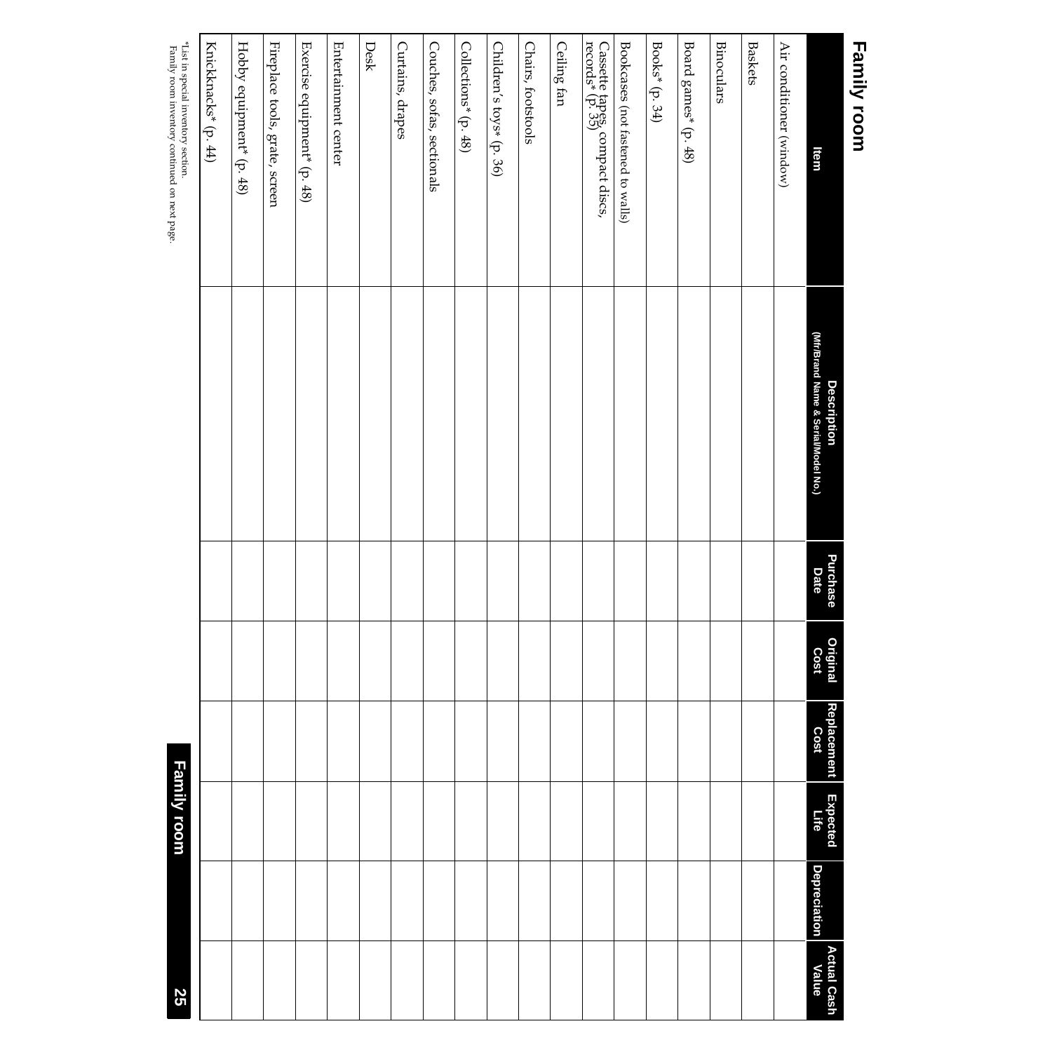# Family room

| Item | Description (Mfr/Brand Name & Serial/Model No.) | Purchase Date | Original Cost | Replacement Cost | Expected Life | Depreciation | Actual Cash Value |
|---|---|---|---|---|---|---|---|
| Air conditioner (window) | | | | | | | |
| Baskets | | | | | | | |
| Binoculars | | | | | | | |
| Board games* (p. 48) | | | | | | | |
| Books* (p. 34) | | | | | | | |
| Bookcases (not fastened to walls) | | | | | | | |
| Cassette tapes, compact discs, records* (p. 35) | | | | | | | |
| Ceiling fan | | | | | | | |
| Chairs, footstools | | | | | | | |
| Children's toys* (p. 36) | | | | | | | |
| Collections* (p. 48) | | | | | | | |
| Couches, sofas, sectionals | | | | | | | |
| Curtains, drapes | | | | | | | |
| Desk | | | | | | | |
| Entertainment center | | | | | | | |
| Exercise equipment* (p. 48) | | | | | | | |
| Fireplace tools, grate, screen | | | | | | | |
| Hobby equipment* (p. 48) | | | | | | | |
| Knickknacks* (p. 44) | | | | | | | |

*List in special inventory section.
Family room inventory continued on next page.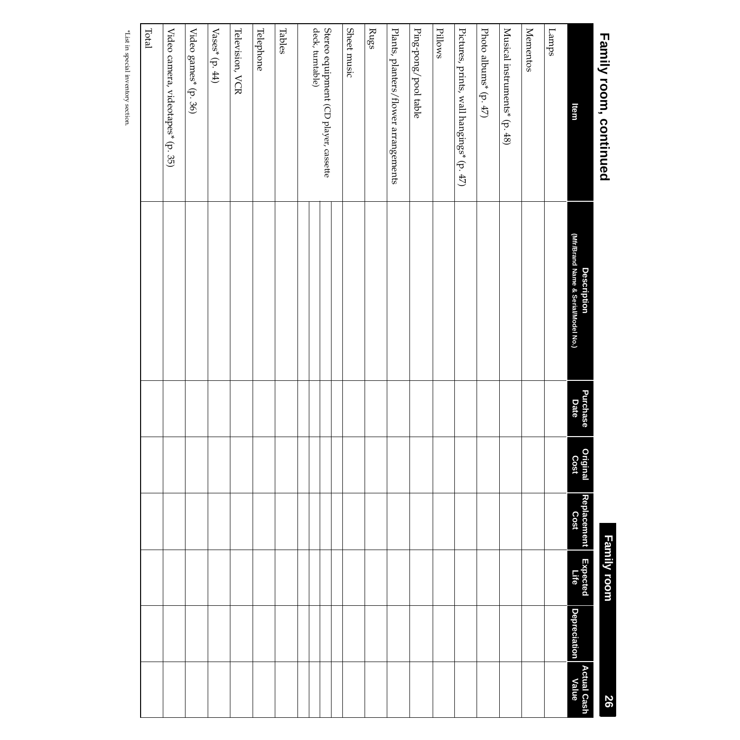## Family room, continued

| Item | Description (Mfr/Brand Name & Serial/Model No.) | Purchase Date | Original Cost | Replacement Cost | Expected Life | Depreciation | Actual Cash Value |
|---|---|---|---|---|---|---|---|
| Lamps | | | | | | | |
| Mementos | | | | | | | |
| Musical instruments* (p. 48) | | | | | | | |
| Photo albums* (p. 47) | | | | | | | |
| Pictures, prints, wall hangings* (p. 47) | | | | | | | |
| Pillows | | | | | | | |
| Ping-pong/pool table | | | | | | | |
| Plants, planters/flower arrangements | | | | | | | |
| Rugs | | | | | | | |
| Sheet music | | | | | | | |
| Stereo equipment (CD player, cassette deck, turntable) | | | | | | | |
| | | | | | | | |
| | | | | | | | |
| | | | | | | | |
| Tables | | | | | | | |
| Telephone | | | | | | | |
| Television, VCR | | | | | | | |
| Vases* (p. 44) | | | | | | | |
| Video games* (p. 36) | | | | | | | |
| Video camera, videotapes* (p. 35) | | | | | | | |
| Total | | | | | | | |

*List in special inventory section.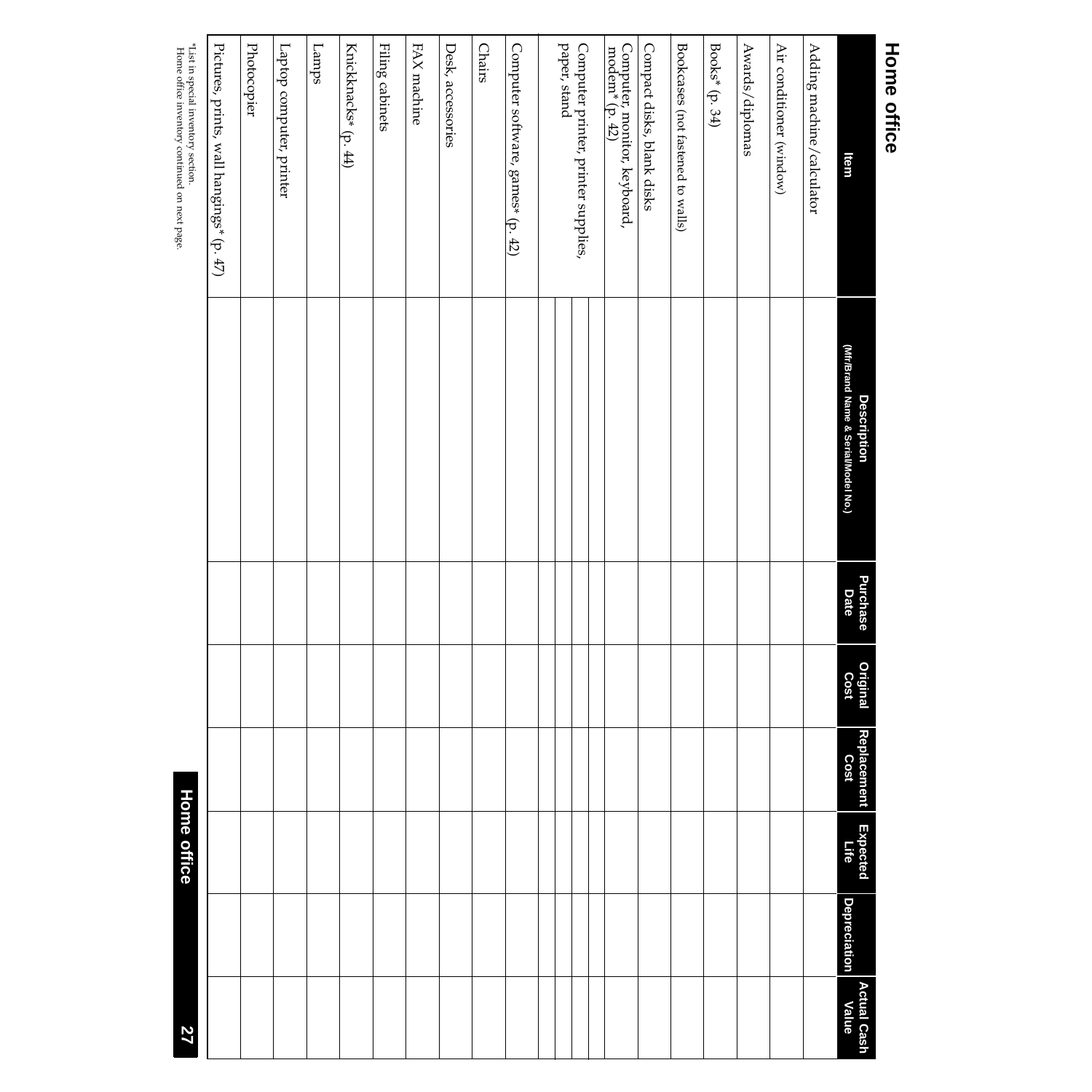# Home office

| Item | Description (Mfr/Brand Name & Serial/Model No.) | Purchase Date | Original Cost | Replacement Cost | Expected Life | Depreciation | Actual Cash Value |
|---|---|---|---|---|---|---|---|
| Adding machine/calculator | | | | | | | |
| Air conditioner (window) | | | | | | | |
| Awards/diplomas | | | | | | | |
| Books* (p. 34) | | | | | | | |
| Bookcases (not fastened to walls) | | | | | | | |
| Compact disks, blank disks | | | | | | | |
| Computer, monitor, keyboard, modem* (p. 42) | | | | | | | |
| Computer printer, printer supplies, paper, stand | | | | | | | |
| | | | | | | | |
| Computer software, games* (p. 42) | | | | | | | |
| Chairs | | | | | | | |
| Desk, accessories | | | | | | | |
| FAX machine | | | | | | | |
| Filing cabinets | | | | | | | |
| Knickknacks* (p. 44) | | | | | | | |
| Lamps | | | | | | | |
| Laptop computer, printer | | | | | | | |
| Photocopier | | | | | | | |
| Pictures, prints, wall hangings* (p. 47) | | | | | | | |

*List in special inventory section.
Home office inventory continued on next page.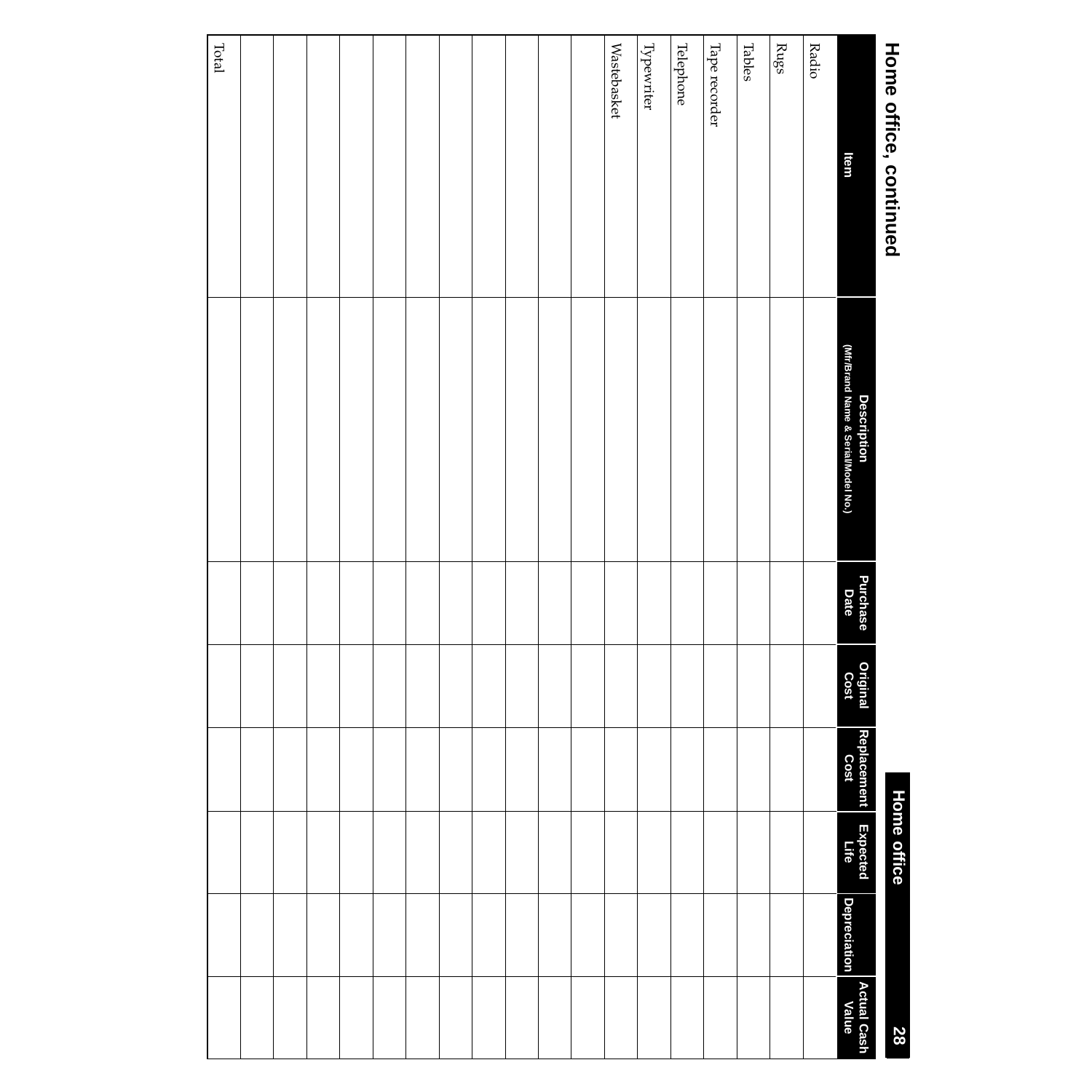## Home office, continued

| Item | Description (Mfr/Brand Name & Serial/Model No.) | Purchase Date | Original Cost | Replacement Cost | Expected Life | Depreciation | Actual Cash Value |
|---|---|---|---|---|---|---|---|
| Radio | | | | | | | |
| Rugs | | | | | | | |
| Tables | | | | | | | |
| Tape recorder | | | | | | | |
| Telephone | | | | | | | |
| Typewriter | | | | | | | |
| Wastebasket | | | | | | | |
| | | | | | | | |
| | | | | | | | |
| | | | | | | | |
| | | | | | | | |
| | | | | | | | |
| | | | | | | | |
| | | | | | | | |
| | | | | | | | |
| | | | | | | | |
| | | | | | | | |
| | | | | | | | |
| Total | | | | | | | |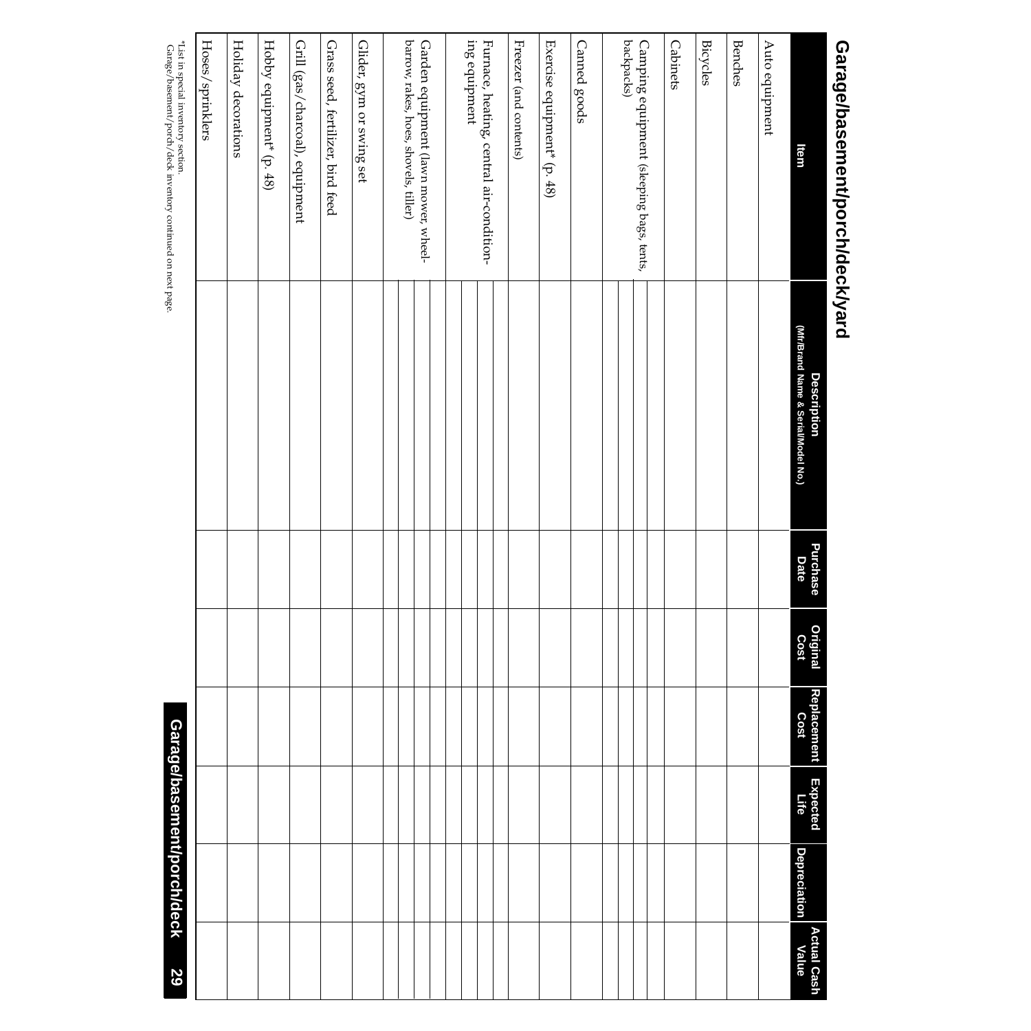## Garage/basement/porch/deck/yard

| Item | Description (Mfr/Brand Name & Serial/Model No.) | Purchase Date | Original Cost | Replacement Cost | Expected Life | Depreciation | Actual Cash Value |
|---|---|---|---|---|---|---|---|
| Auto equipment | | | | | | | |
| Benches | | | | | | | |
| Bicycles | | | | | | | |
| Cabinets | | | | | | | |
| Camping equipment (sleeping bags, tents, backpacks) | | | | | | | |
| | | | | | | | |
| | | | | | | | |
| Canned goods | | | | | | | |
| Exercise equipment* (p. 48) | | | | | | | |
| Freezer (and contents) | | | | | | | |
| Furnace, heating, central air-conditioning equipment | | | | | | | |
| | | | | | | | |
| | | | | | | | |
| Garden equipment (lawn mower, wheelbarrow, rakes, hoes, shovels, tiller) | | | | | | | |
| | | | | | | | |
| | | | | | | | |
| Glider, gym or swing set | | | | | | | |
| Grass seed, fertilizer, bird feed | | | | | | | |
| Grill (gas/charcoal), equipment | | | | | | | |
| Hobby equipment* (p. 48) | | | | | | | |
| Holiday decorations | | | | | | | |
| Hoses/sprinklers | | | | | | | |

*List in special inventory section.
Garage/basement/porch/deck inventory continued on next page.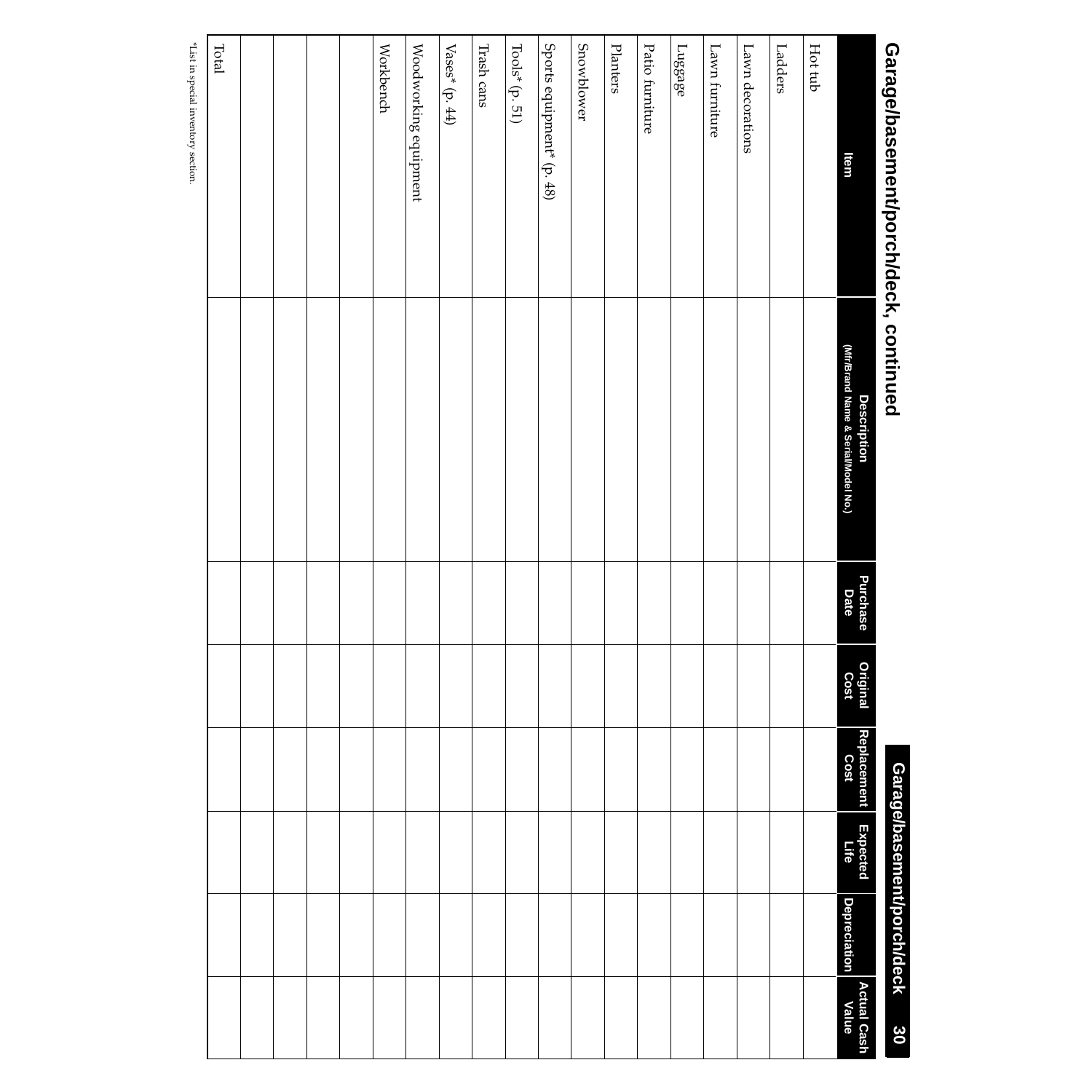## Garage/basement/porch/deck, continued

| Item | Description (Mfr/Brand Name & Serial/Model No.) | Purchase Date | Original Cost | Replacement Cost | Expected Life | Depreciation | Actual Cash Value |
|---|---|---|---|---|---|---|---|
| Hot tub | | | | | | | |
| Ladders | | | | | | | |
| Lawn decorations | | | | | | | |
| Lawn furniture | | | | | | | |
| Luggage | | | | | | | |
| Patio furniture | | | | | | | |
| Planters | | | | | | | |
| Snowblower | | | | | | | |
| Sports equipment* (p. 48) | | | | | | | |
| Tools* (p. 51) | | | | | | | |
| Trash cans | | | | | | | |
| Vases* (p. 44) | | | | | | | |
| Woodworking equipment | | | | | | | |
| Workbench | | | | | | | |
| | | | | | | | |
| | | | | | | | |
| | | | | | | | |
| | | | | | | | |
| Total | | | | | | | |

*List in special inventory section.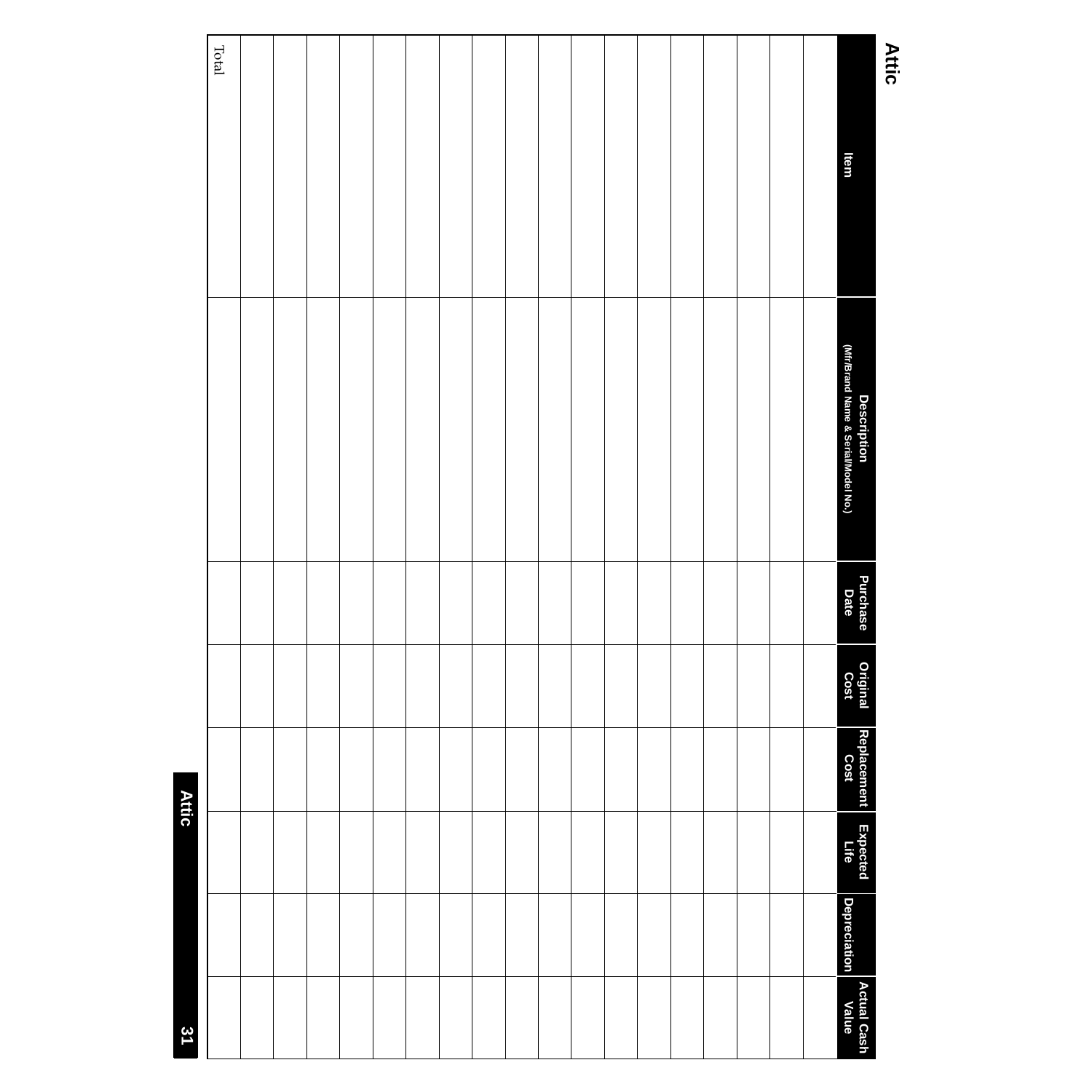# Attic

| Item | Description (Mfr/Brand Name & Serial/Model No.) | Purchase Date | Original Cost | Replacement Cost | Expected Life | Depreciation | Actual Cash Value |
|---|---|---|---|---|---|---|---|
| | | | | | | | |
| | | | | | | | |
| | | | | | | | |
| | | | | | | | |
| | | | | | | | |
| | | | | | | | |
| | | | | | | | |
| | | | | | | | |
| | | | | | | | |
| | | | | | | | |
| | | | | | | | |
| | | | | | | | |
| | | | | | | | |
| | | | | | | | |
| | | | | | | | |
| | | | | | | | |
| | | | | | | | |
| | | | | | | | |
| | | | | | | | |
| Total | | | | | | | |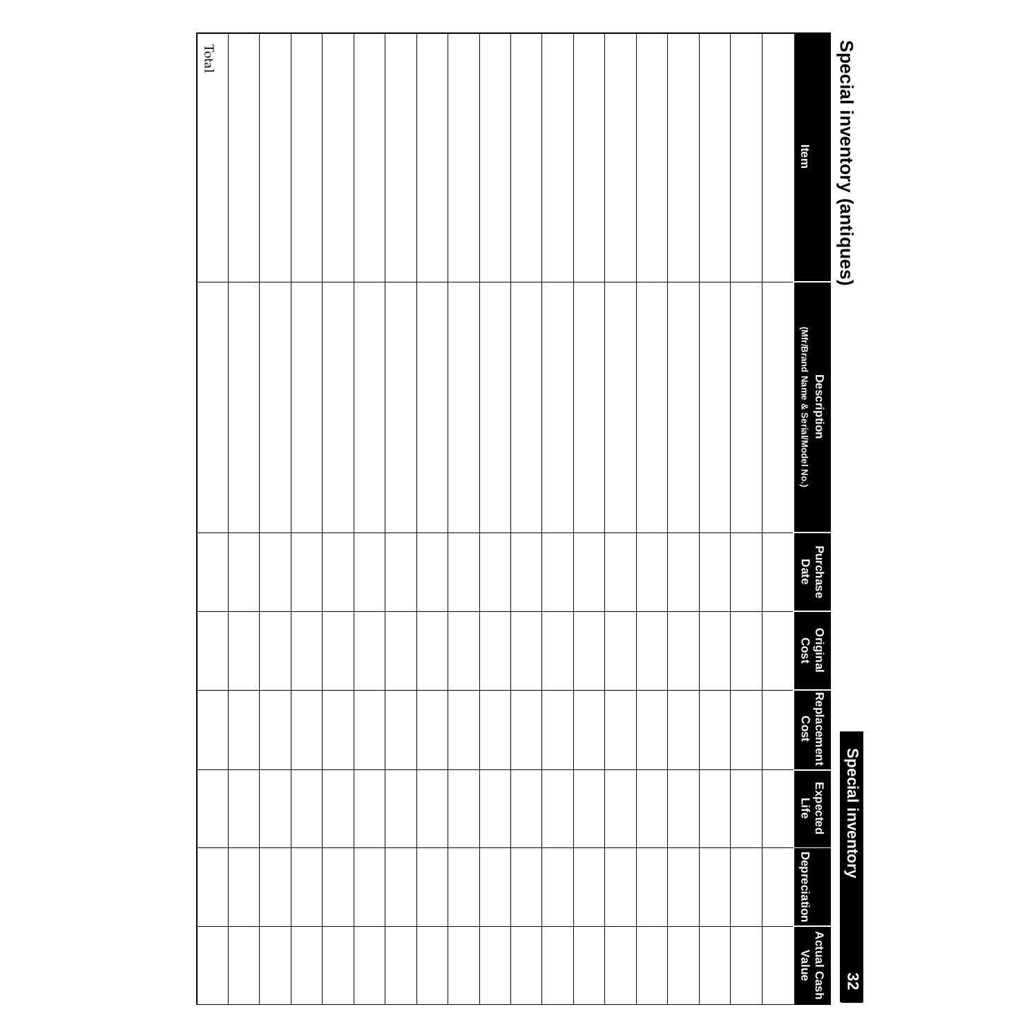## Special inventory

# Special inventory (antiques)

| Item | Description (Mfr/Brand Name & Serial/Model No.) | Purchase Date | Original Cost | Replacement Cost | Expected Life | Depreciation | Actual Cash Value |
|---|---|---|---|---|---|---|---|
| | | | | | | | |
| | | | | | | | |
| | | | | | | | |
| | | | | | | | |
| | | | | | | | |
| | | | | | | | |
| | | | | | | | |
| | | | | | | | |
| | | | | | | | |
| | | | | | | | |
| | | | | | | | |
| | | | | | | | |
| | | | | | | | |
| | | | | | | | |
| | | | | | | | |
| | | | | | | | |
| | | | | | | | |
| | | | | | | | |
| Total | | | | | | | |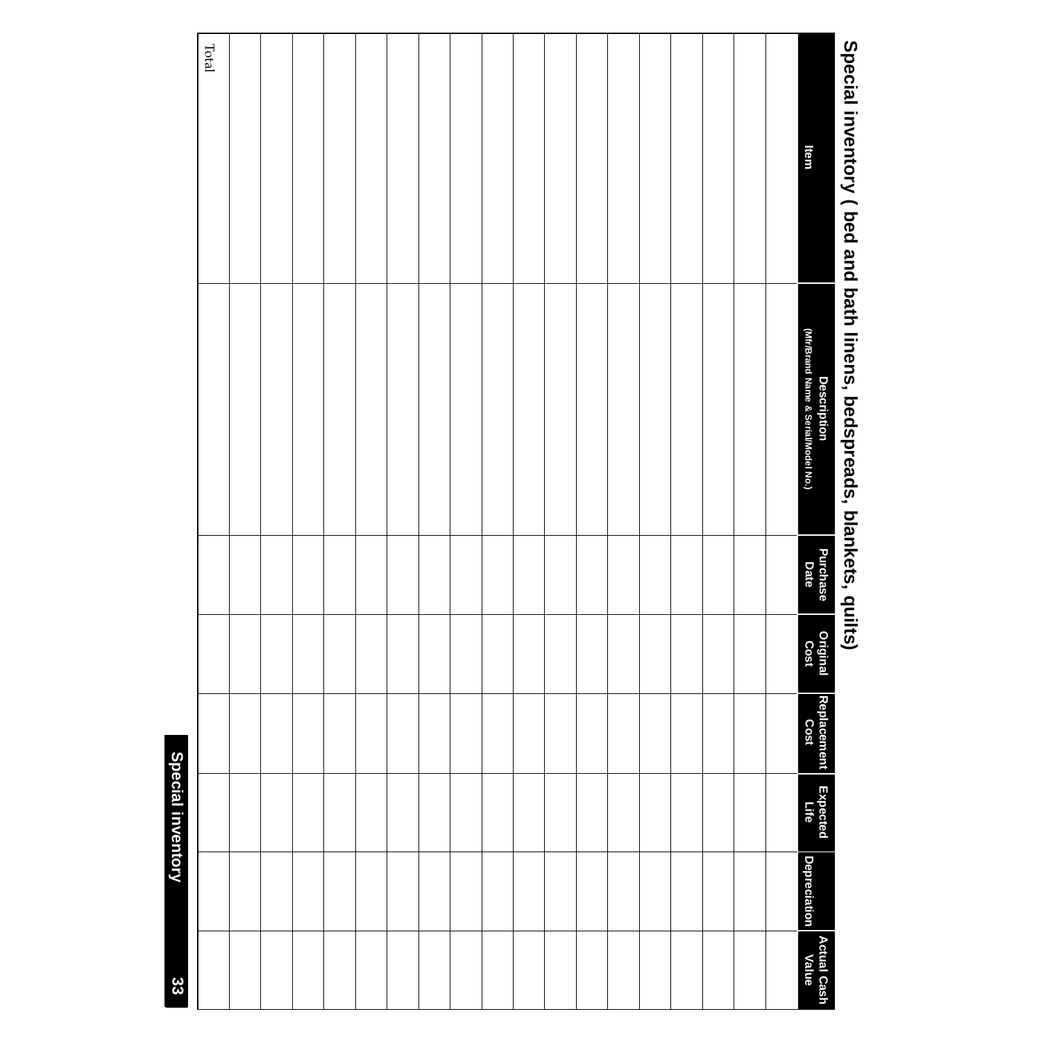# Special inventory ( bed and bath linens, bedspreads, blankets, quilts)

| Item | Description (Mfr/Brand Name & Serial/Model No.) | Purchase Date | Original Cost | Replacement Cost | Expected Life | Depreciation | Actual Cash Value |
|---|---|---|---|---|---|---|---|
| | | | | | | | |
| | | | | | | | |
| | | | | | | | |
| | | | | | | | |
| | | | | | | | |
| | | | | | | | |
| | | | | | | | |
| | | | | | | | |
| | | | | | | | |
| | | | | | | | |
| | | | | | | | |
| | | | | | | | |
| | | | | | | | |
| | | | | | | | |
| | | | | | | | |
| | | | | | | | |
| | | | | | | | |
| | | | | | | | |
| | | | | | | | |
| Total | | | | | | | |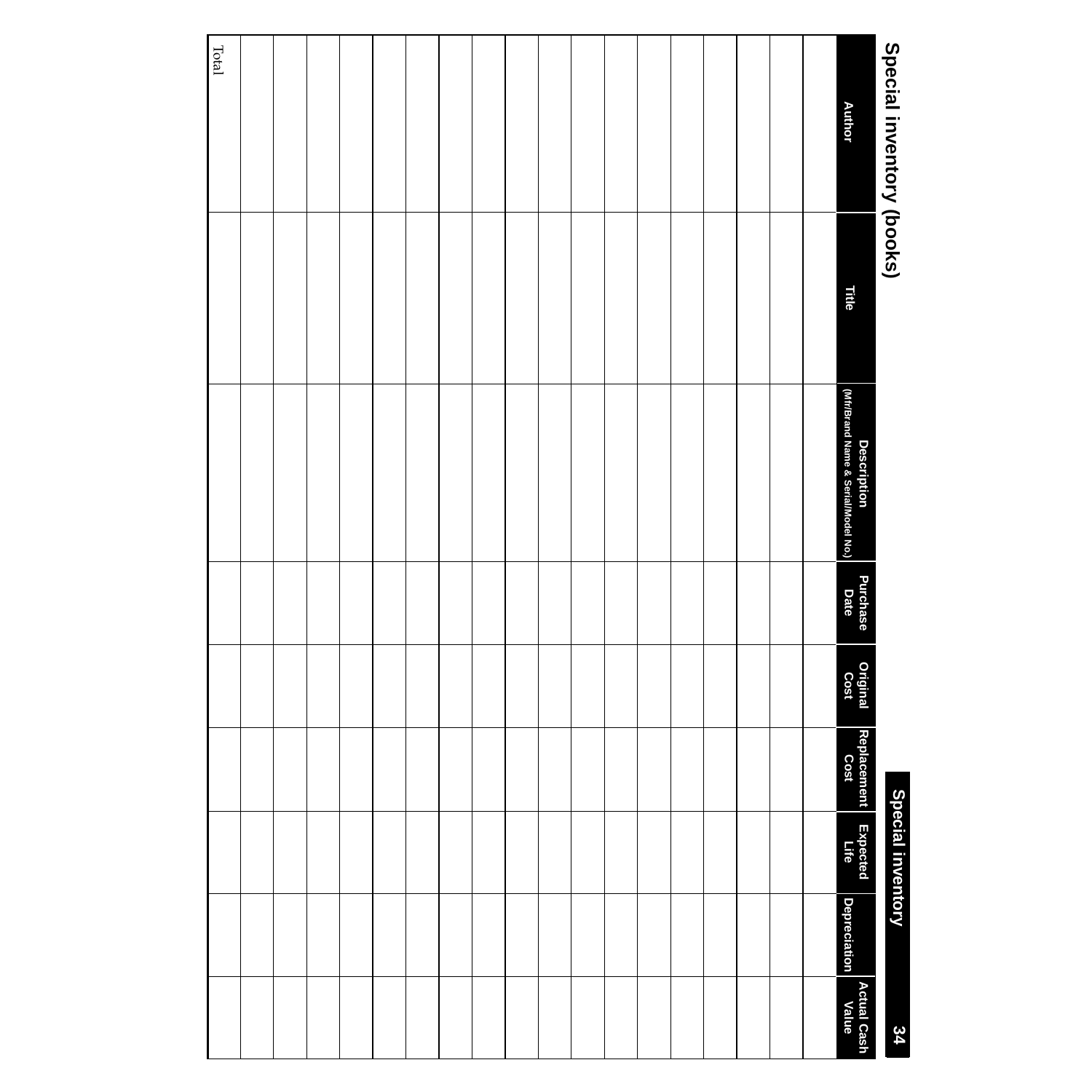# Special inventory (books)

| Author | Title | Description (Mfr/Brand Name & Serial/Model No.) | Purchase Date | Original Cost | Replacement Cost | Expected Life | Depreciation | Actual Cash Value |
|---|---|---|---|---|---|---|---|---|
| | | | | | | | | |
| | | | | | | | | |
| | | | | | | | | |
| | | | | | | | | |
| | | | | | | | | |
| | | | | | | | | |
| | | | | | | | | |
| | | | | | | | | |
| | | | | | | | | |
| | | | | | | | | |
| | | | | | | | | |
| | | | | | | | | |
| | | | | | | | | |
| | | | | | | | | |
| | | | | | | | | |
| | | | | | | | | |
| | | | | | | | | |
| | | | | | | | | |
| Total | | | | | | | | |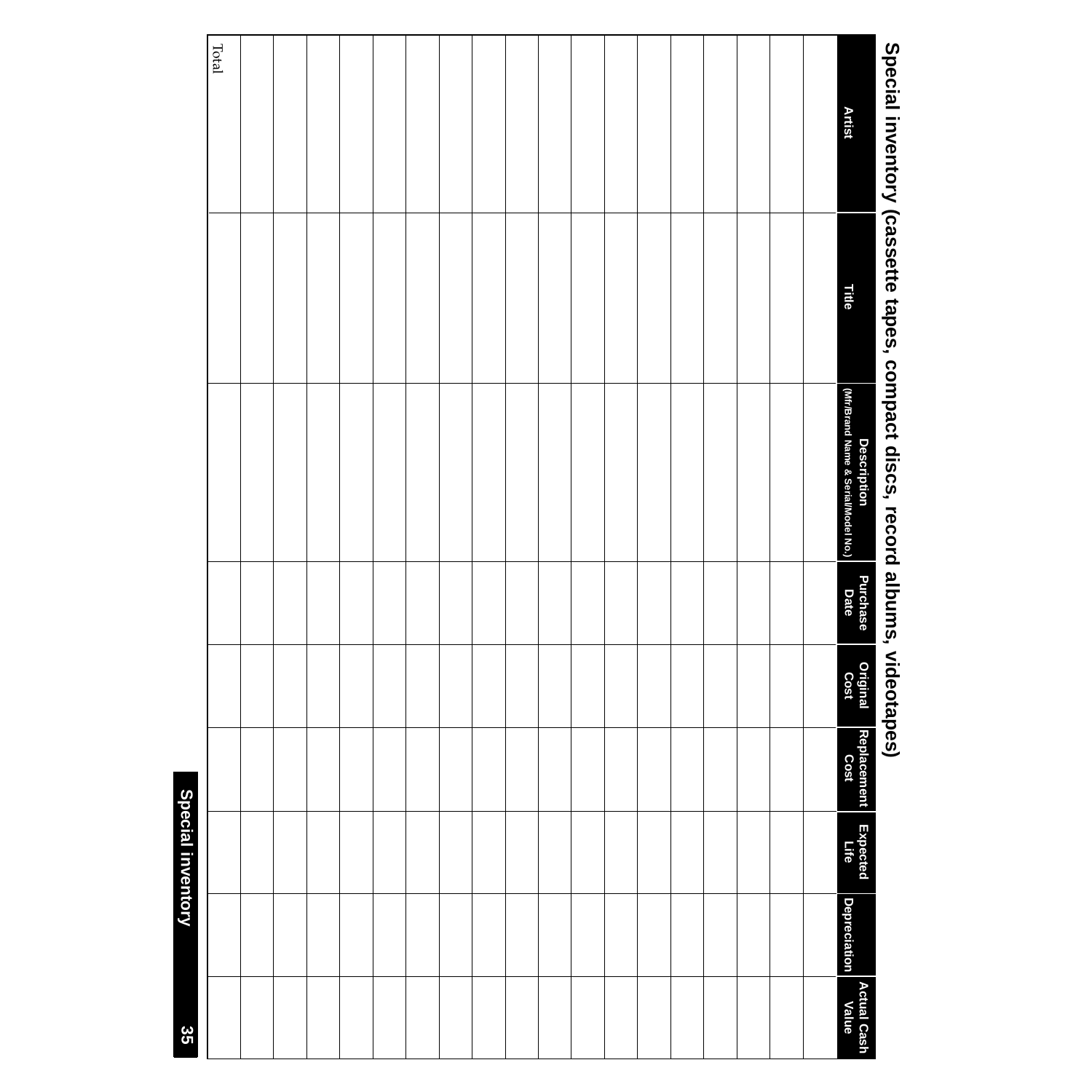## Special inventory (cassette tapes, compact discs, record albums, videotapes)

| Artist | Title | Description (Mfr/Brand Name & Serial/Model No.) | Purchase Date | Original Cost | Replacement Cost | Expected Life | Depreciation | Actual Cash Value |
|---|---|---|---|---|---|---|---|---|
| | | | | | | | | |
| | | | | | | | | |
| | | | | | | | | |
| | | | | | | | | |
| | | | | | | | | |
| | | | | | | | | |
| | | | | | | | | |
| | | | | | | | | |
| | | | | | | | | |
| | | | | | | | | |
| | | | | | | | | |
| | | | | | | | | |
| | | | | | | | | |
| | | | | | | | | |
| | | | | | | | | |
| | | | | | | | | |
| | | | | | | | | |
| | | | | | | | | |
| Total | | | | | | | | |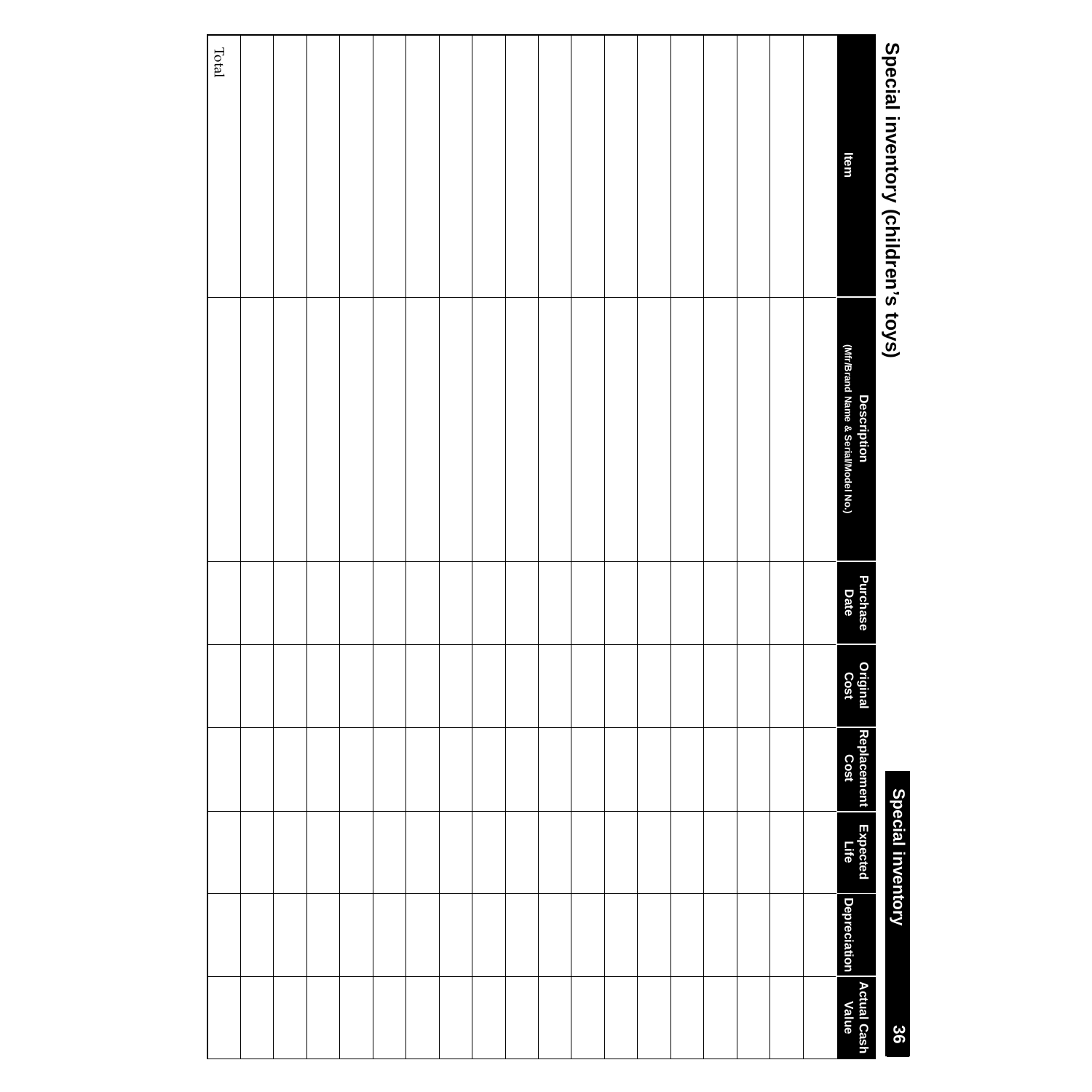# Special inventory (children's toys)

| Item | Description (Mfr/Brand Name & Serial/Model No.) | Purchase Date | Original Cost | Replacement Cost | Expected Life | Depreciation | Actual Cash Value |
|---|---|---|---|---|---|---|---|
| | | | | | | | |
| | | | | | | | |
| | | | | | | | |
| | | | | | | | |
| | | | | | | | |
| | | | | | | | |
| | | | | | | | |
| | | | | | | | |
| | | | | | | | |
| | | | | | | | |
| | | | | | | | |
| | | | | | | | |
| | | | | | | | |
| | | | | | | | |
| | | | | | | | |
| | | | | | | | |
| | | | | | | | |
| | | | | | | | |
| Total | | | | | | | |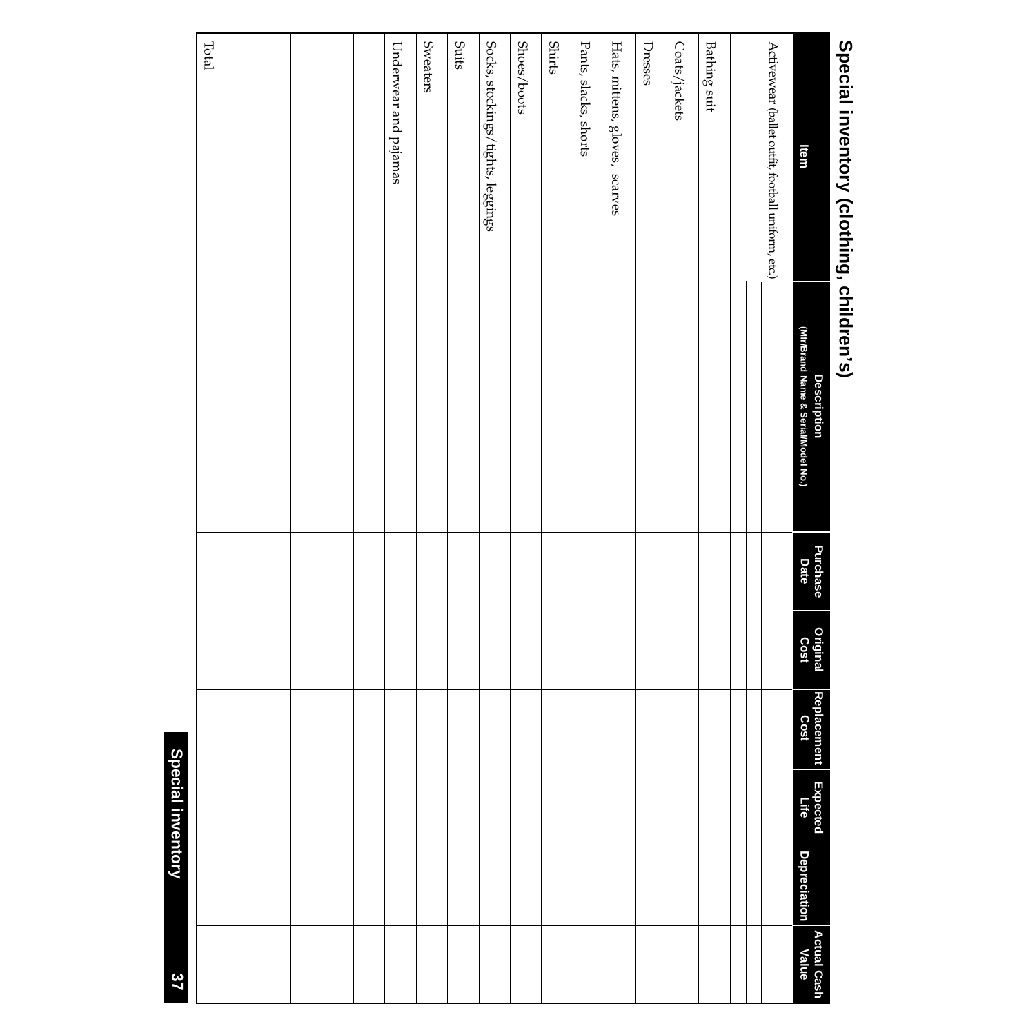## Special inventory (clothing, children's)

| Item | Description (Mfr/Brand Name & Serial/Model No.) | Purchase Date | Original Cost | Replacement Cost | Expected Life | Depreciation | Actual Cash Value |
|---|---|---|---|---|---|---|---|
| Activewear (ballet outfit, football uniform, etc.) | | | | | | | |
| | | | | | | | |
| | | | | | | | |
| | | | | | | | |
| Bathing suit | | | | | | | |
| Coats/jackets | | | | | | | |
| Dresses | | | | | | | |
| Hats, mittens, gloves, scarves | | | | | | | |
| Pants, slacks, shorts | | | | | | | |
| Shirts | | | | | | | |
| Shoes/boots | | | | | | | |
| Socks, stockings/tights, leggings | | | | | | | |
| Suits | | | | | | | |
| Sweaters | | | | | | | |
| Underwear and pajamas | | | | | | | |
| | | | | | | | |
| | | | | | | | |
| | | | | | | | |
| | | | | | | | |
| | | | | | | | |
| Total | | | | | | | |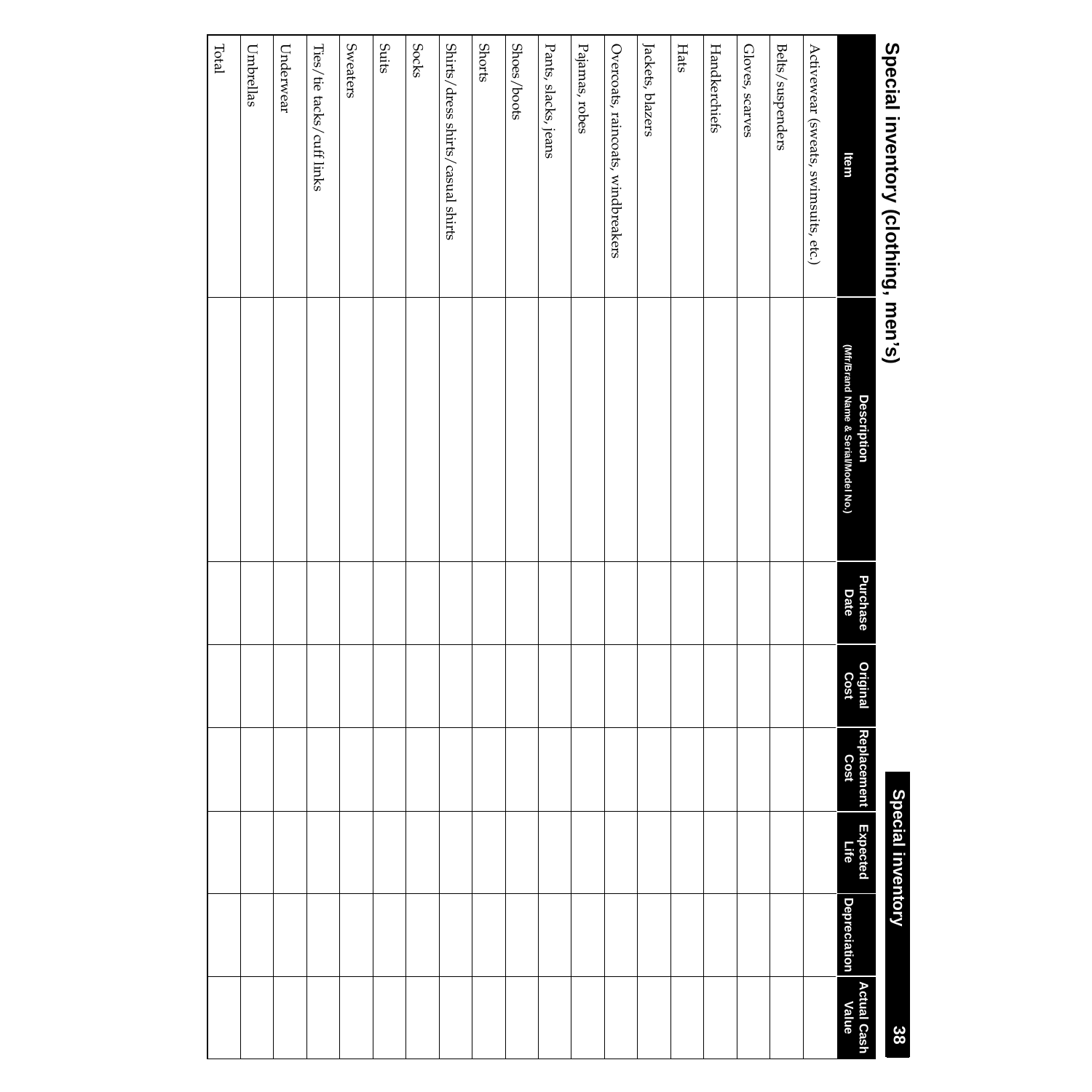# Special inventory (clothing, men's)

| Item | Description (Mfr/Brand Name & Serial/Model No.) | Purchase Date | Original Cost | Replacement Cost | Expected Life | Depreciation | Actual Cash Value |
|---|---|---|---|---|---|---|---|
| Activewear (sweats, swimsuits, etc.) | | | | | | | |
| Belts/suspenders | | | | | | | |
| Gloves, scarves | | | | | | | |
| Handkerchiefs | | | | | | | |
| Hats | | | | | | | |
| Jackets, blazers | | | | | | | |
| Overcoats, raincoats, windbreakers | | | | | | | |
| Pajamas, robes | | | | | | | |
| Pants, slacks, jeans | | | | | | | |
| Shoes/boots | | | | | | | |
| Shorts | | | | | | | |
| Shirts/dress shirts/casual shirts | | | | | | | |
| Socks | | | | | | | |
| Suits | | | | | | | |
| Sweaters | | | | | | | |
| Ties/tie tacks/cuff links | | | | | | | |
| Underwear | | | | | | | |
| Umbrellas | | | | | | | |
| Total | | | | | | | |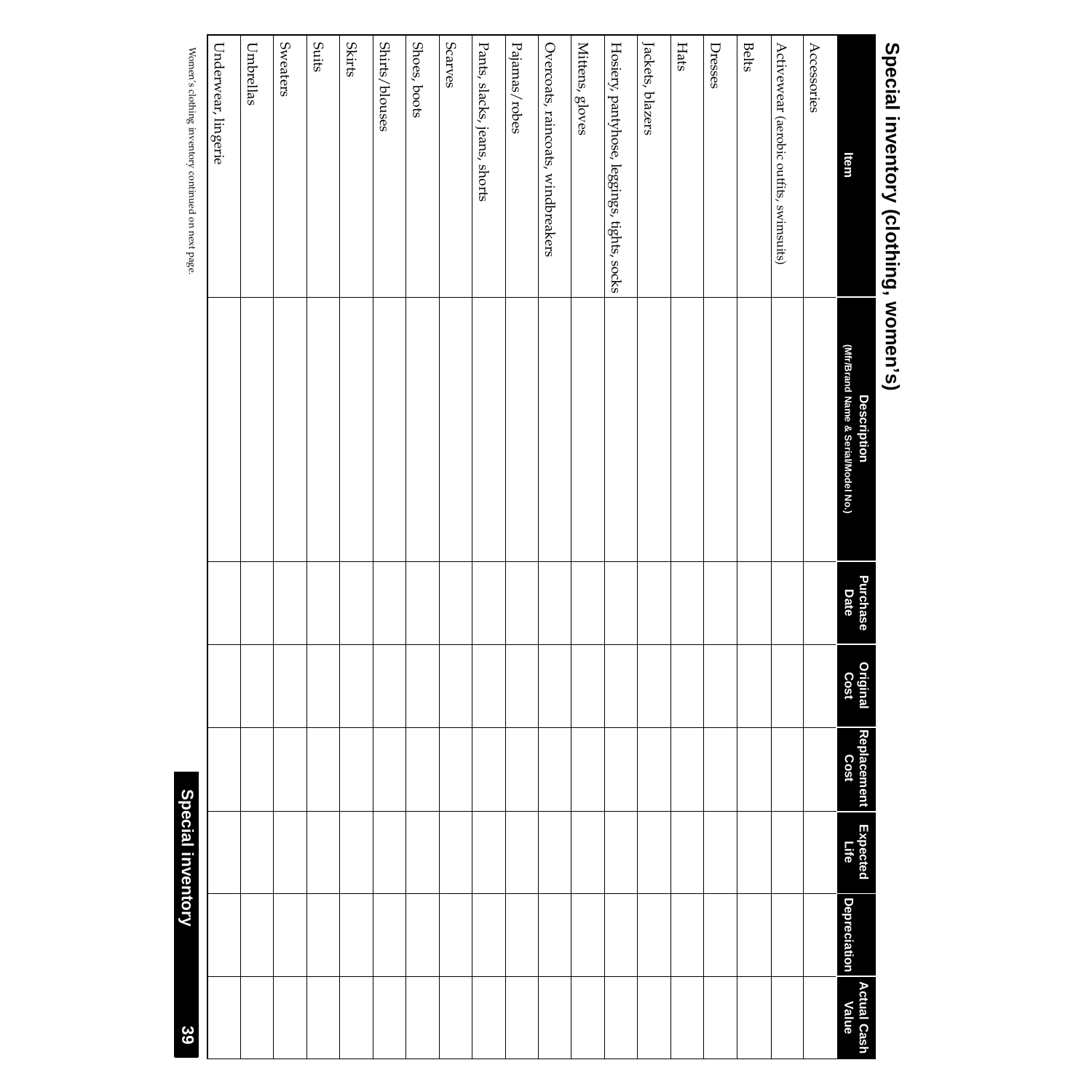## Special inventory (clothing, women's)

| Item | Description (Mfr/Brand Name & Serial/Model No.) | Purchase Date | Original Cost | Replacement Cost | Expected Life | Depreciation | Actual Cash Value |
|---|---|---|---|---|---|---|---|
| Accessories | | | | | | | |
| Activewear (aerobic outfits, swimsuits) | | | | | | | |
| Belts | | | | | | | |
| Dresses | | | | | | | |
| Hats | | | | | | | |
| Jackets, blazers | | | | | | | |
| Hosiery, pantyhose, leggings, tights, socks | | | | | | | |
| Mittens, gloves | | | | | | | |
| Overcoats, raincoats, windbreakers | | | | | | | |
| Pajamas/robes | | | | | | | |
| Pants, slacks, jeans, shorts | | | | | | | |
| Scarves | | | | | | | |
| Shoes, boots | | | | | | | |
| Shirts/blouses | | | | | | | |
| Skirts | | | | | | | |
| Suits | | | | | | | |
| Sweaters | | | | | | | |
| Umbrellas | | | | | | | |
| Underwear, lingerie | | | | | | | |

Women's clothing inventory continued on next page.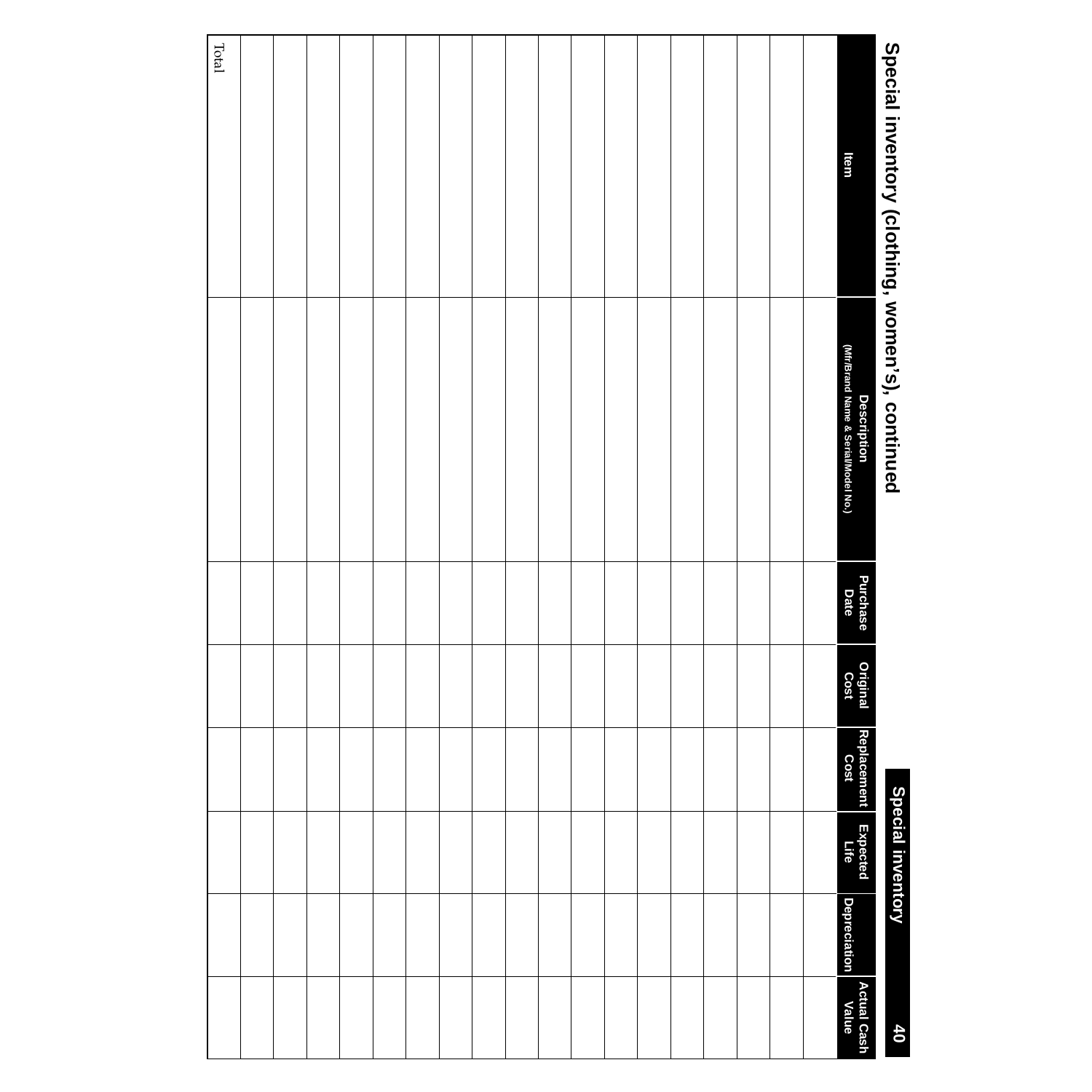## Special inventory (clothing, women's), continued

| Item | Description (Mfr/Brand Name & Serial/Model No.) | Purchase Date | Original Cost | Replacement Cost | Expected Life | Depreciation | Actual Cash Value |
|---|---|---|---|---|---|---|---|
| | | | | | | | |
| | | | | | | | |
| | | | | | | | |
| | | | | | | | |
| | | | | | | | |
| | | | | | | | |
| | | | | | | | |
| | | | | | | | |
| | | | | | | | |
| | | | | | | | |
| | | | | | | | |
| | | | | | | | |
| | | | | | | | |
| | | | | | | | |
| | | | | | | | |
| | | | | | | | |
| | | | | | | | |
| | | | | | | | |
| Total | | | | | | | |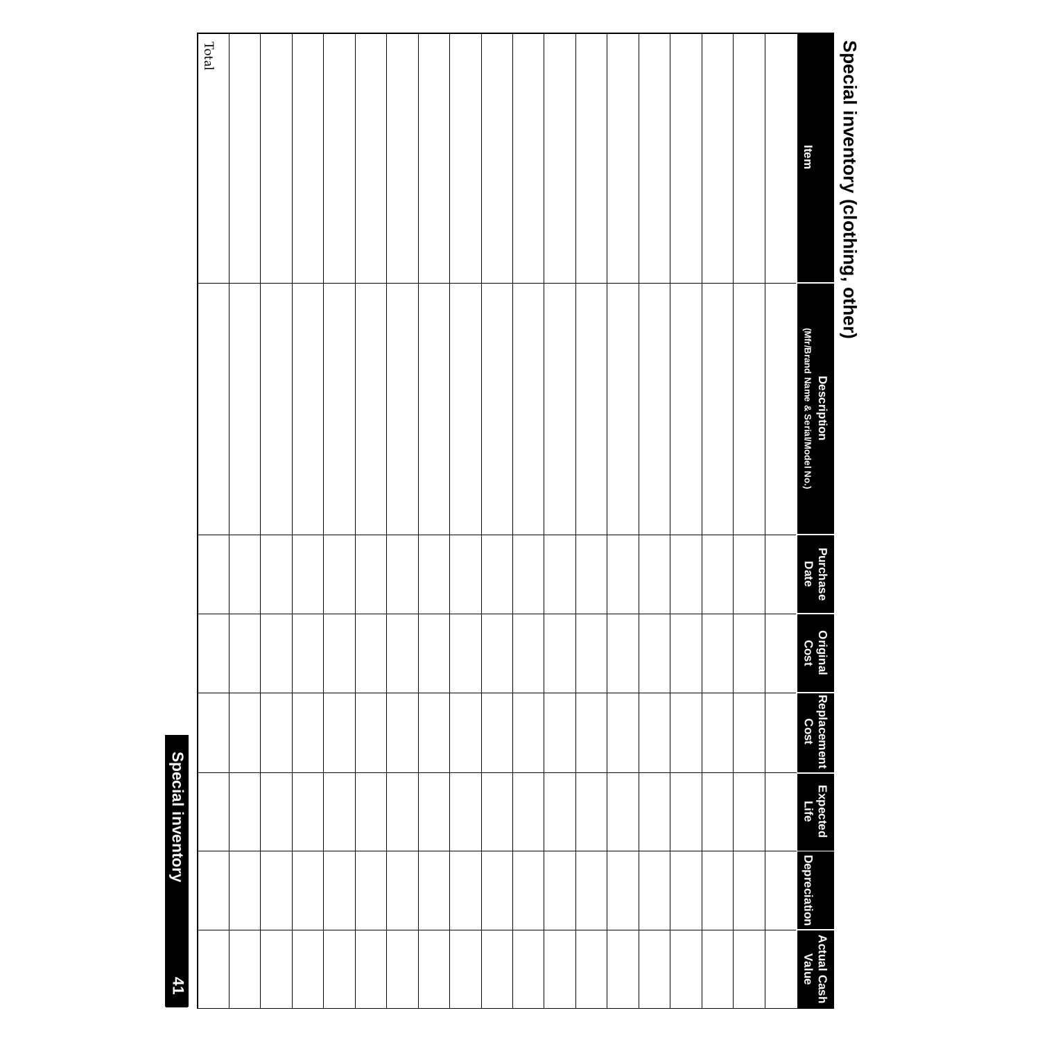## Special inventory (clothing, other)

| Item | Description (Mfr/Brand Name & Serial/Model No.) | Purchase Date | Original Cost | Replacement Cost | Expected Life | Depreciation | Actual Cash Value |
|---|---|---|---|---|---|---|---|
| | | | | | | | |
| | | | | | | | |
| | | | | | | | |
| | | | | | | | |
| | | | | | | | |
| | | | | | | | |
| | | | | | | | |
| | | | | | | | |
| | | | | | | | |
| | | | | | | | |
| | | | | | | | |
| | | | | | | | |
| | | | | | | | |
| | | | | | | | |
| | | | | | | | |
| | | | | | | | |
| | | | | | | | |
| | | | | | | | |
| Total | | | | | | | |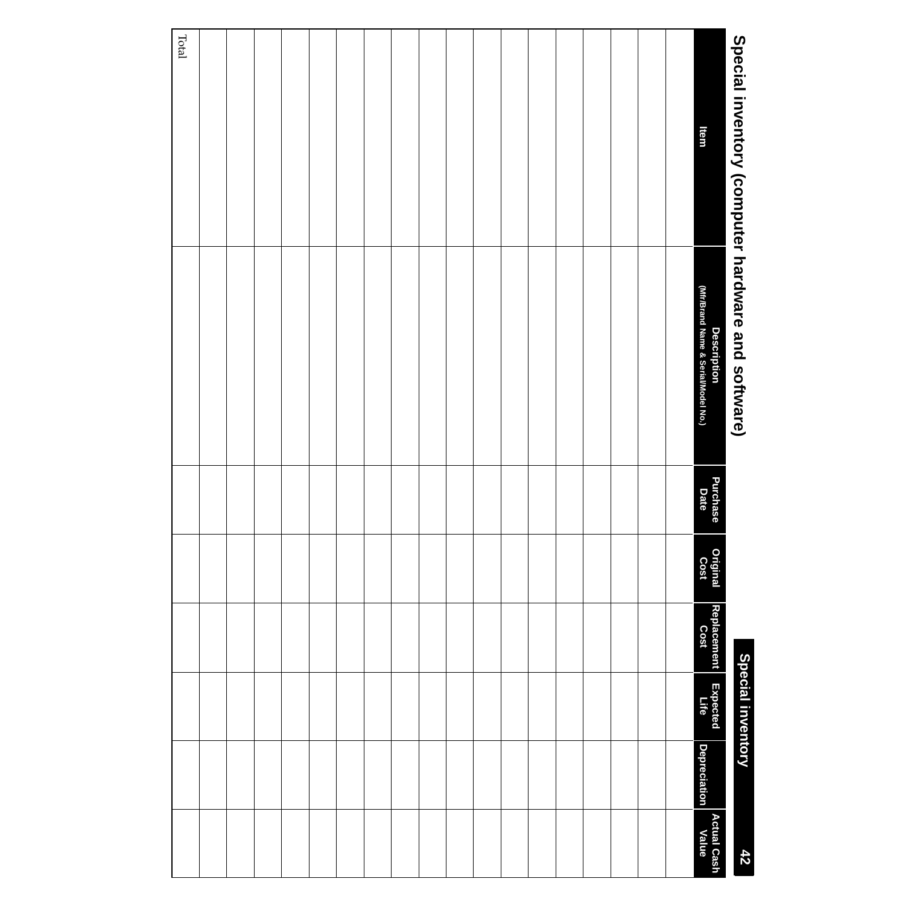# Special inventory (computer hardware and software)

| Item | Description (Mfr/Brand Name & Serial/Model No.) | Purchase Date | Original Cost | Replacement Cost | Expected Life | Depreciation | Actual Cash Value |
|---|---|---|---|---|---|---|---|
| | | | | | | | |
| | | | | | | | |
| | | | | | | | |
| | | | | | | | |
| | | | | | | | |
| | | | | | | | |
| | | | | | | | |
| | | | | | | | |
| | | | | | | | |
| | | | | | | | |
| | | | | | | | |
| | | | | | | | |
| | | | | | | | |
| | | | | | | | |
| | | | | | | | |
| | | | | | | | |
| | | | | | | | |
| | | | | | | | |
| Total | | | | | | | |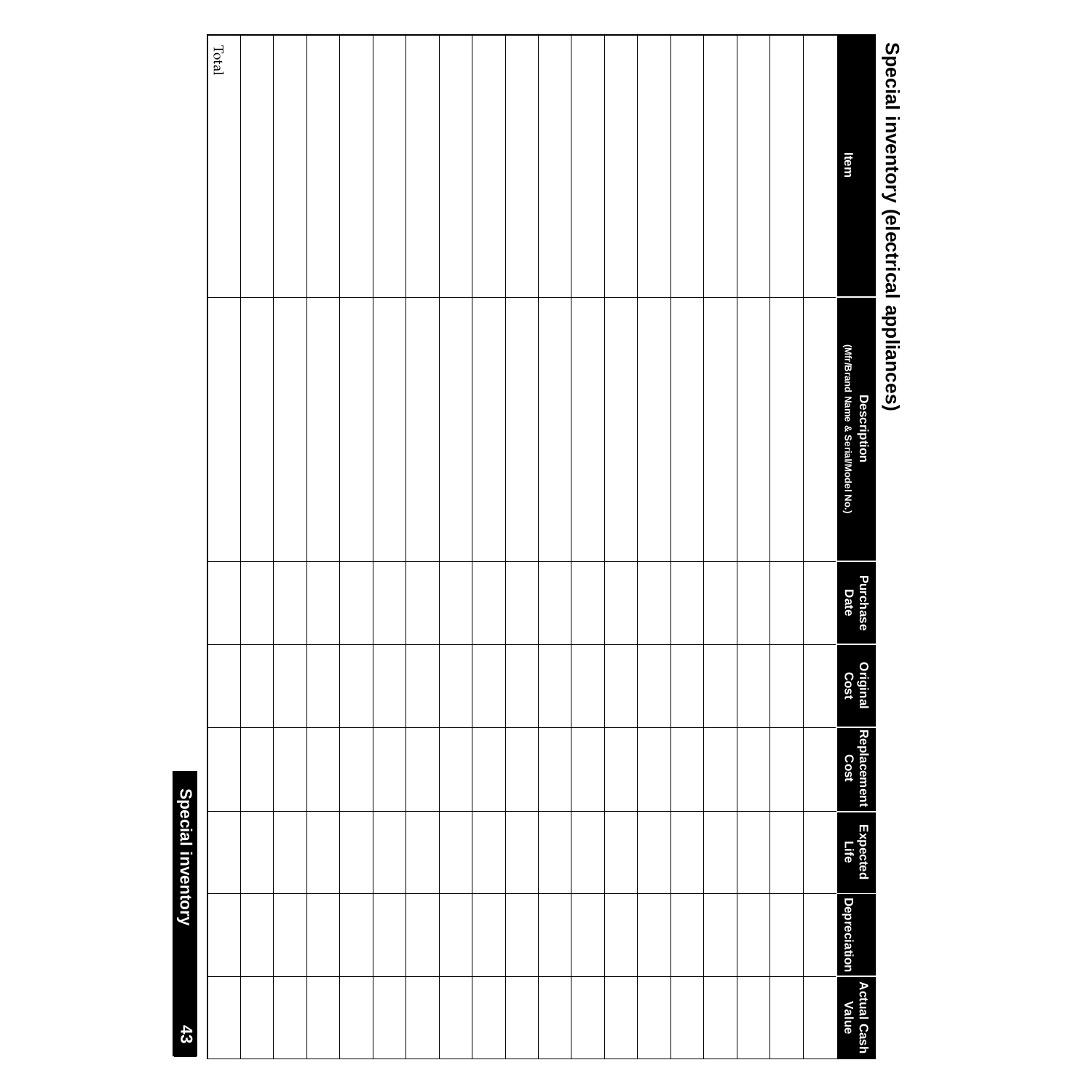# Special inventory (electrical appliances)

| Item | Description (Mfr/Brand Name & Serial/Model No.) | Purchase Date | Original Cost | Replacement Cost | Expected Life | Depreciation | Actual Cash Value |
|---|---|---|---|---|---|---|---|
| | | | | | | | |
| | | | | | | | |
| | | | | | | | |
| | | | | | | | |
| | | | | | | | |
| | | | | | | | |
| | | | | | | | |
| | | | | | | | |
| | | | | | | | |
| | | | | | | | |
| | | | | | | | |
| | | | | | | | |
| | | | | | | | |
| | | | | | | | |
| | | | | | | | |
| | | | | | | | |
| | | | | | | | |
| | | | | | | | |
| | | | | | | | |
| Total | | | | | | | |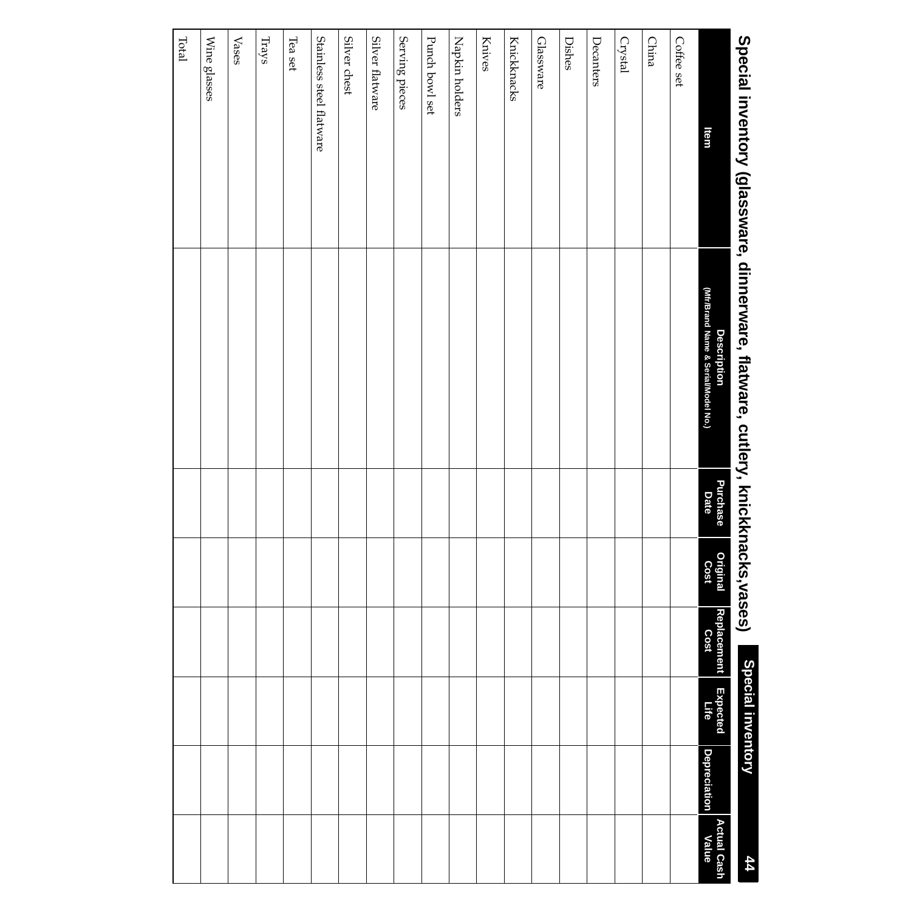# Special inventory (glassware, dinnerware, flatware, cutlery, knickknacks,vases)

| Item | Description (Mfr/Brand Name & Serial/Model No.) | Purchase Date | Original Cost | Replacement Cost | Expected Life | Depreciation | Actual Cash Value |
|---|---|---|---|---|---|---|---|
| Coffee set | | | | | | | |
| China | | | | | | | |
| Crystal | | | | | | | |
| Decanters | | | | | | | |
| Dishes | | | | | | | |
| Glassware | | | | | | | |
| Knickknacks | | | | | | | |
| Knives | | | | | | | |
| Napkin holders | | | | | | | |
| Punch bowl set | | | | | | | |
| Serving pieces | | | | | | | |
| Silver flatware | | | | | | | |
| Silver chest | | | | | | | |
| Stainless steel flatware | | | | | | | |
| Tea set | | | | | | | |
| Trays | | | | | | | |
| Vases | | | | | | | |
| Wine glasses | | | | | | | |
| Total | | | | | | | |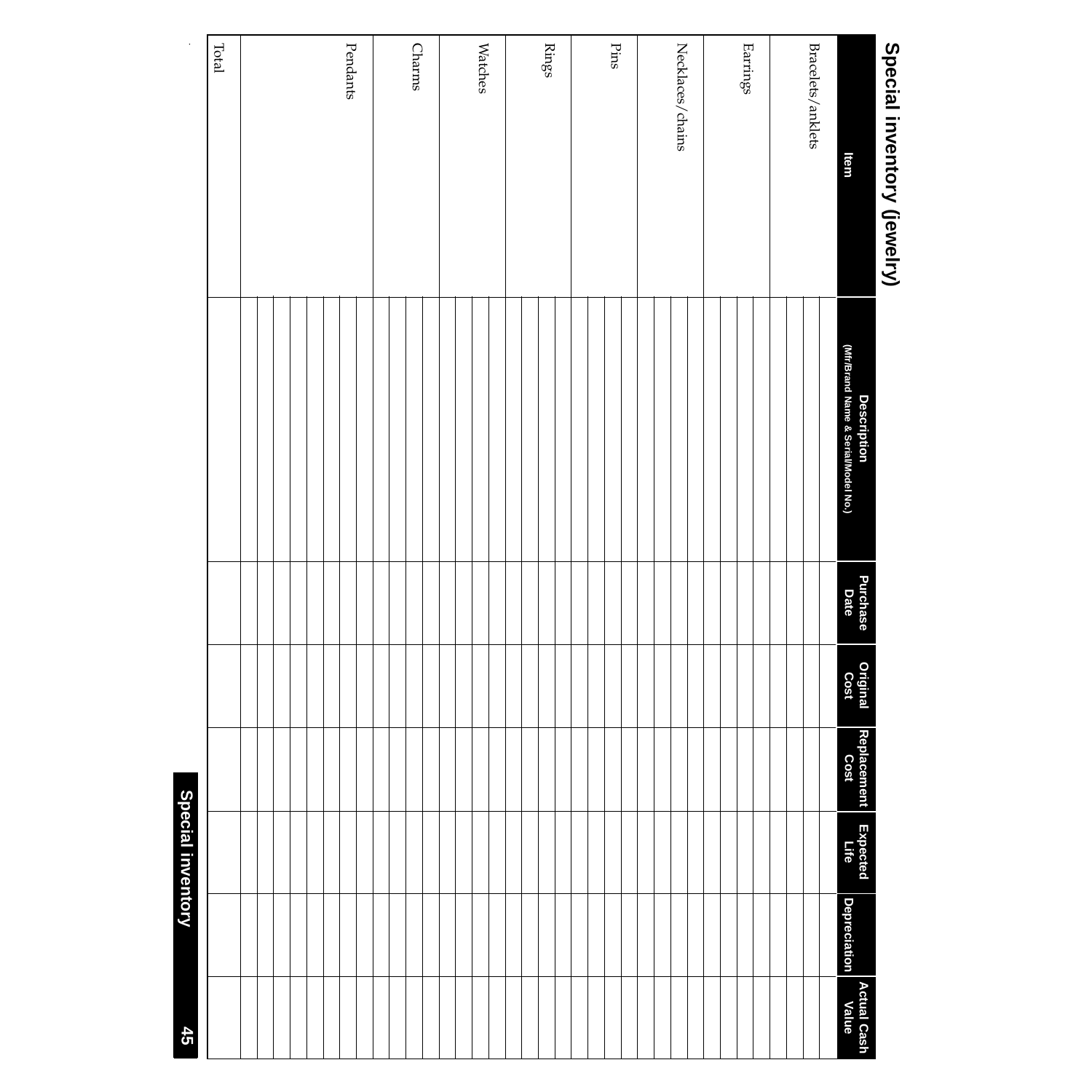## Special inventory (jewelry)

| Item | Description (Mfr/Brand Name & Serial/Model No.) | Purchase Date | Original Cost | Replacement Cost | Expected Life | Depreciation | Actual Cash Value |
|---|---|---|---|---|---|---|---|
| Bracelets/anklets | | | | | | | |
| | | | | | | | |
| | | | | | | | |
| Earrings | | | | | | | |
| | | | | | | | |
| | | | | | | | |
| | | | | | | | |
| Necklaces/chains | | | | | | | |
| | | | | | | | |
| | | | | | | | |
| | | | | | | | |
| Pins | | | | | | | |
| | | | | | | | |
| | | | | | | | |
| | | | | | | | |
| Rings | | | | | | | |
| | | | | | | | |
| | | | | | | | |
| | | | | | | | |
| Watches | | | | | | | |
| | | | | | | | |
| | | | | | | | |
| | | | | | | | |
| Charms | | | | | | | |
| | | | | | | | |
| | | | | | | | |
| | | | | | | | |
| Pendants | | | | | | | |
| | | | | | | | |
| | | | | | | | |
| | | | | | | | |
| | | | | | | | |
| | | | | | | | |
| Total | | | | | | | |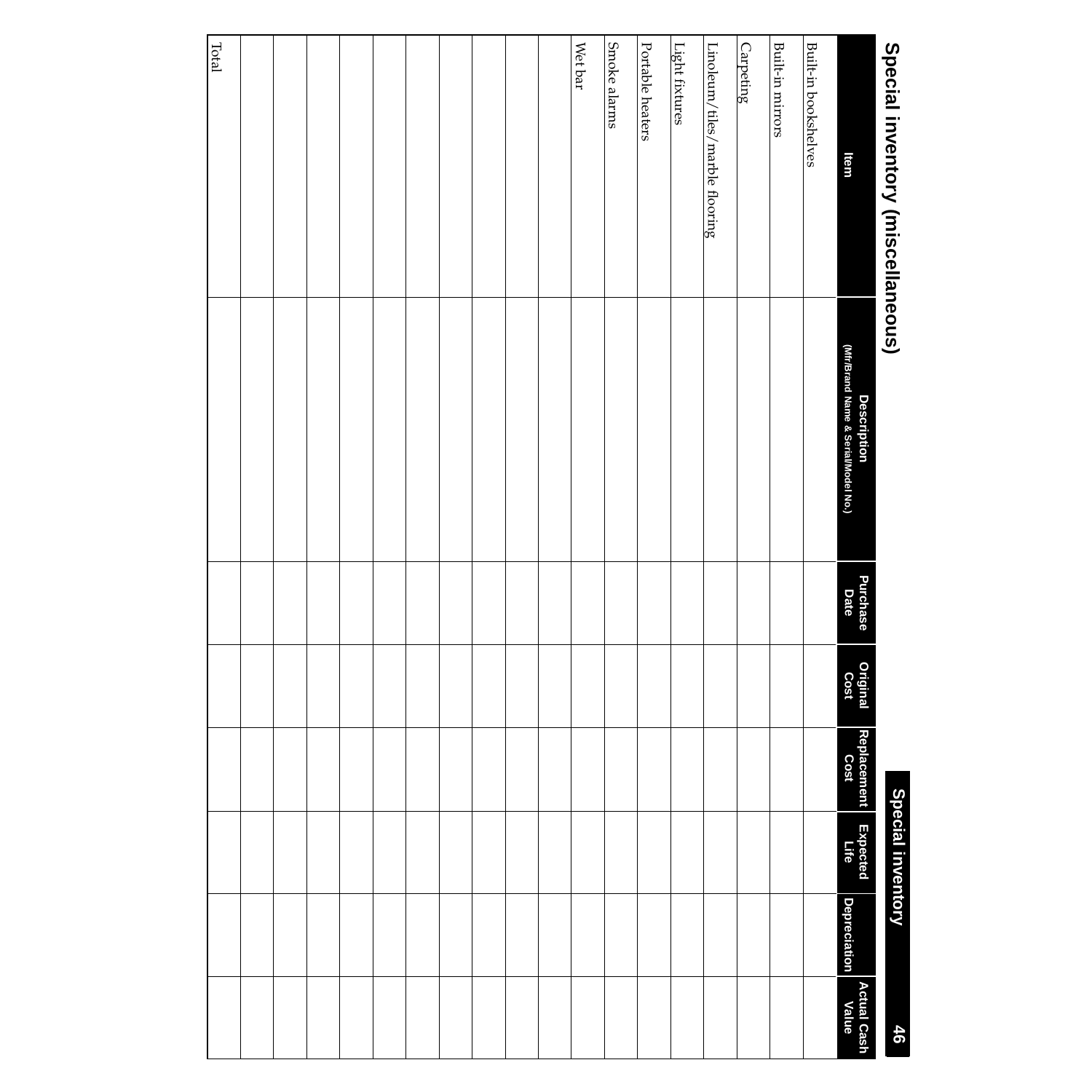# Special inventory (miscellaneous)

| Item | Description (Mfr/Brand Name & Serial/Model No.) | Purchase Date | Original Cost | Replacement Cost | Expected Life | Depreciation | Actual Cash Value |
|---|---|---|---|---|---|---|---|
| Built-in bookshelves | | | | | | | |
| Built-in mirrors | | | | | | | |
| Carpeting | | | | | | | |
| Linoleum/tiles/marble flooring | | | | | | | |
| Light fixtures | | | | | | | |
| Portable heaters | | | | | | | |
| Smoke alarms | | | | | | | |
| Wet bar | | | | | | | |
| | | | | | | | |
| | | | | | | | |
| | | | | | | | |
| | | | | | | | |
| | | | | | | | |
| | | | | | | | |
| | | | | | | | |
| | | | | | | | |
| | | | | | | | |
| | | | | | | | |
| Total | | | | | | | |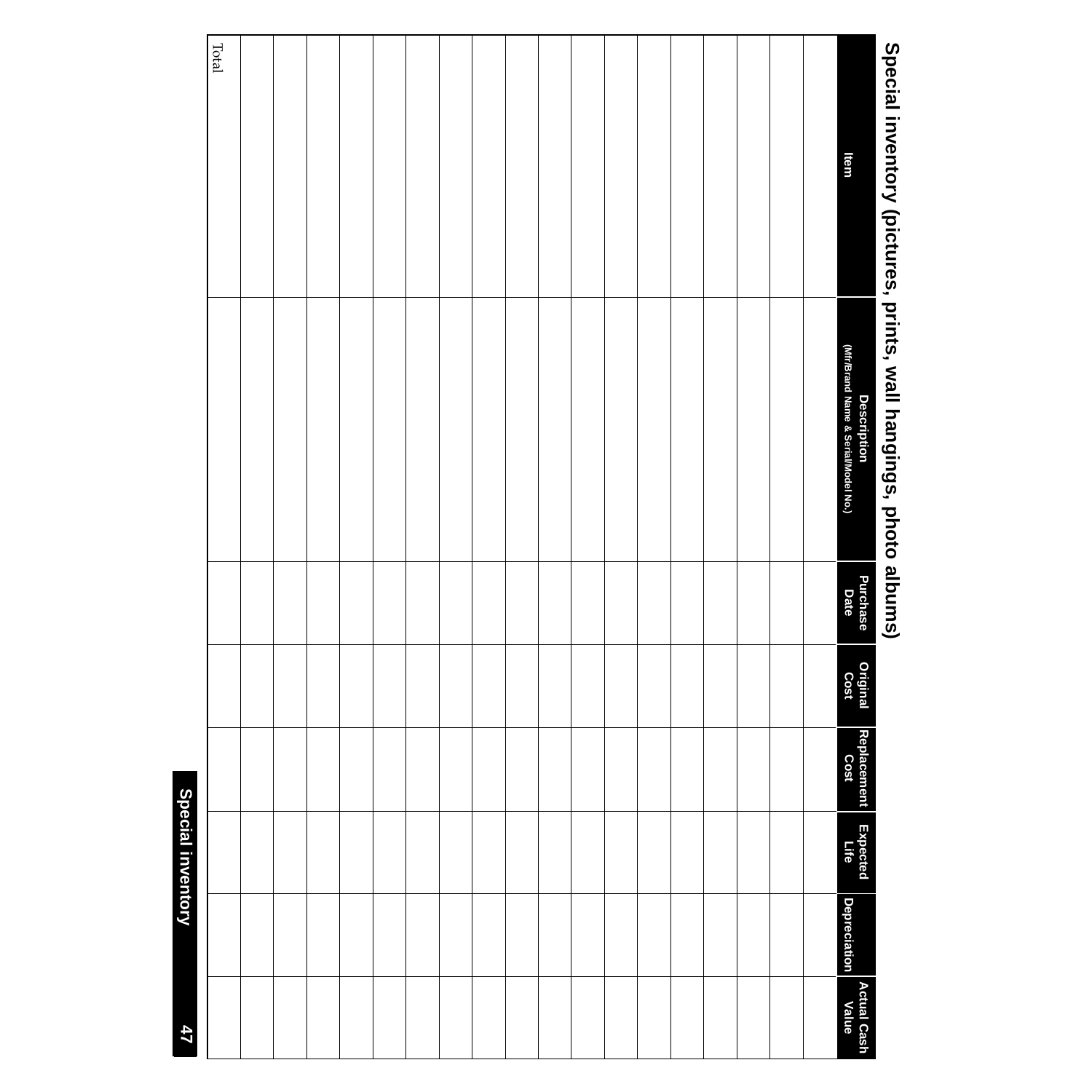# Special inventory (pictures, prints, wall hangings, photo albums)

| Item | Description (Mfr/Brand Name & Serial/Model No.) | Purchase Date | Original Cost | Replacement Cost | Expected Life | Depreciation | Actual Cash Value |
|---|---|---|---|---|---|---|---|
| | | | | | | | |
| | | | | | | | |
| | | | | | | | |
| | | | | | | | |
| | | | | | | | |
| | | | | | | | |
| | | | | | | | |
| | | | | | | | |
| | | | | | | | |
| | | | | | | | |
| | | | | | | | |
| | | | | | | | |
| | | | | | | | |
| | | | | | | | |
| | | | | | | | |
| | | | | | | | |
| | | | | | | | |
| | | | | | | | |
| | | | | | | | |
| Total | | | | | | | |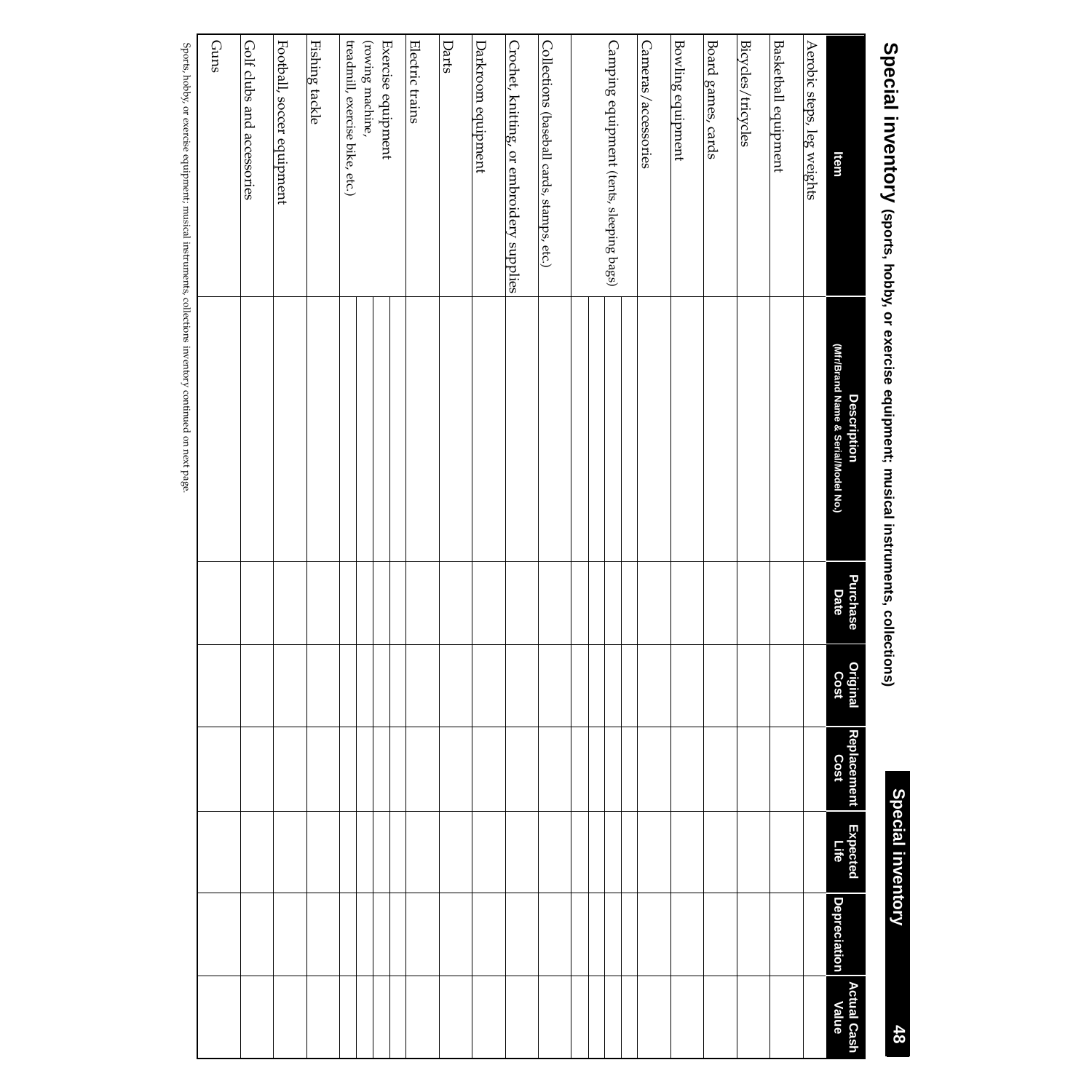## Special inventory (sports, hobby, or exercise equipment; musical instruments, collections)

| Item | Description (Mfr/Brand Name & Serial/Model No.) | Purchase Date | Original Cost | Replacement Cost | Expected Life | Depreciation | Actual Cash Value |
|---|---|---|---|---|---|---|---|
| Aerobic steps, leg weights | | | | | | | |
| Basketball equipment | | | | | | | |
| Bicycles/tricycles | | | | | | | |
| Board games, cards | | | | | | | |
| Bowling equipment | | | | | | | |
| Cameras/accessories | | | | | | | |
| Camping equipment (tents, sleeping bags) | | | | | | | |
| | | | | | | | |
| | | | | | | | |
| | | | | | | | |
| Collections (baseball cards, stamps, etc.) | | | | | | | |
| Crochet, knitting, or embroidery supplies | | | | | | | |
| Darkroom equipment | | | | | | | |
| Darts | | | | | | | |
| Electric trains | | | | | | | |
| Exercise equipment (rowing machine, treadmill, exercise bike, etc.) | | | | | | | |
| | | | | | | | |
| | | | | | | | |
| | | | | | | | |
| Fishing tackle | | | | | | | |
| Football, soccer equipment | | | | | | | |
| Golf clubs and accessories | | | | | | | |
| Guns | | | | | | | |

Sports, hobby, or exercise equipment; musical instruments, collections inventory continued on next page.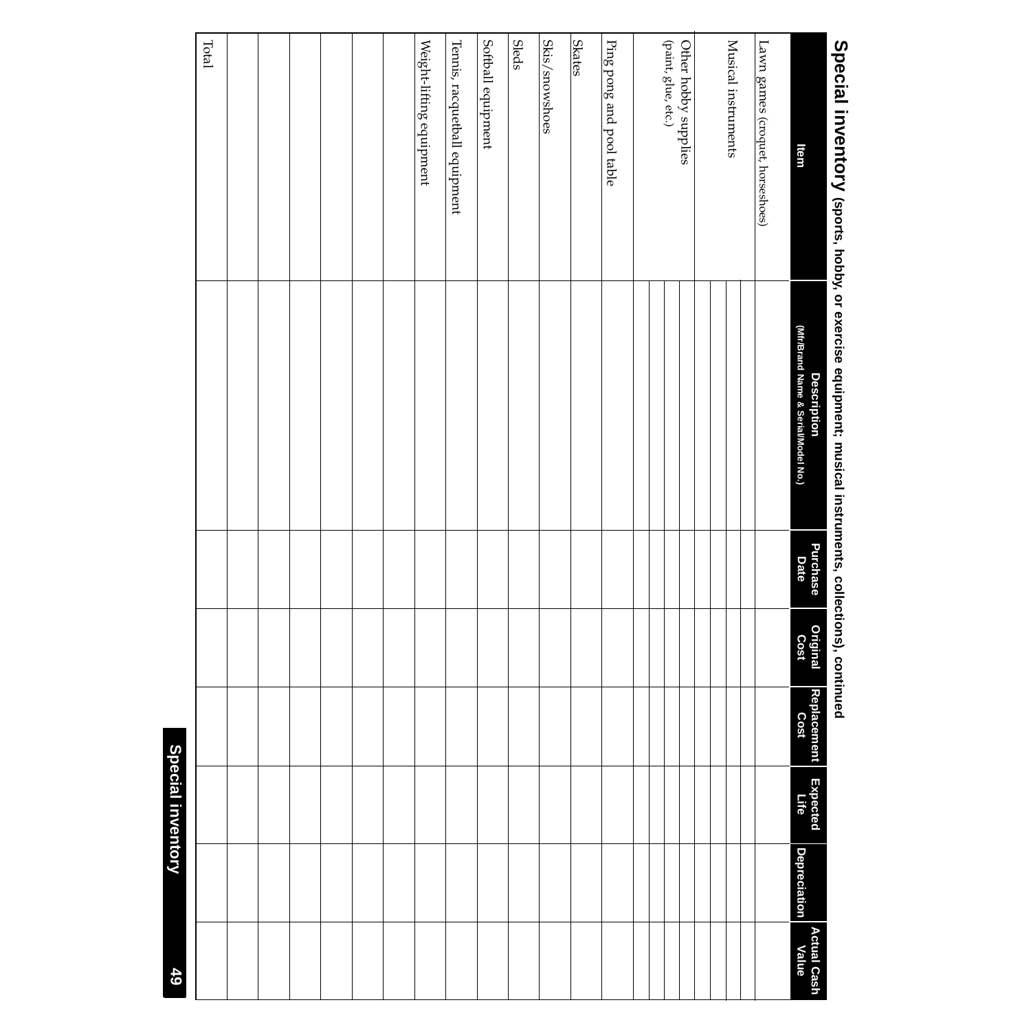## Special inventory (sports, hobby, or exercise equipment; musical instruments, collections), continued

| Item | Description (Mfr/Brand Name & Serial/Model No.) | Purchase Date | Original Cost | Replacement Cost | Expected Life | Depreciation | Actual Cash Value |
|---|---|---|---|---|---|---|---|
| Lawn games (croquet, horseshoes) | | | | | | | |
| Musical instruments | | | | | | | |
| | | | | | | | |
| | | | | | | | |
| | | | | | | | |
| Other hobby supplies (paint, glue, etc.) | | | | | | | |
| | | | | | | | |
| | | | | | | | |
| | | | | | | | |
| Ping pong and pool table | | | | | | | |
| Skates | | | | | | | |
| Skis/snowshoes | | | | | | | |
| Sleds | | | | | | | |
| Softball equipment | | | | | | | |
| Tennis, racquetball equipment | | | | | | | |
| Weight-lifting equipment | | | | | | | |
| | | | | | | | |
| | | | | | | | |
| | | | | | | | |
| | | | | | | | |
| | | | | | | | |
| Total | | | | | | | |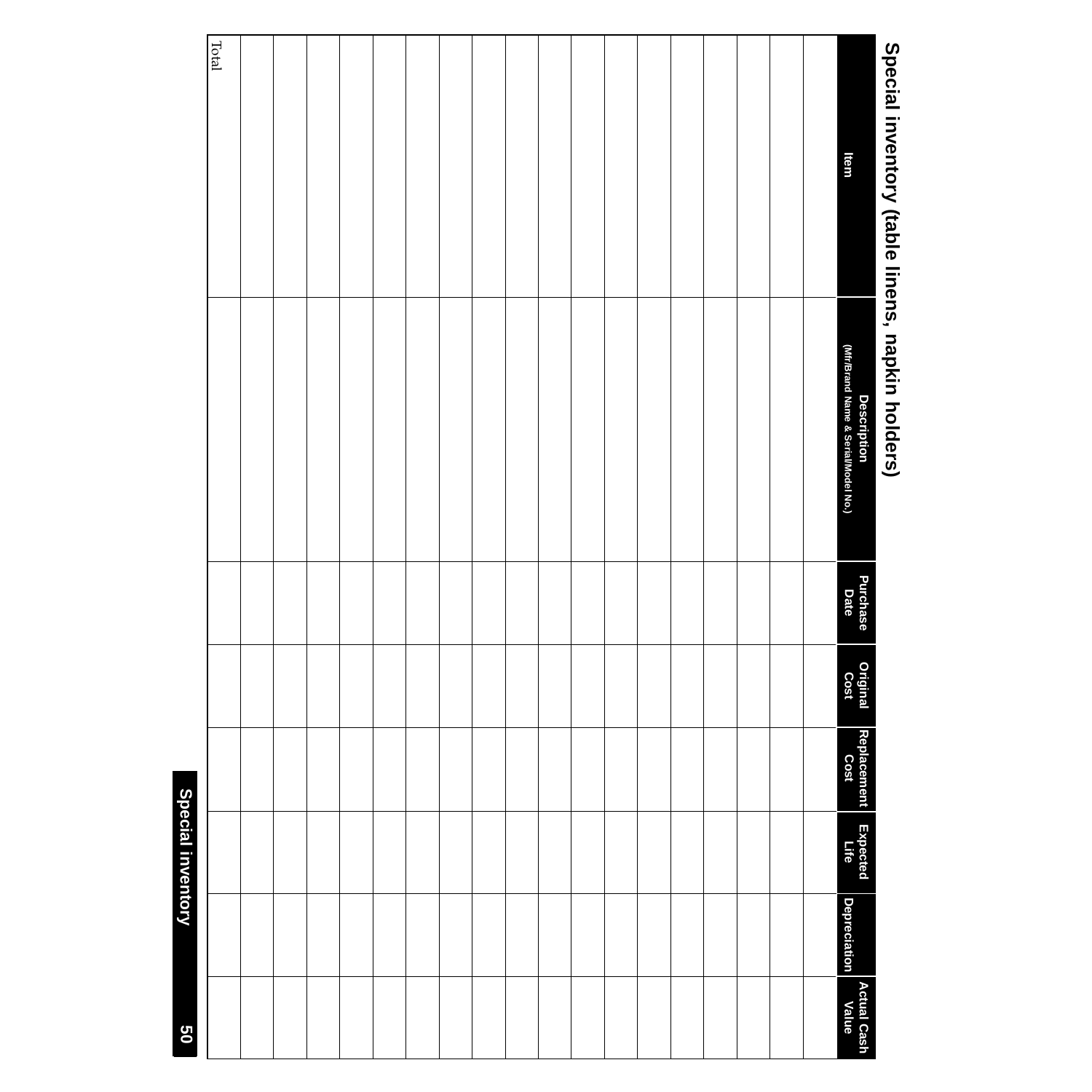# Special inventory (table linens, napkin holders)

| Item | Description (Mfr/Brand Name & Serial/Model No.) | Purchase Date | Original Cost | Replacement Cost | Expected Life | Depreciation | Actual Cash Value |
|---|---|---|---|---|---|---|---|
| | | | | | | | |
| | | | | | | | |
| | | | | | | | |
| | | | | | | | |
| | | | | | | | |
| | | | | | | | |
| | | | | | | | |
| | | | | | | | |
| | | | | | | | |
| | | | | | | | |
| | | | | | | | |
| | | | | | | | |
| | | | | | | | |
| | | | | | | | |
| | | | | | | | |
| | | | | | | | |
| | | | | | | | |
| | | | | | | | |
| Total | | | | | | | |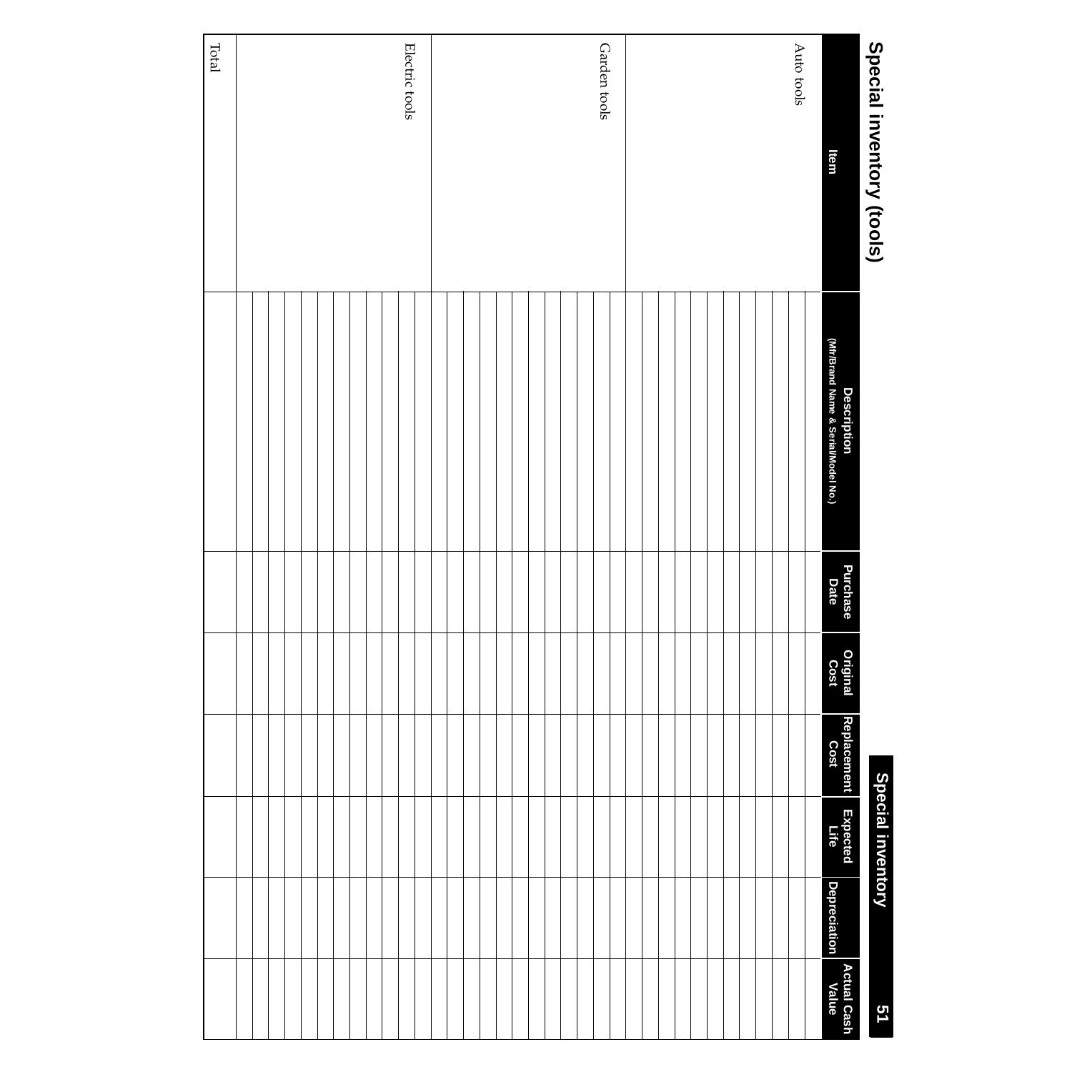# Special inventory (tools)

| Item | Description (Mfr/Brand Name & Serial/Model No.) | Purchase Date | Original Cost | Replacement Cost | Expected Life | Depreciation | Actual Cash Value |
|---|---|---|---|---|---|---|---|
| Auto tools | | | | | | | |
| | | | | | | | |
| | | | | | | | |
| | | | | | | | |
| | | | | | | | |
| | | | | | | | |
| | | | | | | | |
| | | | | | | | |
| | | | | | | | |
| | | | | | | | |
| | | | | | | | |
| | | | | | | | |
| Garden tools | | | | | | | |
| | | | | | | | |
| | | | | | | | |
| | | | | | | | |
| | | | | | | | |
| | | | | | | | |
| | | | | | | | |
| | | | | | | | |
| | | | | | | | |
| | | | | | | | |
| | | | | | | | |
| | | | | | | | |
| Electric tools | | | | | | | |
| | | | | | | | |
| | | | | | | | |
| | | | | | | | |
| | | | | | | | |
| | | | | | | | |
| | | | | | | | |
| | | | | | | | |
| | | | | | | | |
| | | | | | | | |
| | | | | | | | |
| | | | | | | | |
| Total | | | | | | | |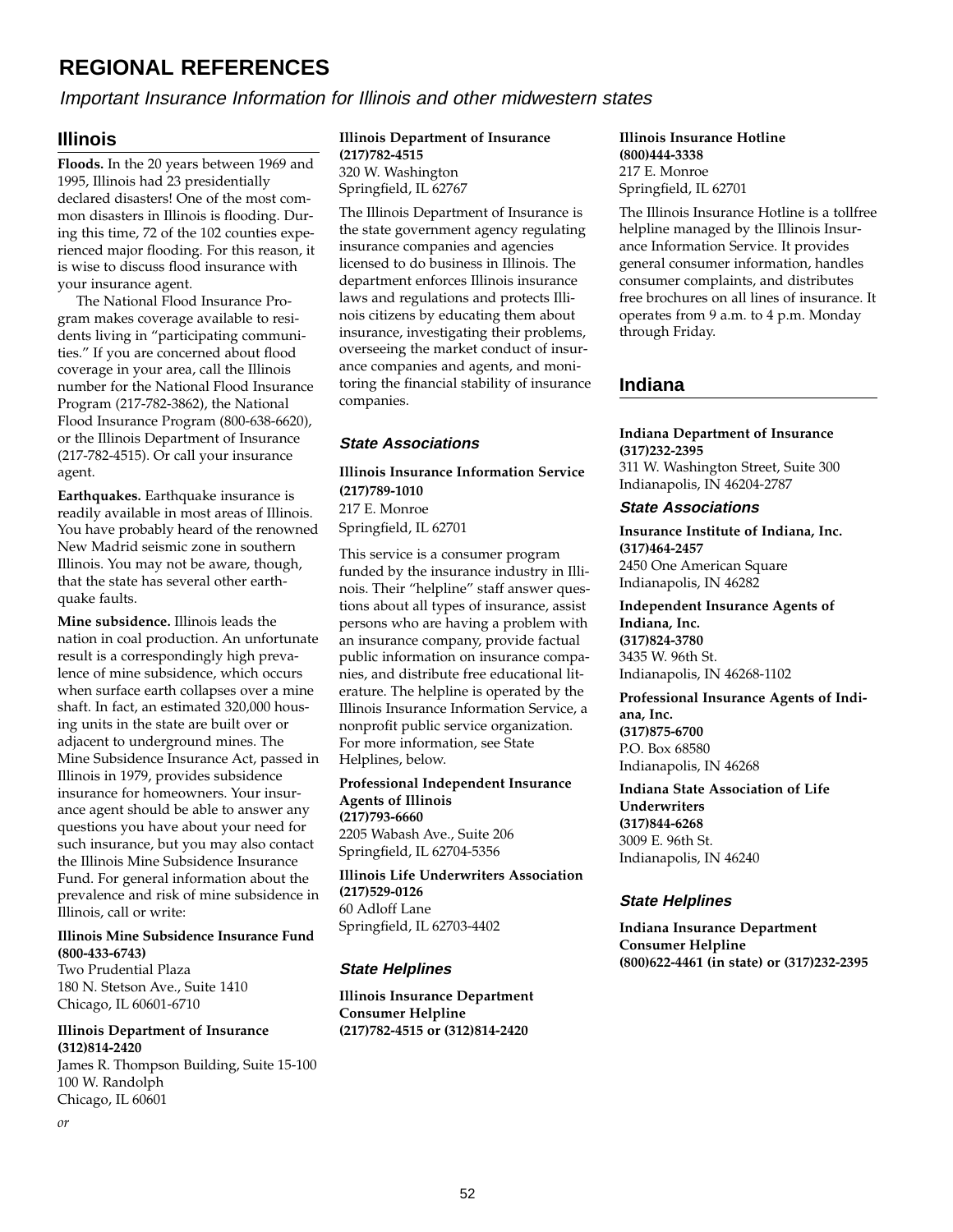# REGIONAL REFERENCES

*Important Insurance Information for Illinois and other midwestern states*

## Illinois

**Floods.** In the 20 years between 1969 and 1995, Illinois had 23 presidentially declared disasters! One of the most common disasters in Illinois is flooding. During this time, 72 of the 102 counties experienced major flooding. For this reason, it is wise to discuss flood insurance with your insurance agent.

The National Flood Insurance Program makes coverage available to residents living in "participating communities." If you are concerned about flood coverage in your area, call the Illinois number for the National Flood Insurance Program (217-782-3862), the National Flood Insurance Program (800-638-6620), or the Illinois Department of Insurance (217-782-4515). Or call your insurance agent.

**Earthquakes.** Earthquake insurance is readily available in most areas of Illinois. You have probably heard of the renowned New Madrid seismic zone in southern Illinois. You may not be aware, though, that the state has several other earthquake faults.

**Mine subsidence.** Illinois leads the nation in coal production. An unfortunate result is a correspondingly high prevalence of mine subsidence, which occurs when surface earth collapses over a mine shaft. In fact, an estimated 320,000 housing units in the state are built over or adjacent to underground mines. The Mine Subsidence Insurance Act, passed in Illinois in 1979, provides subsidence insurance for homeowners. Your insurance agent should be able to answer any questions you have about your need for such insurance, but you may also contact the Illinois Mine Subsidence Insurance Fund. For general information about the prevalence and risk of mine subsidence in Illinois, call or write:

**Illinois Mine Subsidence Insurance Fund**
**(800-433-6743)**
Two Prudential Plaza
180 N. Stetson Ave., Suite 1410
Chicago, IL 60601-6710

**Illinois Department of Insurance**
**(312)814-2420**
James R. Thompson Building, Suite 15-100
100 W. Randolph
Chicago, IL 60601

*or*

**Illinois Department of Insurance**
**(217)782-4515**
320 W. Washington
Springfield, IL 62767

The Illinois Department of Insurance is the state government agency regulating insurance companies and agencies licensed to do business in Illinois. The department enforces Illinois insurance laws and regulations and protects Illinois citizens by educating them about insurance, investigating their problems, overseeing the market conduct of insurance companies and agents, and monitoring the financial stability of insurance companies.

### State Associations

**Illinois Insurance Information Service**
**(217)789-1010**
217 E. Monroe
Springfield, IL 62701

This service is a consumer program funded by the insurance industry in Illinois. Their "helpline" staff answer questions about all types of insurance, assist persons who are having a problem with an insurance company, provide factual public information on insurance companies, and distribute free educational literature. The helpline is operated by the Illinois Insurance Information Service, a nonprofit public service organization. For more information, see State Helplines, below.

**Professional Independent Insurance Agents of Illinois**
**(217)793-6660**
2205 Wabash Ave., Suite 206
Springfield, IL 62704-5356

**Illinois Life Underwriters Association**
**(217)529-0126**
60 Adloff Lane
Springfield, IL 62703-4402

### State Helplines

**Illinois Insurance Department Consumer Helpline**
**(217)782-4515 or (312)814-2420**

**Illinois Insurance Hotline**
**(800)444-3338**
217 E. Monroe
Springfield, IL 62701

The Illinois Insurance Hotline is a tollfree helpline managed by the Illinois Insurance Information Service. It provides general consumer information, handles consumer complaints, and distributes free brochures on all lines of insurance. It operates from 9 a.m. to 4 p.m. Monday through Friday.

## Indiana

**Indiana Department of Insurance**
**(317)232-2395**
311 W. Washington Street, Suite 300
Indianapolis, IN 46204-2787

### State Associations

**Insurance Institute of Indiana, Inc.**
**(317)464-2457**
2450 One American Square
Indianapolis, IN 46282

**Independent Insurance Agents of Indiana, Inc.**
**(317)824-3780**
3435 W. 96th St.
Indianapolis, IN 46268-1102

**Professional Insurance Agents of Indiana, Inc.**
**(317)875-6700**
P.O. Box 68580
Indianapolis, IN 46268

**Indiana State Association of Life Underwriters**
**(317)844-6268**
3009 E. 96th St.
Indianapolis, IN 46240

### State Helplines

**Indiana Insurance Department Consumer Helpline**
**(800)622-4461 (in state) or (317)232-2395**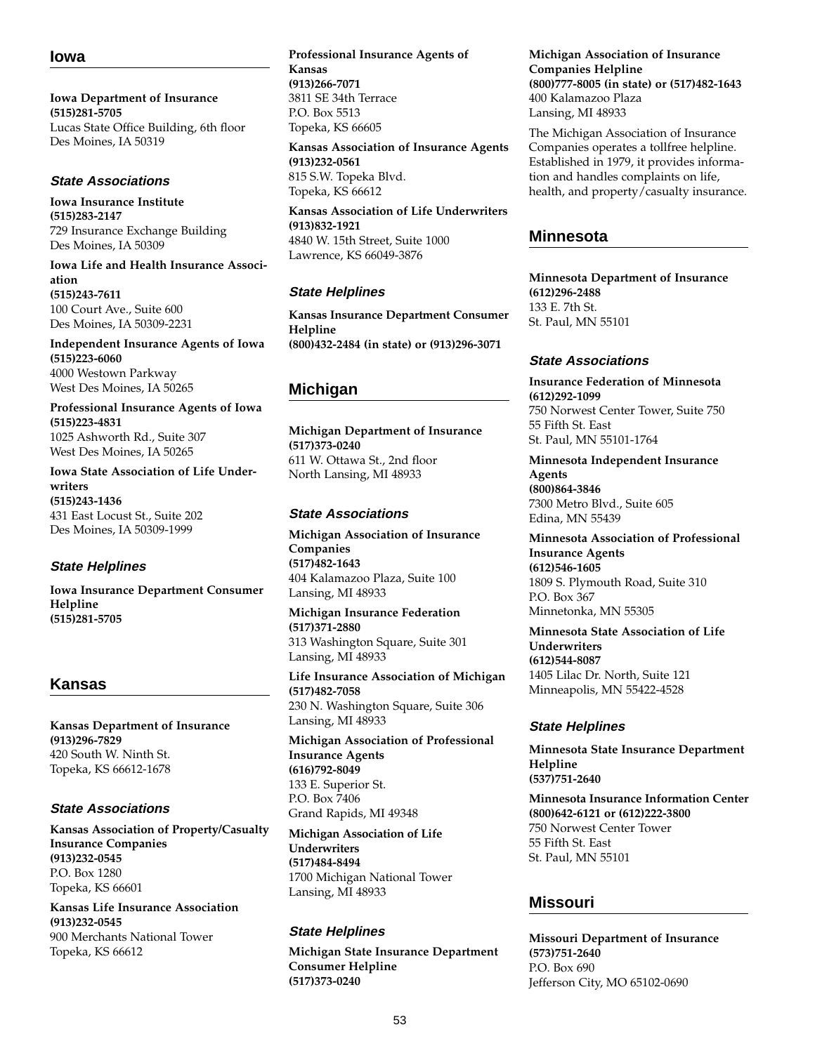## Iowa

**Iowa Department of Insurance**
**(515)281-5705**
Lucas State Office Building, 6th floor
Des Moines, IA 50319

### *State Associations*

**Iowa Insurance Institute**
**(515)283-2147**
729 Insurance Exchange Building
Des Moines, IA 50309

**Iowa Life and Health Insurance Association**
**(515)243-7611**
100 Court Ave., Suite 600
Des Moines, IA 50309-2231

**Independent Insurance Agents of Iowa**
**(515)223-6060**
4000 Westown Parkway
West Des Moines, IA 50265

**Professional Insurance Agents of Iowa**
**(515)223-4831**
1025 Ashworth Rd., Suite 307
West Des Moines, IA 50265

**Iowa State Association of Life Underwriters**
**(515)243-1436**
431 East Locust St., Suite 202
Des Moines, IA 50309-1999

### *State Helplines*

**Iowa Insurance Department Consumer Helpline**
**(515)281-5705**

## Kansas

**Kansas Department of Insurance**
**(913)296-7829**
420 South W. Ninth St.
Topeka, KS 66612-1678

### *State Associations*

**Kansas Association of Property/Casualty Insurance Companies**
**(913)232-0545**
P.O. Box 1280
Topeka, KS 66601

**Kansas Life Insurance Association**
**(913)232-0545**
900 Merchants National Tower
Topeka, KS 66612

**Professional Insurance Agents of Kansas**
**(913)266-7071**
3811 SE 34th Terrace
P.O. Box 5513
Topeka, KS 66605

**Kansas Association of Insurance Agents**
**(913)232-0561**
815 S.W. Topeka Blvd.
Topeka, KS 66612

**Kansas Association of Life Underwriters**
**(913)832-1921**
4840 W. 15th Street, Suite 1000
Lawrence, KS 66049-3876

### *State Helplines*

**Kansas Insurance Department Consumer Helpline**
**(800)432-2484 (in state) or (913)296-3071**

## Michigan

**Michigan Department of Insurance**
**(517)373-0240**
611 W. Ottawa St., 2nd floor
North Lansing, MI 48933

### *State Associations*

**Michigan Association of Insurance Companies**
**(517)482-1643**
404 Kalamazoo Plaza, Suite 100
Lansing, MI 48933

**Michigan Insurance Federation**
**(517)371-2880**
313 Washington Square, Suite 301
Lansing, MI 48933

**Life Insurance Association of Michigan**
**(517)482-7058**
230 N. Washington Square, Suite 306
Lansing, MI 48933

**Michigan Association of Professional Insurance Agents**
**(616)792-8049**
133 E. Superior St.
P.O. Box 7406
Grand Rapids, MI 49348

**Michigan Association of Life Underwriters**
**(517)484-8494**
1700 Michigan National Tower
Lansing, MI 48933

### *State Helplines*

**Michigan State Insurance Department Consumer Helpline**
**(517)373-0240**

**Michigan Association of Insurance Companies Helpline**
**(800)777-8005 (in state) or (517)482-1643**
400 Kalamazoo Plaza
Lansing, MI 48933

The Michigan Association of Insurance Companies operates a tollfree helpline. Established in 1979, it provides information and handles complaints on life, health, and property/casualty insurance.

## Minnesota

**Minnesota Department of Insurance**
**(612)296-2488**
133 E. 7th St.
St. Paul, MN 55101

### *State Associations*

**Insurance Federation of Minnesota**
**(612)292-1099**
750 Norwest Center Tower, Suite 750
55 Fifth St. East
St. Paul, MN 55101-1764

**Minnesota Independent Insurance Agents**
**(800)864-3846**
7300 Metro Blvd., Suite 605
Edina, MN 55439

**Minnesota Association of Professional Insurance Agents**
**(612)546-1605**
1809 S. Plymouth Road, Suite 310
P.O. Box 367
Minnetonka, MN 55305

**Minnesota State Association of Life Underwriters**
**(612)544-8087**
1405 Lilac Dr. North, Suite 121
Minneapolis, MN 55422-4528

### *State Helplines*

**Minnesota State Insurance Department Helpline**
**(537)751-2640**

**Minnesota Insurance Information Center**
**(800)642-6121 or (612)222-3800**
750 Norwest Center Tower
55 Fifth St. East
St. Paul, MN 55101

## Missouri

**Missouri Department of Insurance**
**(573)751-2640**
P.O. Box 690
Jefferson City, MO 65102-0690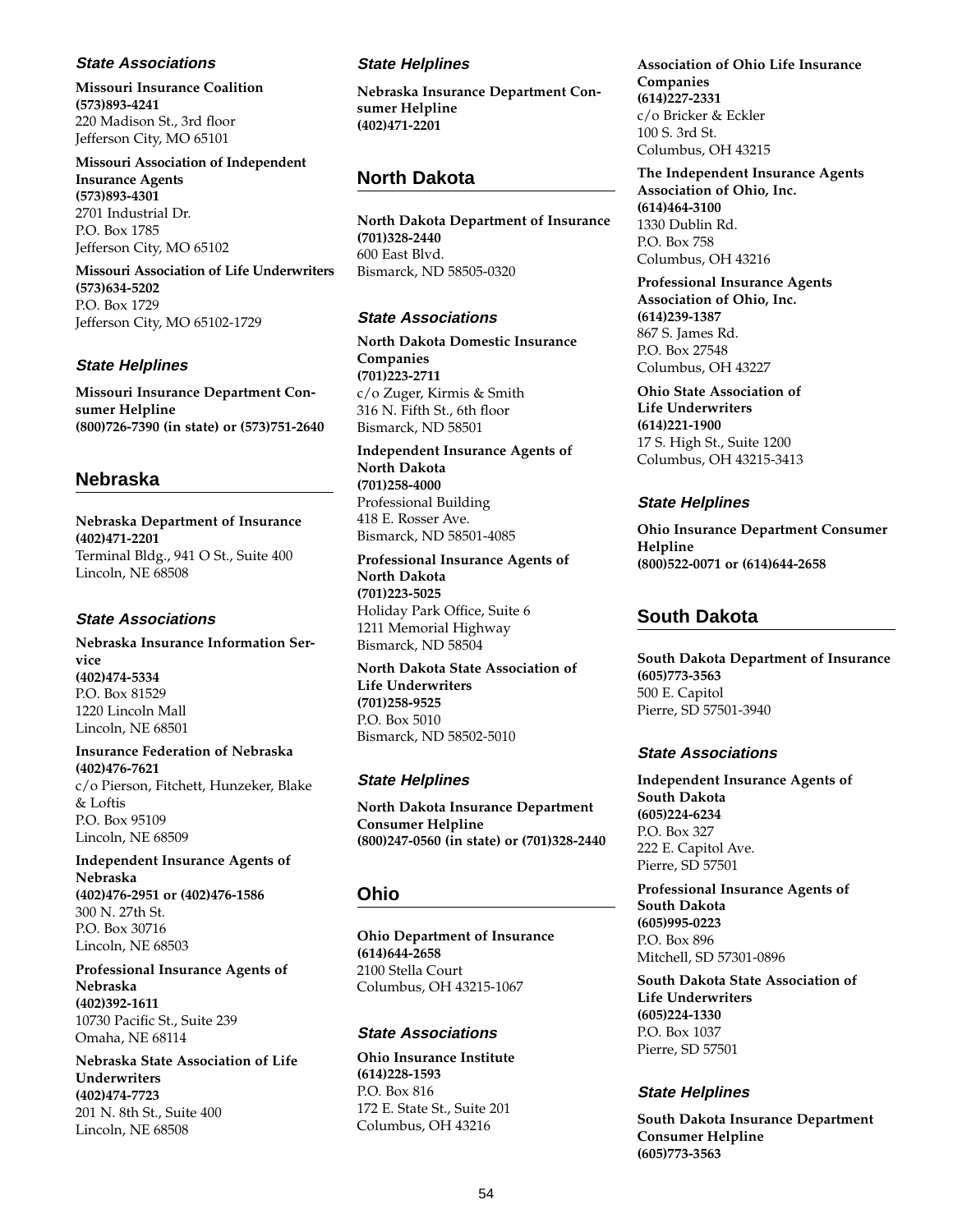### State Associations

**Missouri Insurance Coalition**
**(573)893-4241**
220 Madison St., 3rd floor
Jefferson City, MO 65101

**Missouri Association of Independent Insurance Agents**
**(573)893-4301**
2701 Industrial Dr.
P.O. Box 1785
Jefferson City, MO 65102

**Missouri Association of Life Underwriters**
**(573)634-5202**
P.O. Box 1729
Jefferson City, MO 65102-1729

### State Helplines

**Missouri Insurance Department Consumer Helpline**
**(800)726-7390 (in state) or (573)751-2640**

## Nebraska

**Nebraska Department of Insurance**
**(402)471-2201**
Terminal Bldg., 941 O St., Suite 400
Lincoln, NE 68508

### State Associations

**Nebraska Insurance Information Service**
**(402)474-5334**
P.O. Box 81529
1220 Lincoln Mall
Lincoln, NE 68501

**Insurance Federation of Nebraska**
**(402)476-7621**
c/o Pierson, Fitchett, Hunzeker, Blake & Loftis
P.O. Box 95109
Lincoln, NE 68509

**Independent Insurance Agents of Nebraska**
**(402)476-2951 or (402)476-1586**
300 N. 27th St.
P.O. Box 30716
Lincoln, NE 68503

**Professional Insurance Agents of Nebraska**
**(402)392-1611**
10730 Pacific St., Suite 239
Omaha, NE 68114

**Nebraska State Association of Life Underwriters**
**(402)474-7723**
201 N. 8th St., Suite 400
Lincoln, NE 68508

### State Helplines

**Nebraska Insurance Department Consumer Helpline**
**(402)471-2201**

## North Dakota

**North Dakota Department of Insurance**
**(701)328-2440**
600 East Blvd.
Bismarck, ND 58505-0320

### State Associations

**North Dakota Domestic Insurance Companies**
**(701)223-2711**
c/o Zuger, Kirmis & Smith
316 N. Fifth St., 6th floor
Bismarck, ND 58501

**Independent Insurance Agents of North Dakota**
**(701)258-4000**
Professional Building
418 E. Rosser Ave.
Bismarck, ND 58501-4085

**Professional Insurance Agents of North Dakota**
**(701)223-5025**
Holiday Park Office, Suite 6
1211 Memorial Highway
Bismarck, ND 58504

**North Dakota State Association of Life Underwriters**
**(701)258-9525**
P.O. Box 5010
Bismarck, ND 58502-5010

### State Helplines

**North Dakota Insurance Department Consumer Helpline**
**(800)247-0560 (in state) or (701)328-2440**

## Ohio

**Ohio Department of Insurance**
**(614)644-2658**
2100 Stella Court
Columbus, OH 43215-1067

### State Associations

**Ohio Insurance Institute**
**(614)228-1593**
P.O. Box 816
172 E. State St., Suite 201
Columbus, OH 43216

**Association of Ohio Life Insurance Companies**
**(614)227-2331**
c/o Bricker & Eckler
100 S. 3rd St.
Columbus, OH 43215

**The Independent Insurance Agents Association of Ohio, Inc.**
**(614)464-3100**
1330 Dublin Rd.
P.O. Box 758
Columbus, OH 43216

**Professional Insurance Agents Association of Ohio, Inc.**
**(614)239-1387**
867 S. James Rd.
P.O. Box 27548
Columbus, OH 43227

**Ohio State Association of Life Underwriters**
**(614)221-1900**
17 S. High St., Suite 1200
Columbus, OH 43215-3413

### State Helplines

**Ohio Insurance Department Consumer Helpline**
**(800)522-0071 or (614)644-2658**

## South Dakota

**South Dakota Department of Insurance**
**(605)773-3563**
500 E. Capitol
Pierre, SD 57501-3940

### State Associations

**Independent Insurance Agents of South Dakota**
**(605)224-6234**
P.O. Box 327
222 E. Capitol Ave.
Pierre, SD 57501

**Professional Insurance Agents of South Dakota**
**(605)995-0223**
P.O. Box 896
Mitchell, SD 57301-0896

**South Dakota State Association of Life Underwriters**
**(605)224-1330**
P.O. Box 1037
Pierre, SD 57501

### State Helplines

**South Dakota Insurance Department Consumer Helpline**
**(605)773-3563**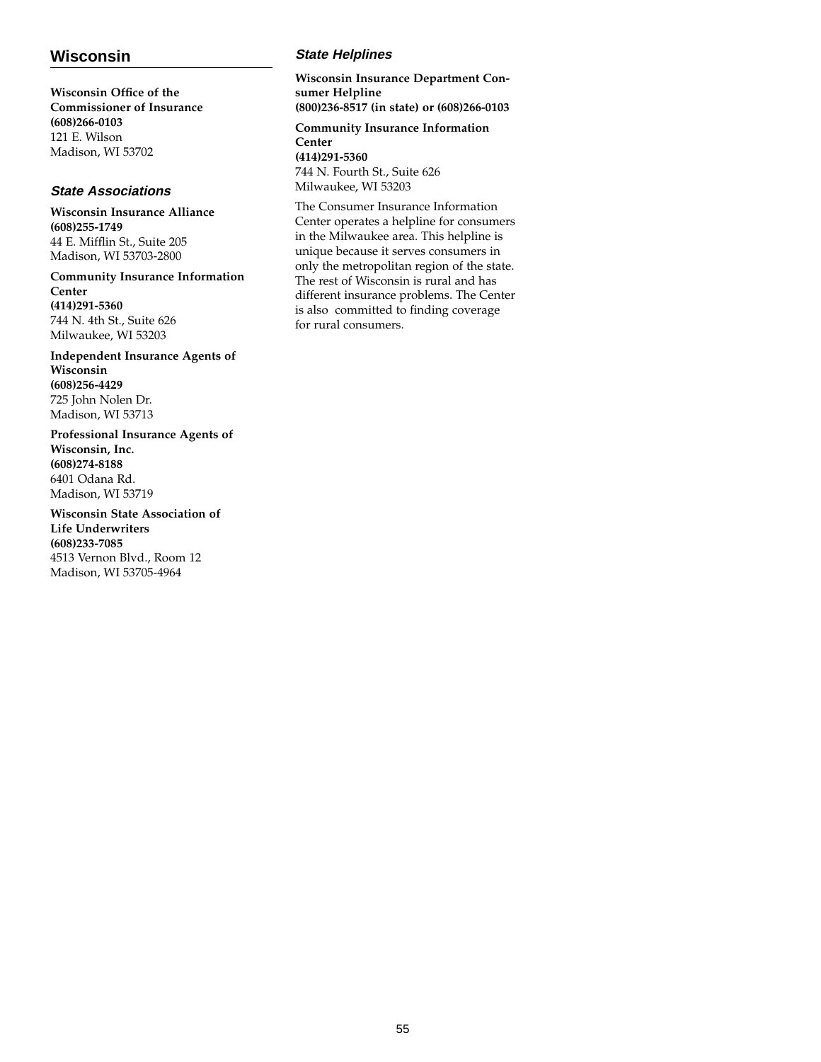## Wisconsin

**Wisconsin Office of the Commissioner of Insurance**
**(608)266-0103**
121 E. Wilson
Madison, WI 53702

### *State Associations*

**Wisconsin Insurance Alliance**
**(608)255-1749**
44 E. Mifflin St., Suite 205
Madison, WI 53703-2800

**Community Insurance Information Center**
**(414)291-5360**
744 N. 4th St., Suite 626
Milwaukee, WI 53203

**Independent Insurance Agents of Wisconsin**
**(608)256-4429**
725 John Nolen Dr.
Madison, WI 53713

**Professional Insurance Agents of Wisconsin, Inc.**
**(608)274-8188**
6401 Odana Rd.
Madison, WI 53719

**Wisconsin State Association of Life Underwriters**
**(608)233-7085**
4513 Vernon Blvd., Room 12
Madison, WI 53705-4964

### *State Helplines*

**Wisconsin Insurance Department Consumer Helpline**
**(800)236-8517 (in state) or (608)266-0103**

**Community Insurance Information Center**
**(414)291-5360**
744 N. Fourth St., Suite 626
Milwaukee, WI 53203

The Consumer Insurance Information Center operates a helpline for consumers in the Milwaukee area. This helpline is unique because it serves consumers in only the metropolitan region of the state. The rest of Wisconsin is rural and has different insurance problems. The Center is also committed to finding coverage for rural consumers.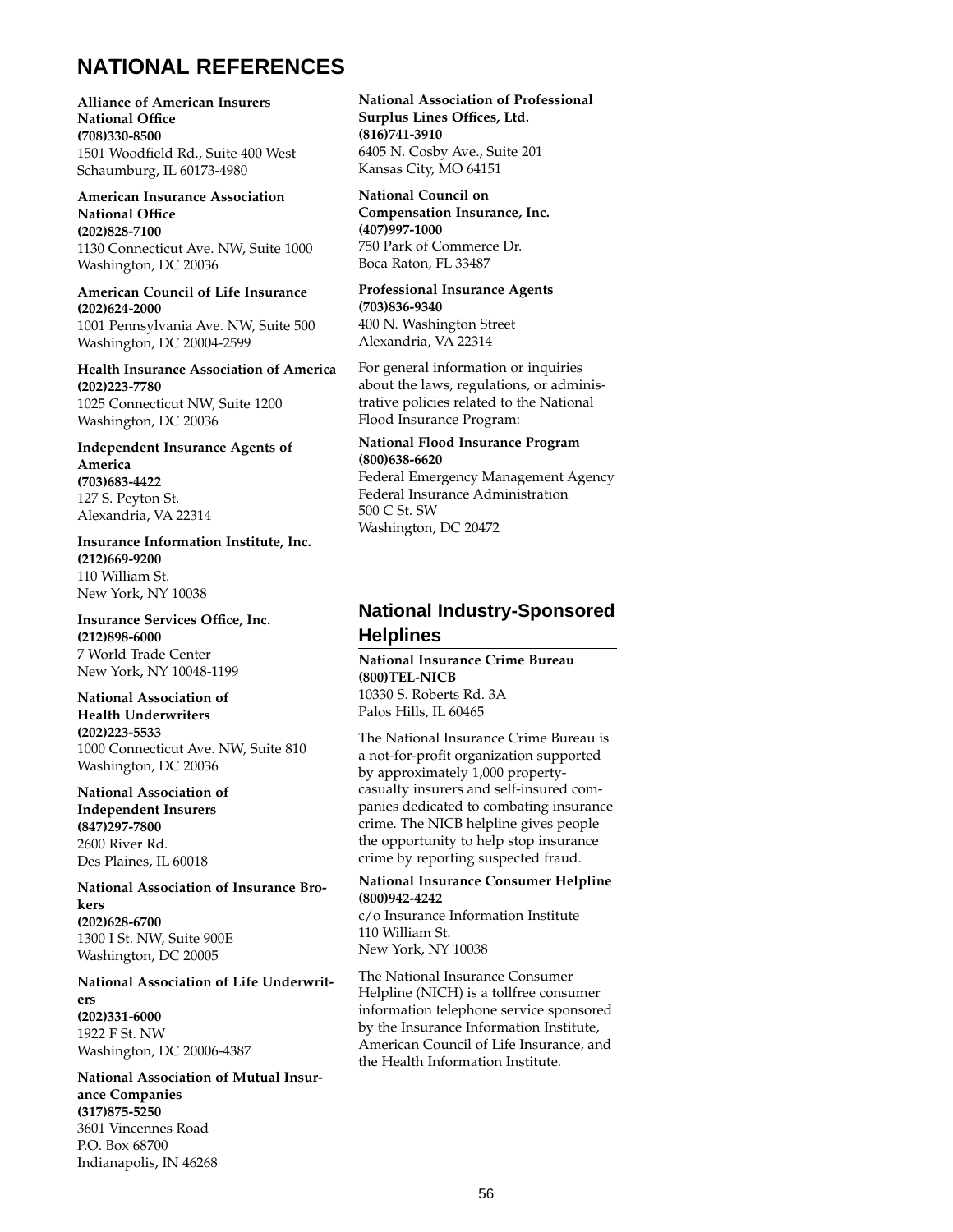# NATIONAL REFERENCES

**Alliance of American Insurers National Office**
**(708)330-8500**
1501 Woodfield Rd., Suite 400 West
Schaumburg, IL 60173-4980

**American Insurance Association National Office**
**(202)828-7100**
1130 Connecticut Ave. NW, Suite 1000
Washington, DC 20036

**American Council of Life Insurance**
**(202)624-2000**
1001 Pennsylvania Ave. NW, Suite 500
Washington, DC 20004-2599

**Health Insurance Association of America**
**(202)223-7780**
1025 Connecticut NW, Suite 1200
Washington, DC 20036

**Independent Insurance Agents of America**
**(703)683-4422**
127 S. Peyton St.
Alexandria, VA 22314

**Insurance Information Institute, Inc.**
**(212)669-9200**
110 William St.
New York, NY 10038

**Insurance Services Office, Inc.**
**(212)898-6000**
7 World Trade Center
New York, NY 10048-1199

**National Association of Health Underwriters**
**(202)223-5533**
1000 Connecticut Ave. NW, Suite 810
Washington, DC 20036

**National Association of Independent Insurers**
**(847)297-7800**
2600 River Rd.
Des Plaines, IL 60018

**National Association of Insurance Brokers**
**(202)628-6700**
1300 I St. NW, Suite 900E
Washington, DC 20005

**National Association of Life Underwriters**
**(202)331-6000**
1922 F St. NW
Washington, DC 20006-4387

**National Association of Mutual Insurance Companies**
**(317)875-5250**
3601 Vincennes Road
P.O. Box 68700
Indianapolis, IN 46268

**National Association of Professional Surplus Lines Offices, Ltd.**
**(816)741-3910**
6405 N. Cosby Ave., Suite 201
Kansas City, MO 64151

**National Council on Compensation Insurance, Inc.**
**(407)997-1000**
750 Park of Commerce Dr.
Boca Raton, FL 33487

**Professional Insurance Agents**
**(703)836-9340**
400 N. Washington Street
Alexandria, VA 22314

For general information or inquiries about the laws, regulations, or administrative policies related to the National Flood Insurance Program:

**National Flood Insurance Program**
**(800)638-6620**
Federal Emergency Management Agency
Federal Insurance Administration
500 C St. SW
Washington, DC 20472

## National Industry-Sponsored Helplines

**National Insurance Crime Bureau**
**(800)TEL-NICB**
10330 S. Roberts Rd. 3A
Palos Hills, IL 60465

The National Insurance Crime Bureau is a not-for-profit organization supported by approximately 1,000 property-casualty insurers and self-insured companies dedicated to combating insurance crime. The NICB helpline gives people the opportunity to help stop insurance crime by reporting suspected fraud.

**National Insurance Consumer Helpline**
**(800)942-4242**
c/o Insurance Information Institute
110 William St.
New York, NY 10038

The National Insurance Consumer Helpline (NICH) is a tollfree consumer information telephone service sponsored by the Insurance Information Institute, American Council of Life Insurance, and the Health Information Institute.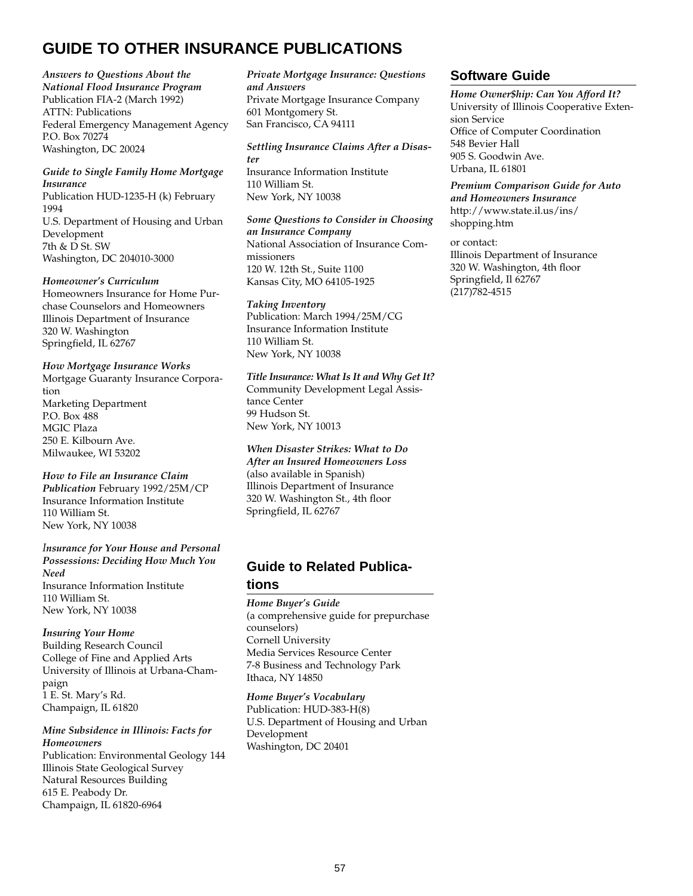# GUIDE TO OTHER INSURANCE PUBLICATIONS

***Answers to Questions About the National Flood Insurance Program***
Publication FIA-2 (March 1992)
ATTN: Publications
Federal Emergency Management Agency
P.O. Box 70274
Washington, DC 20024

***Guide to Single Family Home Mortgage Insurance***
Publication HUD-1235-H (k) February 1994
U.S. Department of Housing and Urban Development
7th & D St. SW
Washington, DC 204010-3000

***Homeowner's Curriculum***
Homeowners Insurance for Home Purchase Counselors and Homeowners
Illinois Department of Insurance
320 W. Washington
Springfield, IL 62767

***How Mortgage Insurance Works***
Mortgage Guaranty Insurance Corporation
Marketing Department
P.O. Box 488
MGIC Plaza
250 E. Kilbourn Ave.
Milwaukee, WI 53202

***How to File an Insurance Claim Publication*** February 1992/25M/CP
Insurance Information Institute
110 William St.
New York, NY 10038

***Insurance for Your House and Personal Possessions: Deciding How Much You Need***
Insurance Information Institute
110 William St.
New York, NY 10038

***Insuring Your Home***
Building Research Council
College of Fine and Applied Arts
University of Illinois at Urbana-Champaign
1 E. St. Mary's Rd.
Champaign, IL 61820

***Mine Subsidence in Illinois: Facts for Homeowners***
Publication: Environmental Geology 144
Illinois State Geological Survey
Natural Resources Building
615 E. Peabody Dr.
Champaign, IL 61820-6964

***Private Mortgage Insurance: Questions and Answers***
Private Mortgage Insurance Company
601 Montgomery St.
San Francisco, CA 94111

***Settling Insurance Claims After a Disaster***
Insurance Information Institute
110 William St.
New York, NY 10038

***Some Questions to Consider in Choosing an Insurance Company***
National Association of Insurance Commissioners
120 W. 12th St., Suite 1100
Kansas City, MO 64105-1925

***Taking Inventory***
Publication: March 1994/25M/CG
Insurance Information Institute
110 William St.
New York, NY 10038

***Title Insurance: What Is It and Why Get It?***
Community Development Legal Assistance Center
99 Hudson St.
New York, NY 10013

***When Disaster Strikes: What to Do After an Insured Homeowners Loss***
(also available in Spanish)
Illinois Department of Insurance
320 W. Washington St., 4th floor
Springfield, IL 62767

## Guide to Related Publications

***Home Buyer's Guide***
(a comprehensive guide for prepurchase counselors)
Cornell University
Media Services Resource Center
7-8 Business and Technology Park
Ithaca, NY 14850

***Home Buyer's Vocabulary***
Publication: HUD-383-H(8)
U.S. Department of Housing and Urban Development
Washington, DC 20401

## Software Guide

***Home Owner$hip: Can You Afford It?***
University of Illinois Cooperative Extension Service
Office of Computer Coordination
548 Bevier Hall
905 S. Goodwin Ave.
Urbana, IL 61801

***Premium Comparison Guide for Auto and Homeowners Insurance***
http://www.state.il.us/ins/shopping.htm

or contact:
Illinois Department of Insurance
320 W. Washington, 4th floor
Springfield, Il 62767
(217)782-4515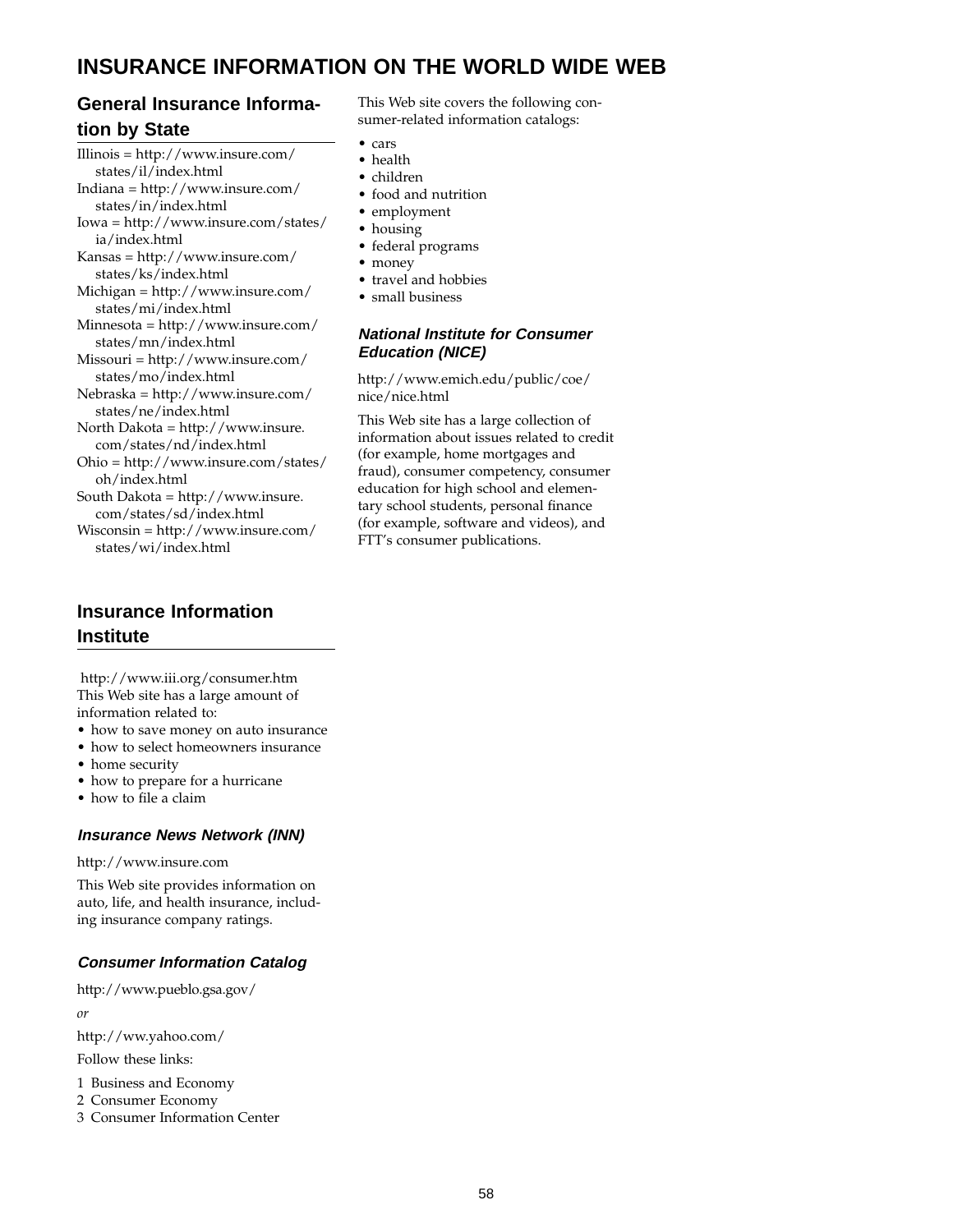# INSURANCE INFORMATION ON THE WORLD WIDE WEB

## General Insurance Information by State

Illinois = http://www.insure.com/states/il/index.html
Indiana = http://www.insure.com/states/in/index.html
Iowa = http://www.insure.com/states/ia/index.html
Kansas = http://www.insure.com/states/ks/index.html
Michigan = http://www.insure.com/states/mi/index.html
Minnesota = http://www.insure.com/states/mn/index.html
Missouri = http://www.insure.com/states/mo/index.html
Nebraska = http://www.insure.com/states/ne/index.html
North Dakota = http://www.insure.com/states/nd/index.html
Ohio = http://www.insure.com/states/oh/index.html
South Dakota = http://www.insure.com/states/sd/index.html
Wisconsin = http://www.insure.com/states/wi/index.html

## Insurance Information Institute

http://www.iii.org/consumer.htm
This Web site has a large amount of information related to:

- how to save money on auto insurance
- how to select homeowners insurance
- home security
- how to prepare for a hurricane
- how to file a claim

### *Insurance News Network (INN)*

http://www.insure.com

This Web site provides information on auto, life, and health insurance, including insurance company ratings.

### *Consumer Information Catalog*

http://www.pueblo.gsa.gov/

*or*

http://ww.yahoo.com/

Follow these links:

1 Business and Economy
2 Consumer Economy
3 Consumer Information Center

This Web site covers the following consumer-related information catalogs:

- cars
- health
- children
- food and nutrition
- employment
- housing
- federal programs
- money
- travel and hobbies
- small business

### *National Institute for Consumer Education (NICE)*

http://www.emich.edu/public/coe/nice/nice.html

This Web site has a large collection of information about issues related to credit (for example, home mortgages and fraud), consumer competency, consumer education for high school and elementary school students, personal finance (for example, software and videos), and FTT's consumer publications.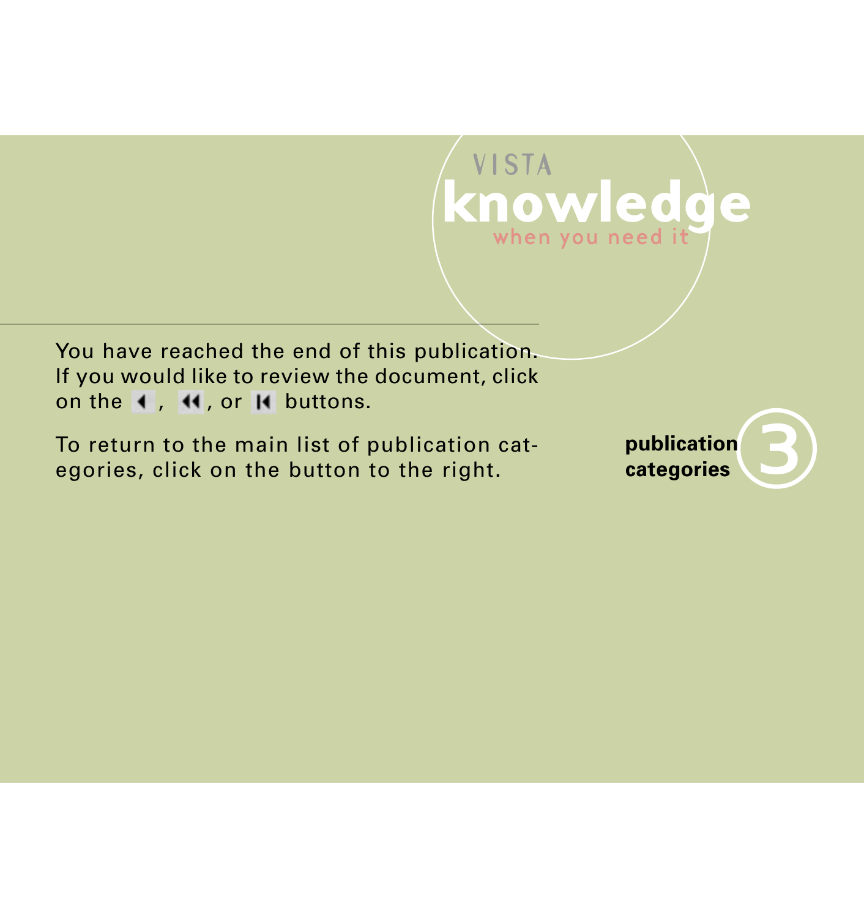VISTA

**knowledge**

when you need it

You have reached the end of this publication. If you would like to review the document, click on the ◀, ◀◀, or |◀ buttons.

To return to the main list of publication categories, click on the button to the right.

**publication categories** 3